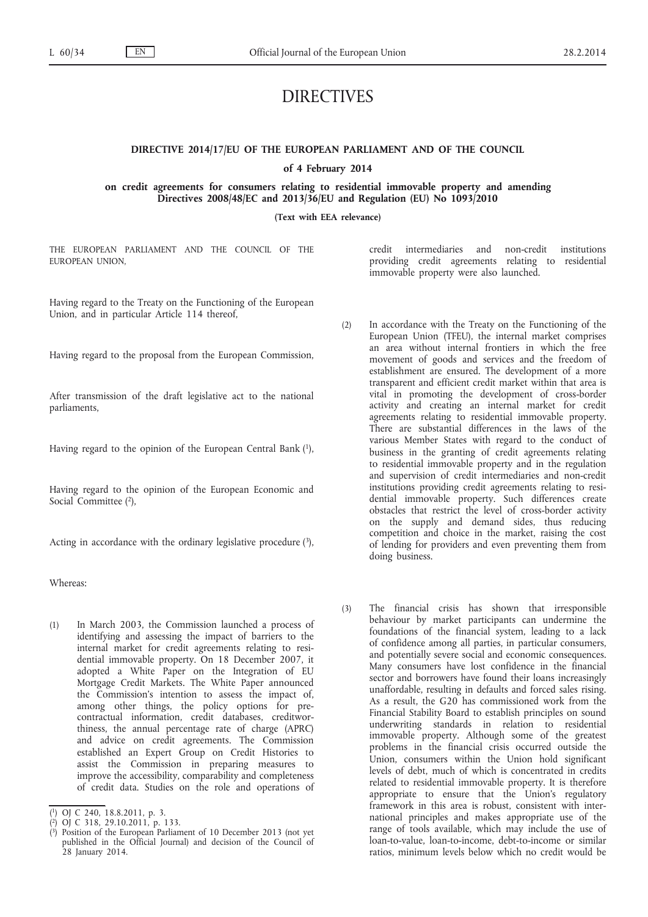# DIRECTIVES

## DIRECTIVE 2014/17/EU OF THE EUROPEAN PARLIAMENT AND OF THE COUNCIL

### of 4 February 2014

### on credit agreements for consumers relating to residential immovable property and amending Directives 2008/48/EC and 2013/36/EU and Regulation (EU) No 1093/2010

**(Text with EEA relevance)**

THE EUROPEAN PARLIAMENT AND THE COUNCIL OF THE EUROPEAN UNION,

Having regard to the Treaty on the Functioning of the European Union, and in particular Article 114 thereof,

Having regard to the proposal from the European Commission,

After transmission of the draft legislative act to the national parliaments,

Having regard to the opinion of the European Central Bank [1],

Having regard to the opinion of the European Economic and Social Committee [2],

Acting in accordance with the ordinary legislative procedure [3],

Whereas:

(1) In March 2003, the Commission launched a process of identifying and assessing the impact of barriers to the internal market for credit agreements relating to residential immovable property. On 18 December 2007, it adopted a White Paper on the Integration of EU Mortgage Credit Markets. The White Paper announced the Commission's intention to assess the impact of, among other things, the policy options for pre-contractual information, credit databases, creditworthiness, the annual percentage rate of charge (APRC) and advice on credit agreements. The Commission established an Expert Group on Credit Histories to assist the Commission in preparing measures to improve the accessibility, comparability and completeness of credit data. Studies on the role and operations of credit intermediaries and non-credit institutions providing credit agreements relating to residential immovable property were also launched.

(2) In accordance with the Treaty on the Functioning of the European Union (TFEU), the internal market comprises an area without internal frontiers in which the free movement of goods and services and the freedom of establishment are ensured. The development of a more transparent and efficient credit market within that area is vital in promoting the development of cross-border activity and creating an internal market for credit agreements relating to residential immovable property. There are substantial differences in the laws of the various Member States with regard to the conduct of business in the granting of credit agreements relating to residential immovable property and in the regulation and supervision of credit intermediaries and non-credit institutions providing credit agreements relating to residential immovable property. Such differences create obstacles that restrict the level of cross-border activity on the supply and demand sides, thus reducing competition and choice in the market, raising the cost of lending for providers and even preventing them from doing business.

(3) The financial crisis has shown that irresponsible behaviour by market participants can undermine the foundations of the financial system, leading to a lack of confidence among all parties, in particular consumers, and potentially severe social and economic consequences. Many consumers have lost confidence in the financial sector and borrowers have found their loans increasingly unaffordable, resulting in defaults and forced sales rising. As a result, the G20 has commissioned work from the Financial Stability Board to establish principles on sound underwriting standards in relation to residential immovable property. Although some of the greatest problems in the financial crisis occurred outside the Union, consumers within the Union hold significant levels of debt, much of which is concentrated in credits related to residential immovable property. It is therefore appropriate to ensure that the Union's regulatory framework in this area is robust, consistent with international principles and makes appropriate use of the range of tools available, which may include the use of loan-to-value, loan-to-income, debt-to-income or similar ratios, minimum levels below which no credit would be

---

[1] OJ C 240, 18.8.2011, p. 3.

[2] OJ C 318, 29.10.2011, p. 133.

[3] Position of the European Parliament of 10 December 2013 (not yet published in the Official Journal) and decision of the Council of 28 January 2014.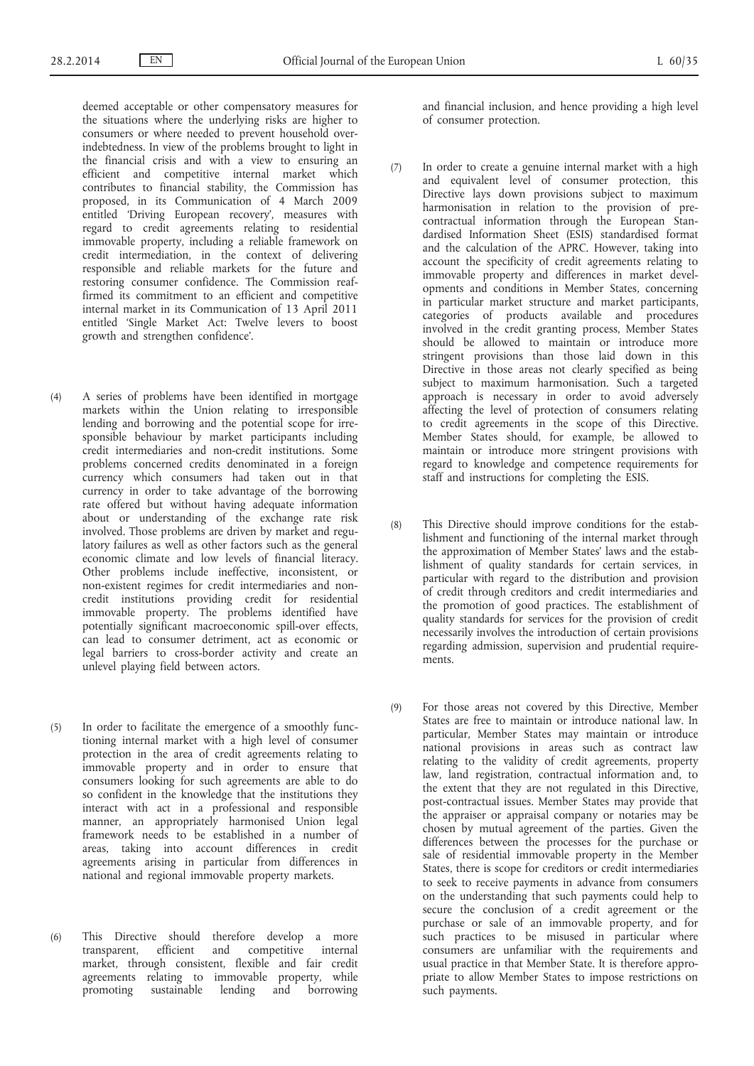deemed acceptable or other compensatory measures for the situations where the underlying risks are higher to consumers or where needed to prevent household over-indebtedness. In view of the problems brought to light in the financial crisis and with a view to ensuring an efficient and competitive internal market which contributes to financial stability, the Commission has proposed, in its Communication of 4 March 2009 entitled 'Driving European recovery', measures with regard to credit agreements relating to residential immovable property, including a reliable framework on credit intermediation, in the context of delivering responsible and reliable markets for the future and restoring consumer confidence. The Commission reaffirmed its commitment to an efficient and competitive internal market in its Communication of 13 April 2011 entitled 'Single Market Act: Twelve levers to boost growth and strengthen confidence'.

(4) A series of problems have been identified in mortgage markets within the Union relating to irresponsible lending and borrowing and the potential scope for irresponsible behaviour by market participants including credit intermediaries and non-credit institutions. Some problems concerned credits denominated in a foreign currency which consumers had taken out in that currency in order to take advantage of the borrowing rate offered but without having adequate information about or understanding of the exchange rate risk involved. Those problems are driven by market and regulatory failures as well as other factors such as the general economic climate and low levels of financial literacy. Other problems include ineffective, inconsistent, or non-existent regimes for credit intermediaries and non-credit institutions providing credit for residential immovable property. The problems identified have potentially significant macroeconomic spill-over effects, can lead to consumer detriment, act as economic or legal barriers to cross-border activity and create an unlevel playing field between actors.

(5) In order to facilitate the emergence of a smoothly functioning internal market with a high level of consumer protection in the area of credit agreements relating to immovable property and in order to ensure that consumers looking for such agreements are able to do so confident in the knowledge that the institutions they interact with act in a professional and responsible manner, an appropriately harmonised Union legal framework needs to be established in a number of areas, taking into account differences in credit agreements arising in particular from differences in national and regional immovable property markets.

(6) This Directive should therefore develop a more transparent, efficient and competitive internal market, through consistent, flexible and fair credit agreements relating to immovable property, while promoting sustainable lending and borrowing and financial inclusion, and hence providing a high level of consumer protection.

(7) In order to create a genuine internal market with a high and equivalent level of consumer protection, this Directive lays down provisions subject to maximum harmonisation in relation to the provision of pre-contractual information through the European Standardised Information Sheet (ESIS) standardised format and the calculation of the APRC. However, taking into account the specificity of credit agreements relating to immovable property and differences in market developments and conditions in Member States, concerning in particular market structure and market participants, categories of products available and procedures involved in the credit granting process, Member States should be allowed to maintain or introduce more stringent provisions than those laid down in this Directive in those areas not clearly specified as being subject to maximum harmonisation. Such a targeted approach is necessary in order to avoid adversely affecting the level of protection of consumers relating to credit agreements in the scope of this Directive. Member States should, for example, be allowed to maintain or introduce more stringent provisions with regard to knowledge and competence requirements for staff and instructions for completing the ESIS.

(8) This Directive should improve conditions for the establishment and functioning of the internal market through the approximation of Member States' laws and the establishment of quality standards for certain services, in particular with regard to the distribution and provision of credit through creditors and credit intermediaries and the promotion of good practices. The establishment of quality standards for services for the provision of credit necessarily involves the introduction of certain provisions regarding admission, supervision and prudential requirements.

(9) For those areas not covered by this Directive, Member States are free to maintain or introduce national law. In particular, Member States may maintain or introduce national provisions in areas such as contract law relating to the validity of credit agreements, property law, land registration, contractual information and, to the extent that they are not regulated in this Directive, post-contractual issues. Member States may provide that the appraiser or appraisal company or notaries may be chosen by mutual agreement of the parties. Given the differences between the processes for the purchase or sale of residential immovable property in the Member States, there is scope for creditors or credit intermediaries to seek to receive payments in advance from consumers on the understanding that such payments could help to secure the conclusion of a credit agreement or the purchase or sale of an immovable property, and for such practices to be misused in particular where consumers are unfamiliar with the requirements and usual practice in that Member State. It is therefore appropriate to allow Member States to impose restrictions on such payments.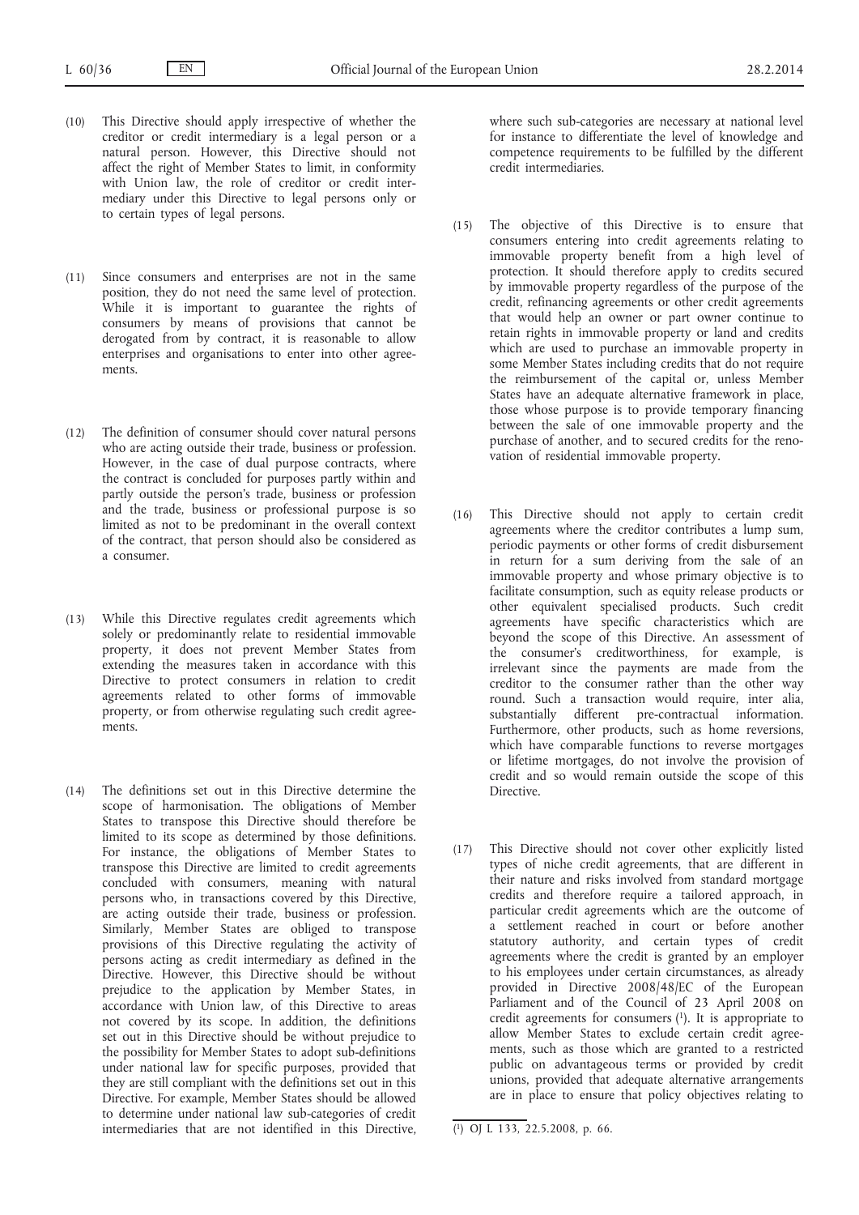(10) This Directive should apply irrespective of whether the creditor or credit intermediary is a legal person or a natural person. However, this Directive should not affect the right of Member States to limit, in conformity with Union law, the role of creditor or credit intermediary under this Directive to legal persons only or to certain types of legal persons.

(11) Since consumers and enterprises are not in the same position, they do not need the same level of protection. While it is important to guarantee the rights of consumers by means of provisions that cannot be derogated from by contract, it is reasonable to allow enterprises and organisations to enter into other agreements.

(12) The definition of consumer should cover natural persons who are acting outside their trade, business or profession. However, in the case of dual purpose contracts, where the contract is concluded for purposes partly within and partly outside the person's trade, business or profession and the trade, business or professional purpose is so limited as not to be predominant in the overall context of the contract, that person should also be considered as a consumer.

(13) While this Directive regulates credit agreements which solely or predominantly relate to residential immovable property, it does not prevent Member States from extending the measures taken in accordance with this Directive to protect consumers in relation to credit agreements related to other forms of immovable property, or from otherwise regulating such credit agreements.

(14) The definitions set out in this Directive determine the scope of harmonisation. The obligations of Member States to transpose this Directive should therefore be limited to its scope as determined by those definitions. For instance, the obligations of Member States to transpose this Directive are limited to credit agreements concluded with consumers, meaning with natural persons who, in transactions covered by this Directive, are acting outside their trade, business or profession. Similarly, Member States are obliged to transpose provisions of this Directive regulating the activity of persons acting as credit intermediary as defined in the Directive. However, this Directive should be without prejudice to the application by Member States, in accordance with Union law, of this Directive to areas not covered by its scope. In addition, the definitions set out in this Directive should be without prejudice to the possibility for Member States to adopt sub-definitions under national law for specific purposes, provided that they are still compliant with the definitions set out in this Directive. For example, Member States should be allowed to determine under national law sub-categories of credit intermediaries that are not identified in this Directive, where such sub-categories are necessary at national level for instance to differentiate the level of knowledge and competence requirements to be fulfilled by the different credit intermediaries.

(15) The objective of this Directive is to ensure that consumers entering into credit agreements relating to immovable property benefit from a high level of protection. It should therefore apply to credits secured by immovable property regardless of the purpose of the credit, refinancing agreements or other credit agreements that would help an owner or part owner continue to retain rights in immovable property or land and credits which are used to purchase an immovable property in some Member States including credits that do not require the reimbursement of the capital or, unless Member States have an adequate alternative framework in place, those whose purpose is to provide temporary financing between the sale of one immovable property and the purchase of another, and to secured credits for the renovation of residential immovable property.

(16) This Directive should not apply to certain credit agreements where the creditor contributes a lump sum, periodic payments or other forms of credit disbursement in return for a sum deriving from the sale of an immovable property and whose primary objective is to facilitate consumption, such as equity release products or other equivalent specialised products. Such credit agreements have specific characteristics which are beyond the scope of this Directive. An assessment of the consumer's creditworthiness, for example, is irrelevant since the payments are made from the creditor to the consumer rather than the other way round. Such a transaction would require, inter alia, substantially different pre-contractual information. Furthermore, other products, such as home reversions, which have comparable functions to reverse mortgages or lifetime mortgages, do not involve the provision of credit and so would remain outside the scope of this Directive.

(17) This Directive should not cover other explicitly listed types of niche credit agreements, that are different in their nature and risks involved from standard mortgage credits and therefore require a tailored approach, in particular credit agreements which are the outcome of a settlement reached in court or before another statutory authority, and certain types of credit agreements where the credit is granted by an employer to his employees under certain circumstances, as already provided in Directive 2008/48/EC of the European Parliament and of the Council of 23 April 2008 on credit agreements for consumers [1]. It is appropriate to allow Member States to exclude certain credit agreements, such as those which are granted to a restricted public on advantageous terms or provided by credit unions, provided that adequate alternative arrangements are in place to ensure that policy objectives relating to

[1] OJ L 133, 22.5.2008, p. 66.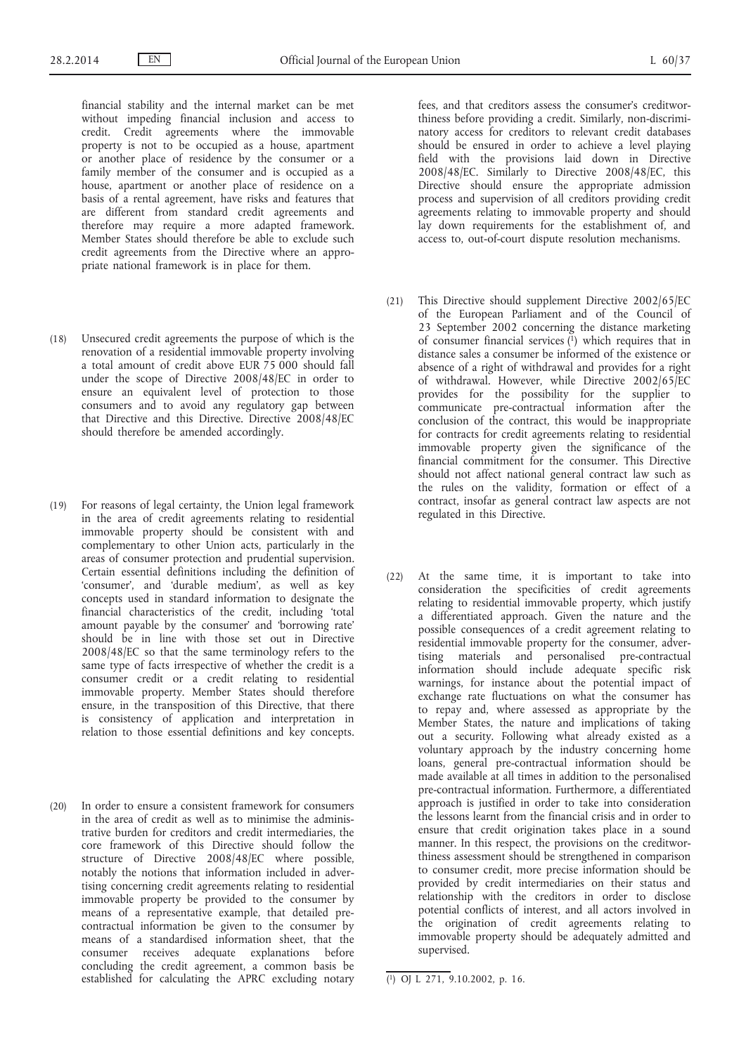financial stability and the internal market can be met without impeding financial inclusion and access to credit. Credit agreements where the immovable property is not to be occupied as a house, apartment or another place of residence by the consumer or a family member of the consumer and is occupied as a house, apartment or another place of residence on a basis of a rental agreement, have risks and features that are different from standard credit agreements and therefore may require a more adapted framework. Member States should therefore be able to exclude such credit agreements from the Directive where an appropriate national framework is in place for them.

(18) Unsecured credit agreements the purpose of which is the renovation of a residential immovable property involving a total amount of credit above EUR 75 000 should fall under the scope of Directive 2008/48/EC in order to ensure an equivalent level of protection to those consumers and to avoid any regulatory gap between that Directive and this Directive. Directive 2008/48/EC should therefore be amended accordingly.

(19) For reasons of legal certainty, the Union legal framework in the area of credit agreements relating to residential immovable property should be consistent with and complementary to other Union acts, particularly in the areas of consumer protection and prudential supervision. Certain essential definitions including the definition of 'consumer', and 'durable medium', as well as key concepts used in standard information to designate the financial characteristics of the credit, including 'total amount payable by the consumer' and 'borrowing rate' should be in line with those set out in Directive 2008/48/EC so that the same terminology refers to the same type of facts irrespective of whether the credit is a consumer credit or a credit relating to residential immovable property. Member States should therefore ensure, in the transposition of this Directive, that there is consistency of application and interpretation in relation to those essential definitions and key concepts.

(20) In order to ensure a consistent framework for consumers in the area of credit as well as to minimise the administrative burden for creditors and credit intermediaries, the core framework of this Directive should follow the structure of Directive 2008/48/EC where possible, notably the notions that information included in advertising concerning credit agreements relating to residential immovable property be provided to the consumer by means of a representative example, that detailed pre-contractual information be given to the consumer by means of a standardised information sheet, that the consumer receives adequate explanations before concluding the credit agreement, a common basis be established for calculating the APRC excluding notary fees, and that creditors assess the consumer's creditworthiness before providing a credit. Similarly, non-discriminatory access for creditors to relevant credit databases should be ensured in order to achieve a level playing field with the provisions laid down in Directive 2008/48/EC. Similarly to Directive 2008/48/EC, this Directive should ensure the appropriate admission process and supervision of all creditors providing credit agreements relating to immovable property and should lay down requirements for the establishment of, and access to, out-of-court dispute resolution mechanisms.

(21) This Directive should supplement Directive 2002/65/EC of the European Parliament and of the Council of 23 September 2002 concerning the distance marketing of consumer financial services [1] which requires that in distance sales a consumer be informed of the existence or absence of a right of withdrawal and provides for a right of withdrawal. However, while Directive 2002/65/EC provides for the possibility for the supplier to communicate pre-contractual information after the conclusion of the contract, this would be inappropriate for contracts for credit agreements relating to residential immovable property given the significance of the financial commitment for the consumer. This Directive should not affect national general contract law such as the rules on the validity, formation or effect of a contract, insofar as general contract law aspects are not regulated in this Directive.

(22) At the same time, it is important to take into consideration the specificities of credit agreements relating to residential immovable property, which justify a differentiated approach. Given the nature and the possible consequences of a credit agreement relating to residential immovable property for the consumer, advertising materials and personalised pre-contractual information should include adequate specific risk warnings, for instance about the potential impact of exchange rate fluctuations on what the consumer has to repay and, where assessed as appropriate by the Member States, the nature and implications of taking out a security. Following what already existed as a voluntary approach by the industry concerning home loans, general pre-contractual information should be made available at all times in addition to the personalised pre-contractual information. Furthermore, a differentiated approach is justified in order to take into consideration the lessons learnt from the financial crisis and in order to ensure that credit origination takes place in a sound manner. In this respect, the provisions on the creditworthiness assessment should be strengthened in comparison to consumer credit, more precise information should be provided by credit intermediaries on their status and relationship with the creditors in order to disclose potential conflicts of interest, and all actors involved in the origination of credit agreements relating to immovable property should be adequately admitted and supervised.

[1] OJ L 271, 9.10.2002, p. 16.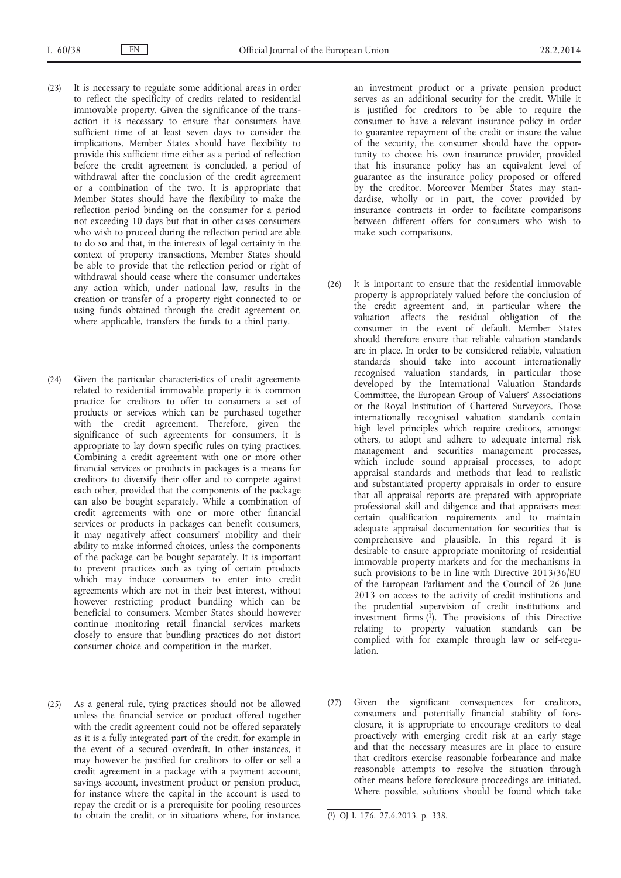(23) It is necessary to regulate some additional areas in order to reflect the specificity of credits related to residential immovable property. Given the significance of the transaction it is necessary to ensure that consumers have sufficient time of at least seven days to consider the implications. Member States should have flexibility to provide this sufficient time either as a period of reflection before the credit agreement is concluded, a period of withdrawal after the conclusion of the credit agreement or a combination of the two. It is appropriate that Member States should have the flexibility to make the reflection period binding on the consumer for a period not exceeding 10 days but that in other cases consumers who wish to proceed during the reflection period are able to do so and that, in the interests of legal certainty in the context of property transactions, Member States should be able to provide that the reflection period or right of withdrawal should cease where the consumer undertakes any action which, under national law, results in the creation or transfer of a property right connected to or using funds obtained through the credit agreement or, where applicable, transfers the funds to a third party.

(24) Given the particular characteristics of credit agreements related to residential immovable property it is common practice for creditors to offer to consumers a set of products or services which can be purchased together with the credit agreement. Therefore, given the significance of such agreements for consumers, it is appropriate to lay down specific rules on tying practices. Combining a credit agreement with one or more other financial services or products in packages is a means for creditors to diversify their offer and to compete against each other, provided that the components of the package can also be bought separately. While a combination of credit agreements with one or more other financial services or products in packages can benefit consumers, it may negatively affect consumers' mobility and their ability to make informed choices, unless the components of the package can be bought separately. It is important to prevent practices such as tying of certain products which may induce consumers to enter into credit agreements which are not in their best interest, without however restricting product bundling which can be beneficial to consumers. Member States should however continue monitoring retail financial services markets closely to ensure that bundling practices do not distort consumer choice and competition in the market.

(25) As a general rule, tying practices should not be allowed unless the financial service or product offered together with the credit agreement could not be offered separately as it is a fully integrated part of the credit, for example in the event of a secured overdraft. In other instances, it may however be justified for creditors to offer or sell a credit agreement in a package with a payment account, savings account, investment product or pension product, for instance where the capital in the account is used to repay the credit or is a prerequisite for pooling resources to obtain the credit, or in situations where, for instance, an investment product or a private pension product serves as an additional security for the credit. While it is justified for creditors to be able to require the consumer to have a relevant insurance policy in order to guarantee repayment of the credit or insure the value of the security, the consumer should have the opportunity to choose his own insurance provider, provided that his insurance policy has an equivalent level of guarantee as the insurance policy proposed or offered by the creditor. Moreover Member States may standardise, wholly or in part, the cover provided by insurance contracts in order to facilitate comparisons between different offers for consumers who wish to make such comparisons.

(26) It is important to ensure that the residential immovable property is appropriately valued before the conclusion of the credit agreement and, in particular where the valuation affects the residual obligation of the consumer in the event of default. Member States should therefore ensure that reliable valuation standards are in place. In order to be considered reliable, valuation standards should take into account internationally recognised valuation standards, in particular those developed by the International Valuation Standards Committee, the European Group of Valuers' Associations or the Royal Institution of Chartered Surveyors. Those internationally recognised valuation standards contain high level principles which require creditors, amongst others, to adopt and adhere to adequate internal risk management and securities management processes, which include sound appraisal processes, to adopt appraisal standards and methods that lead to realistic and substantiated property appraisals in order to ensure that all appraisal reports are prepared with appropriate professional skill and diligence and that appraisers meet certain qualification requirements and to maintain adequate appraisal documentation for securities that is comprehensive and plausible. In this regard it is desirable to ensure appropriate monitoring of residential immovable property markets and for the mechanisms in such provisions to be in line with Directive 2013/36/EU of the European Parliament and the Council of 26 June 2013 on access to the activity of credit institutions and the prudential supervision of credit institutions and investment firms [1]. The provisions of this Directive relating to property valuation standards can be complied with for example through law or self-regulation.

(27) Given the significant consequences for creditors, consumers and potentially financial stability of foreclosure, it is appropriate to encourage creditors to deal proactively with emerging credit risk at an early stage and that the necessary measures are in place to ensure that creditors exercise reasonable forbearance and make reasonable attempts to resolve the situation through other means before foreclosure proceedings are initiated. Where possible, solutions should be found which take

[1] OJ L 176, 27.6.2013, p. 338.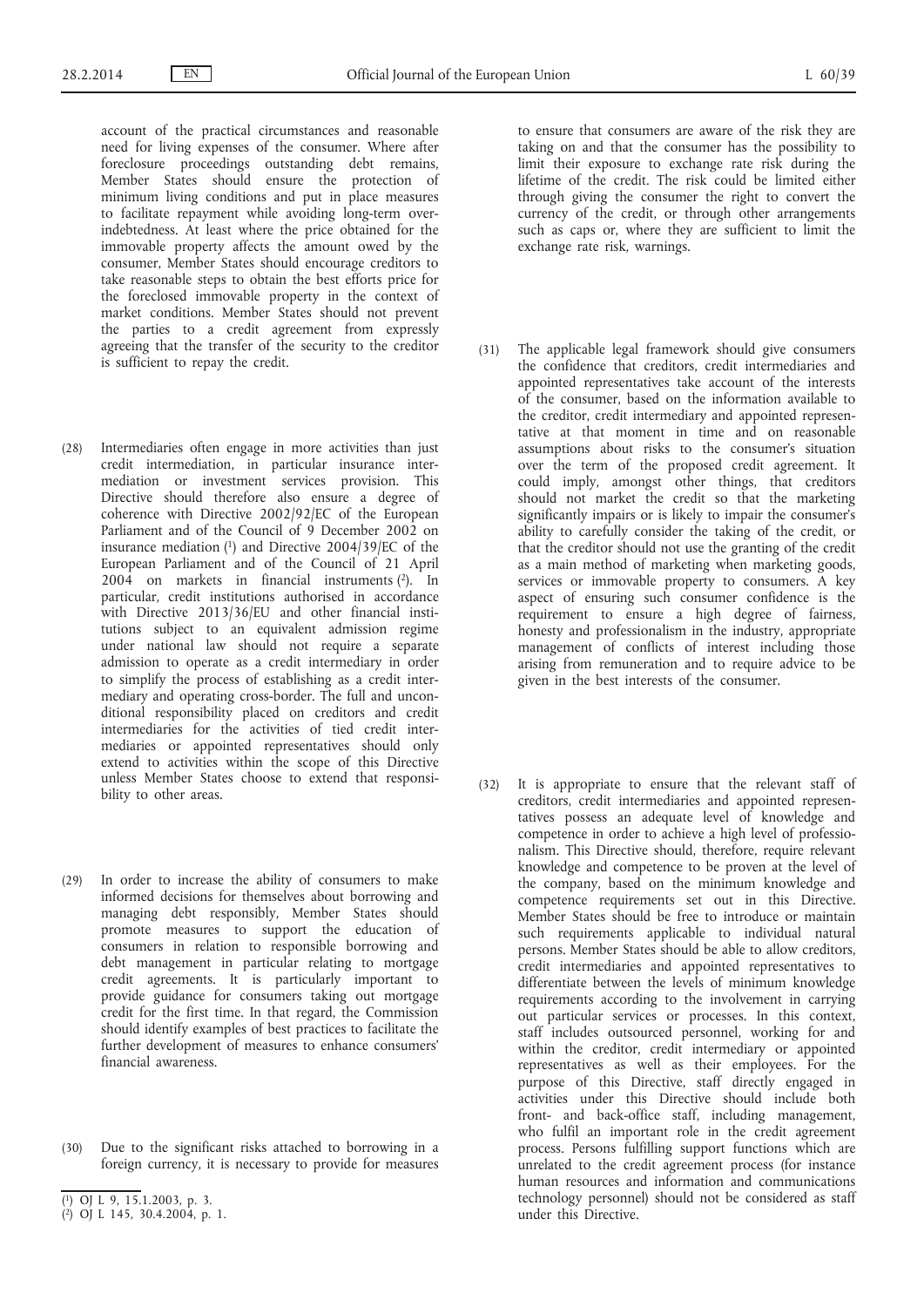account of the practical circumstances and reasonable need for living expenses of the consumer. Where after foreclosure proceedings outstanding debt remains, Member States should ensure the protection of minimum living conditions and put in place measures to facilitate repayment while avoiding long-term over-indebtedness. At least where the price obtained for the immovable property affects the amount owed by the consumer, Member States should encourage creditors to take reasonable steps to obtain the best efforts price for the foreclosed immovable property in the context of market conditions. Member States should not prevent the parties to a credit agreement from expressly agreeing that the transfer of the security to the creditor is sufficient to repay the credit.

(28) Intermediaries often engage in more activities than just credit intermediation, in particular insurance intermediation or investment services provision. This Directive should therefore also ensure a degree of coherence with Directive 2002/92/EC of the European Parliament and of the Council of 9 December 2002 on insurance mediation [1] and Directive 2004/39/EC of the European Parliament and of the Council of 21 April 2004 on markets in financial instruments [2]. In particular, credit institutions authorised in accordance with Directive 2013/36/EU and other financial institutions subject to an equivalent admission regime under national law should not require a separate admission to operate as a credit intermediary in order to simplify the process of establishing as a credit intermediary and operating cross-border. The full and unconditional responsibility placed on creditors and credit intermediaries for the activities of tied credit intermediaries or appointed representatives should only extend to activities within the scope of this Directive unless Member States choose to extend that responsibility to other areas.

(29) In order to increase the ability of consumers to make informed decisions for themselves about borrowing and managing debt responsibly, Member States should promote measures to support the education of consumers in relation to responsible borrowing and debt management in particular relating to mortgage credit agreements. It is particularly important to provide guidance for consumers taking out mortgage credit for the first time. In that regard, the Commission should identify examples of best practices to facilitate the further development of measures to enhance consumers' financial awareness.

(30) Due to the significant risks attached to borrowing in a foreign currency, it is necessary to provide for measures to ensure that consumers are aware of the risk they are taking on and that the consumer has the possibility to limit their exposure to exchange rate risk during the lifetime of the credit. The risk could be limited either through giving the consumer the right to convert the currency of the credit, or through other arrangements such as caps or, where they are sufficient to limit the exchange rate risk, warnings.

(31) The applicable legal framework should give consumers the confidence that creditors, credit intermediaries and appointed representatives take account of the interests of the consumer, based on the information available to the creditor, credit intermediary and appointed representative at that moment in time and on reasonable assumptions about risks to the consumer's situation over the term of the proposed credit agreement. It could imply, amongst other things, that creditors should not market the credit so that the marketing significantly impairs or is likely to impair the consumer's ability to carefully consider the taking of the credit, or that the creditor should not use the granting of the credit as a main method of marketing when marketing goods, services or immovable property to consumers. A key aspect of ensuring such consumer confidence is the requirement to ensure a high degree of fairness, honesty and professionalism in the industry, appropriate management of conflicts of interest including those arising from remuneration and to require advice to be given in the best interests of the consumer.

(32) It is appropriate to ensure that the relevant staff of creditors, credit intermediaries and appointed representatives possess an adequate level of knowledge and competence in order to achieve a high level of professionalism. This Directive should, therefore, require relevant knowledge and competence to be proven at the level of the company, based on the minimum knowledge and competence requirements set out in this Directive. Member States should be free to introduce or maintain such requirements applicable to individual natural persons. Member States should be able to allow creditors, credit intermediaries and appointed representatives to differentiate between the levels of minimum knowledge requirements according to the involvement in carrying out particular services or processes. In this context, staff includes outsourced personnel, working for and within the creditor, credit intermediary or appointed representatives as well as their employees. For the purpose of this Directive, staff directly engaged in activities under this Directive should include both front- and back-office staff, including management, who fulfil an important role in the credit agreement process. Persons fulfilling support functions which are unrelated to the credit agreement process (for instance human resources and information and communications technology personnel) should not be considered as staff under this Directive.

[1] OJ L 9, 15.1.2003, p. 3.

[2] OJ L 145, 30.4.2004, p. 1.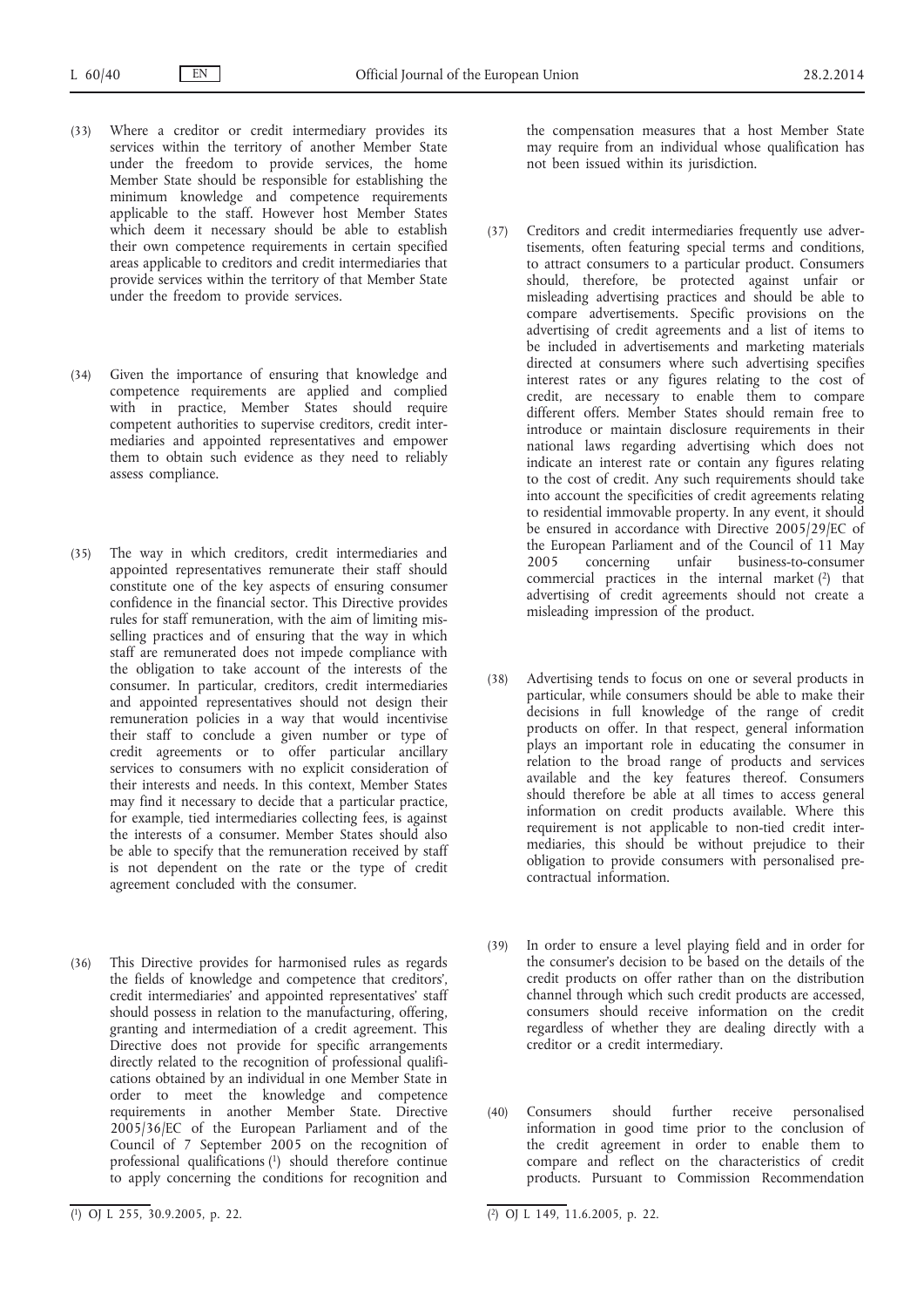(33) Where a creditor or credit intermediary provides its services within the territory of another Member State under the freedom to provide services, the home Member State should be responsible for establishing the minimum knowledge and competence requirements applicable to the staff. However host Member States which deem it necessary should be able to establish their own competence requirements in certain specified areas applicable to creditors and credit intermediaries that provide services within the territory of that Member State under the freedom to provide services.

(34) Given the importance of ensuring that knowledge and competence requirements are applied and complied with in practice, Member States should require competent authorities to supervise creditors, credit intermediaries and appointed representatives and empower them to obtain such evidence as they need to reliably assess compliance.

(35) The way in which creditors, credit intermediaries and appointed representatives remunerate their staff should constitute one of the key aspects of ensuring consumer confidence in the financial sector. This Directive provides rules for staff remuneration, with the aim of limiting mis-selling practices and of ensuring that the way in which staff are remunerated does not impede compliance with the obligation to take account of the interests of the consumer. In particular, creditors, credit intermediaries and appointed representatives should not design their remuneration policies in a way that would incentivise their staff to conclude a given number or type of credit agreements or to offer particular ancillary services to consumers with no explicit consideration of their interests and needs. In this context, Member States may find it necessary to decide that a particular practice, for example, tied intermediaries collecting fees, is against the interests of a consumer. Member States should also be able to specify that the remuneration received by staff is not dependent on the rate or the type of credit agreement concluded with the consumer.

(36) This Directive provides for harmonised rules as regards the fields of knowledge and competence that creditors', credit intermediaries' and appointed representatives' staff should possess in relation to the manufacturing, offering, granting and intermediation of a credit agreement. This Directive does not provide for specific arrangements directly related to the recognition of professional qualifications obtained by an individual in one Member State in order to meet the knowledge and competence requirements in another Member State. Directive 2005/36/EC of the European Parliament and of the Council of 7 September 2005 on the recognition of professional qualifications [1] should therefore continue to apply concerning the conditions for recognition and the compensation measures that a host Member State may require from an individual whose qualification has not been issued within its jurisdiction.

(37) Creditors and credit intermediaries frequently use advertisements, often featuring special terms and conditions, to attract consumers to a particular product. Consumers should, therefore, be protected against unfair or misleading advertising practices and should be able to compare advertisements. Specific provisions on the advertising of credit agreements and a list of items to be included in advertisements and marketing materials directed at consumers where such advertising specifies interest rates or any figures relating to the cost of credit, are necessary to enable them to compare different offers. Member States should remain free to introduce or maintain disclosure requirements in their national laws regarding advertising which does not indicate an interest rate or contain any figures relating to the cost of credit. Any such requirements should take into account the specificities of credit agreements relating to residential immovable property. In any event, it should be ensured in accordance with Directive 2005/29/EC of the European Parliament and of the Council of 11 May 2005 concerning unfair business-to-consumer commercial practices in the internal market [2] that advertising of credit agreements should not create a misleading impression of the product.

(38) Advertising tends to focus on one or several products in particular, while consumers should be able to make their decisions in full knowledge of the range of credit products on offer. In that respect, general information plays an important role in educating the consumer in relation to the broad range of products and services available and the key features thereof. Consumers should therefore be able at all times to access general information on credit products available. Where this requirement is not applicable to non-tied credit intermediaries, this should be without prejudice to their obligation to provide consumers with personalised pre-contractual information.

(39) In order to ensure a level playing field and in order for the consumer's decision to be based on the details of the credit products on offer rather than on the distribution channel through which such credit products are accessed, consumers should receive information on the credit regardless of whether they are dealing directly with a creditor or a credit intermediary.

(40) Consumers should further receive personalised information in good time prior to the conclusion of the credit agreement in order to enable them to compare and reflect on the characteristics of credit products. Pursuant to Commission Recommendation

[1] OJ L 255, 30.9.2005, p. 22.

[2] OJ L 149, 11.6.2005, p. 22.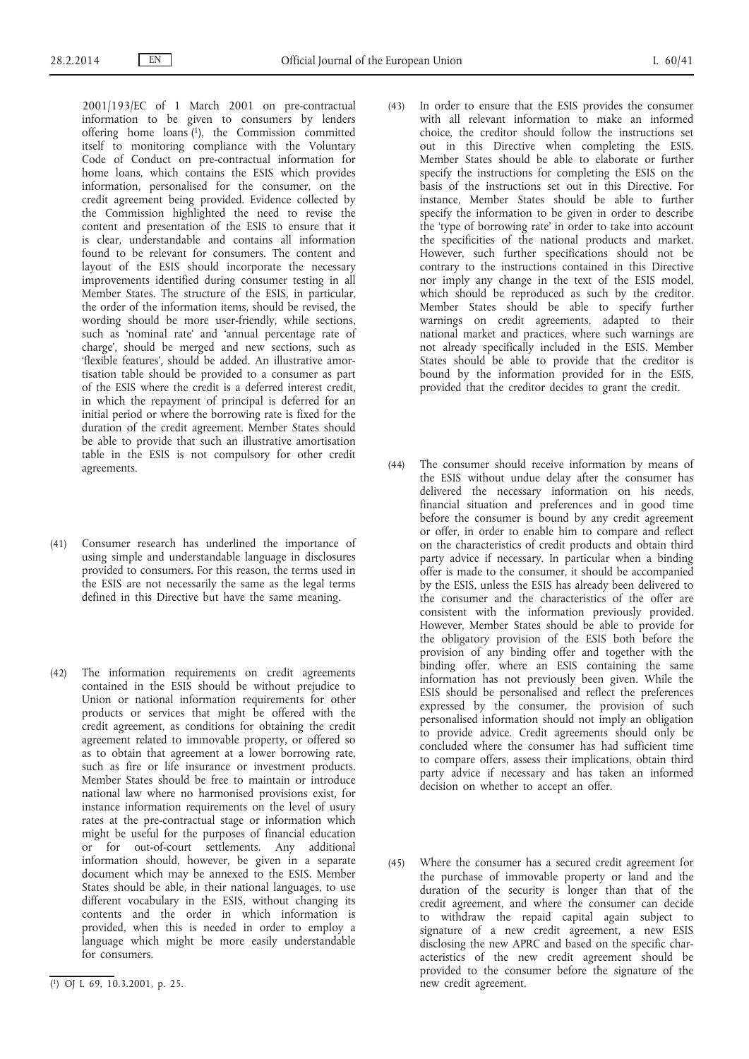2001/193/EC of 1 March 2001 on pre-contractual information to be given to consumers by lenders offering home loans [1], the Commission committed itself to monitoring compliance with the Voluntary Code of Conduct on pre-contractual information for home loans, which contains the ESIS which provides information, personalised for the consumer, on the credit agreement being provided. Evidence collected by the Commission highlighted the need to revise the content and presentation of the ESIS to ensure that it is clear, understandable and contains all information found to be relevant for consumers. The content and layout of the ESIS should incorporate the necessary improvements identified during consumer testing in all Member States. The structure of the ESIS, in particular, the order of the information items, should be revised, the wording should be more user-friendly, while sections, such as 'nominal rate' and 'annual percentage rate of charge', should be merged and new sections, such as 'flexible features', should be added. An illustrative amortisation table should be provided to a consumer as part of the ESIS where the credit is a deferred interest credit, in which the repayment of principal is deferred for an initial period or where the borrowing rate is fixed for the duration of the credit agreement. Member States should be able to provide that such an illustrative amortisation table in the ESIS is not compulsory for other credit agreements.

(41) Consumer research has underlined the importance of using simple and understandable language in disclosures provided to consumers. For this reason, the terms used in the ESIS are not necessarily the same as the legal terms defined in this Directive but have the same meaning.

(42) The information requirements on credit agreements contained in the ESIS should be without prejudice to Union or national information requirements for other products or services that might be offered with the credit agreement, as conditions for obtaining the credit agreement related to immovable property, or offered so as to obtain that agreement at a lower borrowing rate, such as fire or life insurance or investment products. Member States should be free to maintain or introduce national law where no harmonised provisions exist, for instance information requirements on the level of usury rates at the pre-contractual stage or information which might be useful for the purposes of financial education or for out-of-court settlements. Any additional information should, however, be given in a separate document which may be annexed to the ESIS. Member States should be able, in their national languages, to use different vocabulary in the ESIS, without changing its contents and the order in which information is provided, when this is needed in order to employ a language which might be more easily understandable for consumers.

(43) In order to ensure that the ESIS provides the consumer with all relevant information to make an informed choice, the creditor should follow the instructions set out in this Directive when completing the ESIS. Member States should be able to elaborate or further specify the instructions for completing the ESIS on the basis of the instructions set out in this Directive. For instance, Member States should be able to further specify the information to be given in order to describe the 'type of borrowing rate' in order to take into account the specificities of the national products and market. However, such further specifications should not be contrary to the instructions contained in this Directive nor imply any change in the text of the ESIS model, which should be reproduced as such by the creditor. Member States should be able to specify further warnings on credit agreements, adapted to their national market and practices, where such warnings are not already specifically included in the ESIS. Member States should be able to provide that the creditor is bound by the information provided for in the ESIS, provided that the creditor decides to grant the credit.

(44) The consumer should receive information by means of the ESIS without undue delay after the consumer has delivered the necessary information on his needs, financial situation and preferences and in good time before the consumer is bound by any credit agreement or offer, in order to enable him to compare and reflect on the characteristics of credit products and obtain third party advice if necessary. In particular when a binding offer is made to the consumer, it should be accompanied by the ESIS, unless the ESIS has already been delivered to the consumer and the characteristics of the offer are consistent with the information previously provided. However, Member States should be able to provide for the obligatory provision of the ESIS both before the provision of any binding offer and together with the binding offer, where an ESIS containing the same information has not previously been given. While the ESIS should be personalised and reflect the preferences expressed by the consumer, the provision of such personalised information should not imply an obligation to provide advice. Credit agreements should only be concluded where the consumer has had sufficient time to compare offers, assess their implications, obtain third party advice if necessary and has taken an informed decision on whether to accept an offer.

(45) Where the consumer has a secured credit agreement for the purchase of immovable property or land and the duration of the security is longer than that of the credit agreement, and where the consumer can decide to withdraw the repaid capital again subject to signature of a new credit agreement, a new ESIS disclosing the new APRC and based on the specific characteristics of the new credit agreement should be provided to the consumer before the signature of the new credit agreement.

[1] OJ L 69, 10.3.2001, p. 25.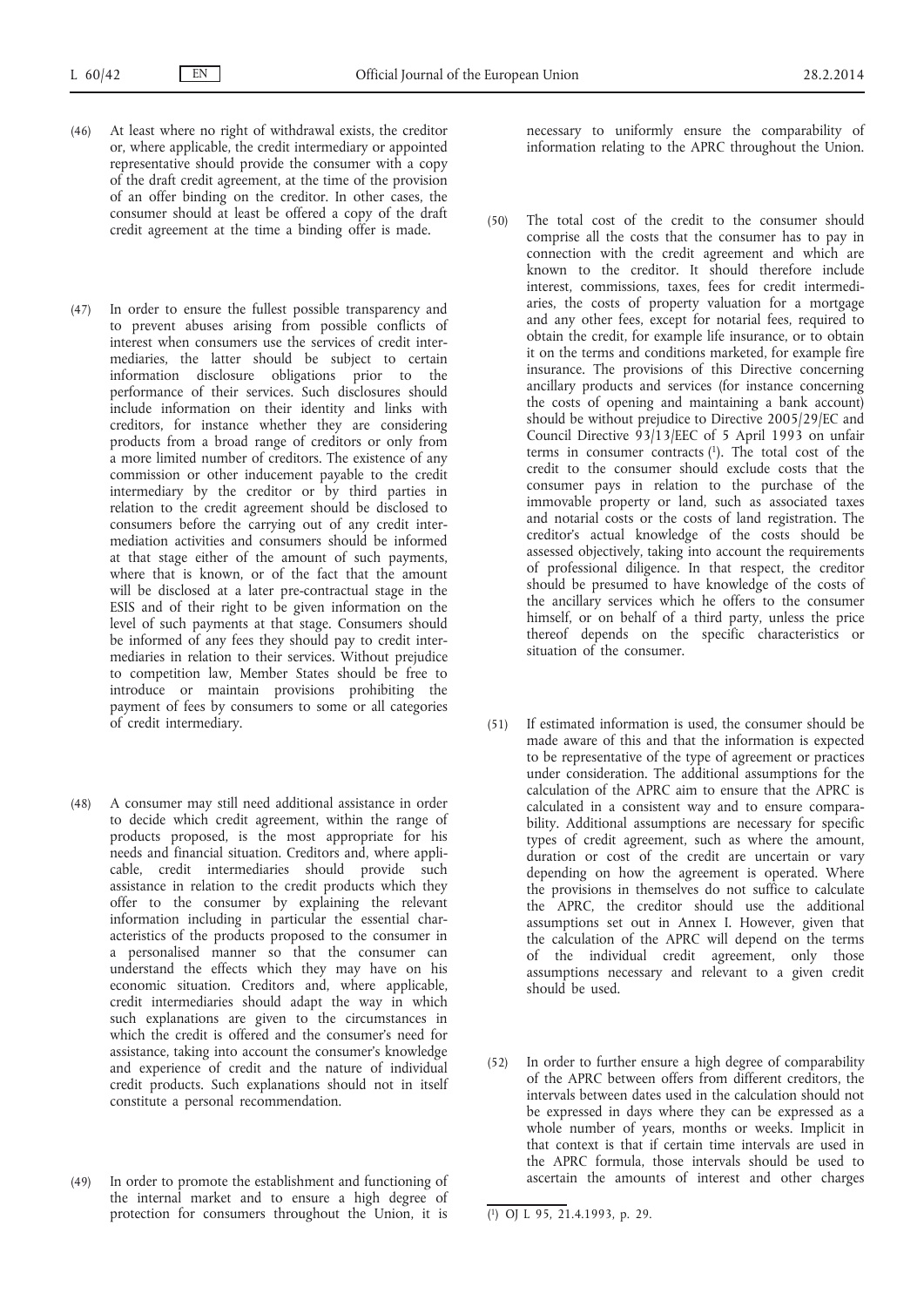(46) At least where no right of withdrawal exists, the creditor or, where applicable, the credit intermediary or appointed representative should provide the consumer with a copy of the draft credit agreement, at the time of the provision of an offer binding on the creditor. In other cases, the consumer should at least be offered a copy of the draft credit agreement at the time a binding offer is made.

(47) In order to ensure the fullest possible transparency and to prevent abuses arising from possible conflicts of interest when consumers use the services of credit intermediaries, the latter should be subject to certain information disclosure obligations prior to the performance of their services. Such disclosures should include information on their identity and links with creditors, for instance whether they are considering products from a broad range of creditors or only from a more limited number of creditors. The existence of any commission or other inducement payable to the credit intermediary by the creditor or by third parties in relation to the credit agreement should be disclosed to consumers before the carrying out of any credit intermediation activities and consumers should be informed at that stage either of the amount of such payments, where that is known, or of the fact that the amount will be disclosed at a later pre-contractual stage in the ESIS and of their right to be given information on the level of such payments at that stage. Consumers should be informed of any fees they should pay to credit intermediaries in relation to their services. Without prejudice to competition law, Member States should be free to introduce or maintain provisions prohibiting the payment of fees by consumers to some or all categories of credit intermediary.

(48) A consumer may still need additional assistance in order to decide which credit agreement, within the range of products proposed, is the most appropriate for his needs and financial situation. Creditors and, where applicable, credit intermediaries should provide such assistance in relation to the credit products which they offer to the consumer by explaining the relevant information including in particular the essential characteristics of the products proposed to the consumer in a personalised manner so that the consumer can understand the effects which they may have on his economic situation. Creditors and, where applicable, credit intermediaries should adapt the way in which such explanations are given to the circumstances in which the credit is offered and the consumer's need for assistance, taking into account the consumer's knowledge and experience of credit and the nature of individual credit products. Such explanations should not in itself constitute a personal recommendation.

(49) In order to promote the establishment and functioning of the internal market and to ensure a high degree of protection for consumers throughout the Union, it is necessary to uniformly ensure the comparability of information relating to the APRC throughout the Union.

(50) The total cost of the credit to the consumer should comprise all the costs that the consumer has to pay in connection with the credit agreement and which are known to the creditor. It should therefore include interest, commissions, taxes, fees for credit intermediaries, the costs of property valuation for a mortgage and any other fees, except for notarial fees, required to obtain the credit, for example life insurance, or to obtain it on the terms and conditions marketed, for example fire insurance. The provisions of this Directive concerning ancillary products and services (for instance concerning the costs of opening and maintaining a bank account) should be without prejudice to Directive 2005/29/EC and Council Directive 93/13/EEC of 5 April 1993 on unfair terms in consumer contracts [1]. The total cost of the credit to the consumer should exclude costs that the consumer pays in relation to the purchase of the immovable property or land, such as associated taxes and notarial costs or the costs of land registration. The creditor's actual knowledge of the costs should be assessed objectively, taking into account the requirements of professional diligence. In that respect, the creditor should be presumed to have knowledge of the costs of the ancillary services which he offers to the consumer himself, or on behalf of a third party, unless the price thereof depends on the specific characteristics or situation of the consumer.

(51) If estimated information is used, the consumer should be made aware of this and that the information is expected to be representative of the type of agreement or practices under consideration. The additional assumptions for the calculation of the APRC aim to ensure that the APRC is calculated in a consistent way and to ensure comparability. Additional assumptions are necessary for specific types of credit agreement, such as where the amount, duration or cost of the credit are uncertain or vary depending on how the agreement is operated. Where the provisions in themselves do not suffice to calculate the APRC, the creditor should use the additional assumptions set out in Annex I. However, given that the calculation of the APRC will depend on the terms of the individual credit agreement, only those assumptions necessary and relevant to a given credit should be used.

(52) In order to further ensure a high degree of comparability of the APRC between offers from different creditors, the intervals between dates used in the calculation should not be expressed in days where they can be expressed as a whole number of years, months or weeks. Implicit in that context is that if certain time intervals are used in the APRC formula, those intervals should be used to ascertain the amounts of interest and other charges

---

[1] OJ L 95, 21.4.1993, p. 29.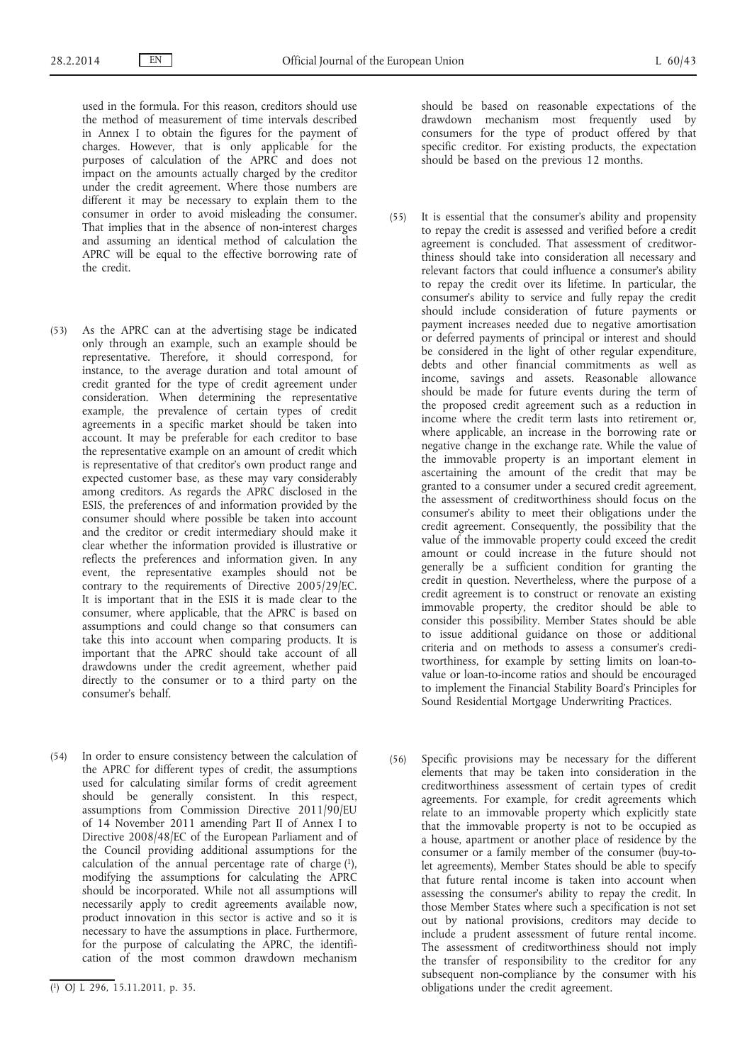used in the formula. For this reason, creditors should use the method of measurement of time intervals described in Annex I to obtain the figures for the payment of charges. However, that is only applicable for the purposes of calculation of the APRC and does not impact on the amounts actually charged by the creditor under the credit agreement. Where those numbers are different it may be necessary to explain them to the consumer in order to avoid misleading the consumer. That implies that in the absence of non-interest charges and assuming an identical method of calculation the APRC will be equal to the effective borrowing rate of the credit.

(53) As the APRC can at the advertising stage be indicated only through an example, such an example should be representative. Therefore, it should correspond, for instance, to the average duration and total amount of credit granted for the type of credit agreement under consideration. When determining the representative example, the prevalence of certain types of credit agreements in a specific market should be taken into account. It may be preferable for each creditor to base the representative example on an amount of credit which is representative of that creditor's own product range and expected customer base, as these may vary considerably among creditors. As regards the APRC disclosed in the ESIS, the preferences of and information provided by the consumer should where possible be taken into account and the creditor or credit intermediary should make it clear whether the information provided is illustrative or reflects the preferences and information given. In any event, the representative examples should not be contrary to the requirements of Directive 2005/29/EC. It is important that in the ESIS it is made clear to the consumer, where applicable, that the APRC is based on assumptions and could change so that consumers can take this into account when comparing products. It is important that the APRC should take account of all drawdowns under the credit agreement, whether paid directly to the consumer or to a third party on the consumer's behalf.

(54) In order to ensure consistency between the calculation of the APRC for different types of credit, the assumptions used for calculating similar forms of credit agreement should be generally consistent. In this respect, assumptions from Commission Directive 2011/90/EU of 14 November 2011 amending Part II of Annex I to Directive 2008/48/EC of the European Parliament and of the Council providing additional assumptions for the calculation of the annual percentage rate of charge [1], modifying the assumptions for calculating the APRC should be incorporated. While not all assumptions will necessarily apply to credit agreements available now, product innovation in this sector is active and so it is necessary to have the assumptions in place. Furthermore, for the purpose of calculating the APRC, the identification of the most common drawdown mechanism should be based on reasonable expectations of the drawdown mechanism most frequently used by consumers for the type of product offered by that specific creditor. For existing products, the expectation should be based on the previous 12 months.

(55) It is essential that the consumer's ability and propensity to repay the credit is assessed and verified before a credit agreement is concluded. That assessment of creditworthiness should take into consideration all necessary and relevant factors that could influence a consumer's ability to repay the credit over its lifetime. In particular, the consumer's ability to service and fully repay the credit should include consideration of future payments or payment increases needed due to negative amortisation or deferred payments of principal or interest and should be considered in the light of other regular expenditure, debts and other financial commitments as well as income, savings and assets. Reasonable allowance should be made for future events during the term of the proposed credit agreement such as a reduction in income where the credit term lasts into retirement or, where applicable, an increase in the borrowing rate or negative change in the exchange rate. While the value of the immovable property is an important element in ascertaining the amount of the credit that may be granted to a consumer under a secured credit agreement, the assessment of creditworthiness should focus on the consumer's ability to meet their obligations under the credit agreement. Consequently, the possibility that the value of the immovable property could exceed the credit amount or could increase in the future should not generally be a sufficient condition for granting the credit in question. Nevertheless, where the purpose of a credit agreement is to construct or renovate an existing immovable property, the creditor should be able to consider this possibility. Member States should be able to issue additional guidance on those or additional criteria and on methods to assess a consumer's creditworthiness, for example by setting limits on loan-to-value or loan-to-income ratios and should be encouraged to implement the Financial Stability Board's Principles for Sound Residential Mortgage Underwriting Practices.

(56) Specific provisions may be necessary for the different elements that may be taken into consideration in the creditworthiness assessment of certain types of credit agreements. For example, for credit agreements which relate to an immovable property which explicitly state that the immovable property is not to be occupied as a house, apartment or another place of residence by the consumer or a family member of the consumer (buy-to-let agreements), Member States should be able to specify that future rental income is taken into account when assessing the consumer's ability to repay the credit. In those Member States where such a specification is not set out by national provisions, creditors may decide to include a prudent assessment of future rental income. The assessment of creditworthiness should not imply the transfer of responsibility to the creditor for any subsequent non-compliance by the consumer with his obligations under the credit agreement.

[1] OJ L 296, 15.11.2011, p. 35.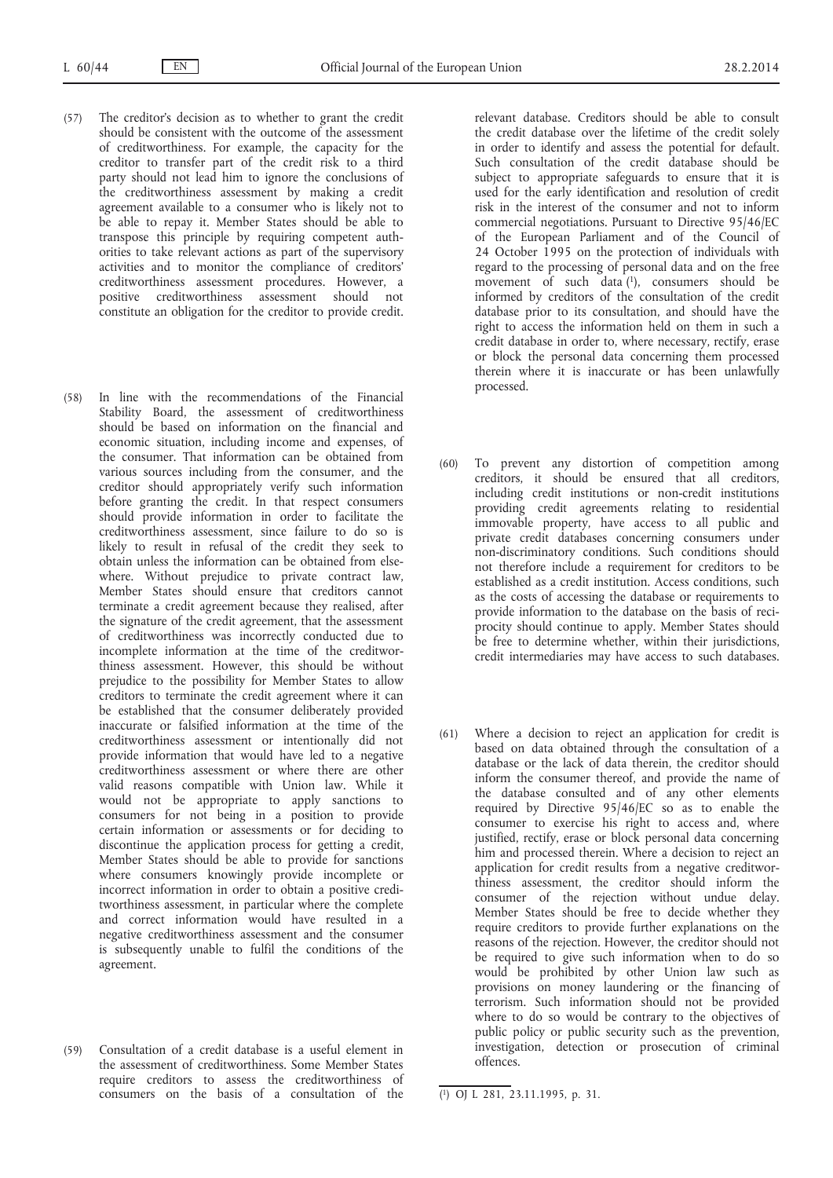(57) The creditor's decision as to whether to grant the credit should be consistent with the outcome of the assessment of creditworthiness. For example, the capacity for the creditor to transfer part of the credit risk to a third party should not lead him to ignore the conclusions of the creditworthiness assessment by making a credit agreement available to a consumer who is likely not to be able to repay it. Member States should be able to transpose this principle by requiring competent authorities to take relevant actions as part of the supervisory activities and to monitor the compliance of creditors' creditworthiness assessment procedures. However, a positive creditworthiness assessment should not constitute an obligation for the creditor to provide credit.

(58) In line with the recommendations of the Financial Stability Board, the assessment of creditworthiness should be based on information on the financial and economic situation, including income and expenses, of the consumer. That information can be obtained from various sources including from the consumer, and the creditor should appropriately verify such information before granting the credit. In that respect consumers should provide information in order to facilitate the creditworthiness assessment, since failure to do so is likely to result in refusal of the credit they seek to obtain unless the information can be obtained from elsewhere. Without prejudice to private contract law, Member States should ensure that creditors cannot terminate a credit agreement because they realised, after the signature of the credit agreement, that the assessment of creditworthiness was incorrectly conducted due to incomplete information at the time of the creditworthiness assessment. However, this should be without prejudice to the possibility for Member States to allow creditors to terminate the credit agreement where it can be established that the consumer deliberately provided inaccurate or falsified information at the time of the creditworthiness assessment or intentionally did not provide information that would have led to a negative creditworthiness assessment or where there are other valid reasons compatible with Union law. While it would not be appropriate to apply sanctions to consumers for not being in a position to provide certain information or assessments or for deciding to discontinue the application process for getting a credit, Member States should be able to provide for sanctions where consumers knowingly provide incomplete or incorrect information in order to obtain a positive creditworthiness assessment, in particular where the complete and correct information would have resulted in a negative creditworthiness assessment and the consumer is subsequently unable to fulfil the conditions of the agreement.

(59) Consultation of a credit database is a useful element in the assessment of creditworthiness. Some Member States require creditors to assess the creditworthiness of consumers on the basis of a consultation of the relevant database. Creditors should be able to consult the credit database over the lifetime of the credit solely in order to identify and assess the potential for default. Such consultation of the credit database should be subject to appropriate safeguards to ensure that it is used for the early identification and resolution of credit risk in the interest of the consumer and not to inform commercial negotiations. Pursuant to Directive 95/46/EC of the European Parliament and of the Council of 24 October 1995 on the protection of individuals with regard to the processing of personal data and on the free movement of such data [1], consumers should be informed by creditors of the consultation of the credit database prior to its consultation, and should have the right to access the information held on them in such a credit database in order to, where necessary, rectify, erase or block the personal data concerning them processed therein where it is inaccurate or has been unlawfully processed.

(60) To prevent any distortion of competition among creditors, it should be ensured that all creditors, including credit institutions or non-credit institutions providing credit agreements relating to residential immovable property, have access to all public and private credit databases concerning consumers under non-discriminatory conditions. Such conditions should not therefore include a requirement for creditors to be established as a credit institution. Access conditions, such as the costs of accessing the database or requirements to provide information to the database on the basis of reciprocity should continue to apply. Member States should be free to determine whether, within their jurisdictions, credit intermediaries may have access to such databases.

(61) Where a decision to reject an application for credit is based on data obtained through the consultation of a database or the lack of data therein, the creditor should inform the consumer thereof, and provide the name of the database consulted and of any other elements required by Directive 95/46/EC so as to enable the consumer to exercise his right to access and, where justified, rectify, erase or block personal data concerning him and processed therein. Where a decision to reject an application for credit results from a negative creditworthiness assessment, the creditor should inform the consumer of the rejection without undue delay. Member States should be free to decide whether they require creditors to provide further explanations on the reasons of the rejection. However, the creditor should not be required to give such information when to do so would be prohibited by other Union law such as provisions on money laundering or the financing of terrorism. Such information should not be provided where to do so would be contrary to the objectives of public policy or public security such as the prevention, investigation, detection or prosecution of criminal offences.

---

[1] OJ L 281, 23.11.1995, p. 31.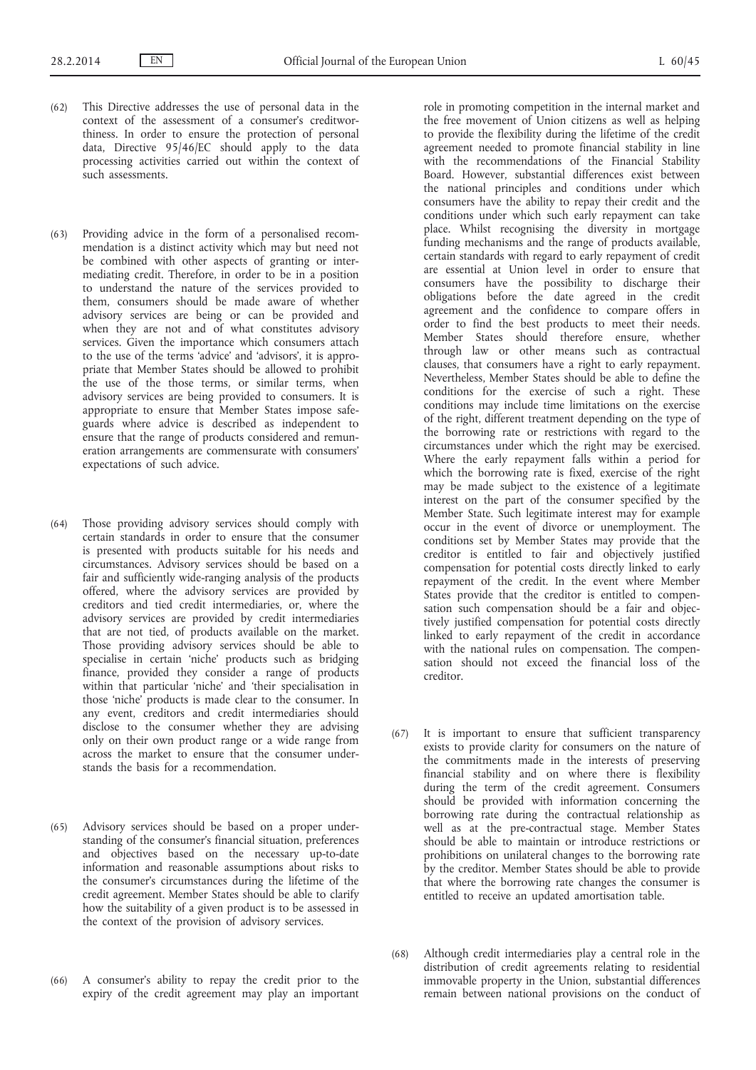(62) This Directive addresses the use of personal data in the context of the assessment of a consumer's creditworthiness. In order to ensure the protection of personal data, Directive 95/46/EC should apply to the data processing activities carried out within the context of such assessments.

(63) Providing advice in the form of a personalised recommendation is a distinct activity which may but need not be combined with other aspects of granting or intermediating credit. Therefore, in order to be in a position to understand the nature of the services provided to them, consumers should be made aware of whether advisory services are being or can be provided and when they are not and of what constitutes advisory services. Given the importance which consumers attach to the use of the terms 'advice' and 'advisors', it is appropriate that Member States should be allowed to prohibit the use of the those terms, or similar terms, when advisory services are being provided to consumers. It is appropriate to ensure that Member States impose safeguards where advice is described as independent to ensure that the range of products considered and remuneration arrangements are commensurate with consumers' expectations of such advice.

(64) Those providing advisory services should comply with certain standards in order to ensure that the consumer is presented with products suitable for his needs and circumstances. Advisory services should be based on a fair and sufficiently wide-ranging analysis of the products offered, where the advisory services are provided by creditors and tied credit intermediaries, or, where the advisory services are provided by credit intermediaries that are not tied, of products available on the market. Those providing advisory services should be able to specialise in certain 'niche' products such as bridging finance, provided they consider a range of products within that particular 'niche' and 'their specialisation in those 'niche' products is made clear to the consumer. In any event, creditors and credit intermediaries should disclose to the consumer whether they are advising only on their own product range or a wide range from across the market to ensure that the consumer understands the basis for a recommendation.

(65) Advisory services should be based on a proper understanding of the consumer's financial situation, preferences and objectives based on the necessary up-to-date information and reasonable assumptions about risks to the consumer's circumstances during the lifetime of the credit agreement. Member States should be able to clarify how the suitability of a given product is to be assessed in the context of the provision of advisory services.

(66) A consumer's ability to repay the credit prior to the expiry of the credit agreement may play an important role in promoting competition in the internal market and the free movement of Union citizens as well as helping to provide the flexibility during the lifetime of the credit agreement needed to promote financial stability in line with the recommendations of the Financial Stability Board. However, substantial differences exist between the national principles and conditions under which consumers have the ability to repay their credit and the conditions under which such early repayment can take place. Whilst recognising the diversity in mortgage funding mechanisms and the range of products available, certain standards with regard to early repayment of credit are essential at Union level in order to ensure that consumers have the possibility to discharge their obligations before the date agreed in the credit agreement and the confidence to compare offers in order to find the best products to meet their needs. Member States should therefore ensure, whether through law or other means such as contractual clauses, that consumers have a right to early repayment. Nevertheless, Member States should be able to define the conditions for the exercise of such a right. These conditions may include time limitations on the exercise of the right, different treatment depending on the type of the borrowing rate or restrictions with regard to the circumstances under which the right may be exercised. Where the early repayment falls within a period for which the borrowing rate is fixed, exercise of the right may be made subject to the existence of a legitimate interest on the part of the consumer specified by the Member State. Such legitimate interest may for example occur in the event of divorce or unemployment. The conditions set by Member States may provide that the creditor is entitled to fair and objectively justified compensation for potential costs directly linked to early repayment of the credit. In the event where Member States provide that the creditor is entitled to compensation such compensation should be a fair and objectively justified compensation for potential costs directly linked to early repayment of the credit in accordance with the national rules on compensation. The compensation should not exceed the financial loss of the creditor.

(67) It is important to ensure that sufficient transparency exists to provide clarity for consumers on the nature of the commitments made in the interests of preserving financial stability and on where there is flexibility during the term of the credit agreement. Consumers should be provided with information concerning the borrowing rate during the contractual relationship as well as at the pre-contractual stage. Member States should be able to maintain or introduce restrictions or prohibitions on unilateral changes to the borrowing rate by the creditor. Member States should be able to provide that where the borrowing rate changes the consumer is entitled to receive an updated amortisation table.

(68) Although credit intermediaries play a central role in the distribution of credit agreements relating to residential immovable property in the Union, substantial differences remain between national provisions on the conduct of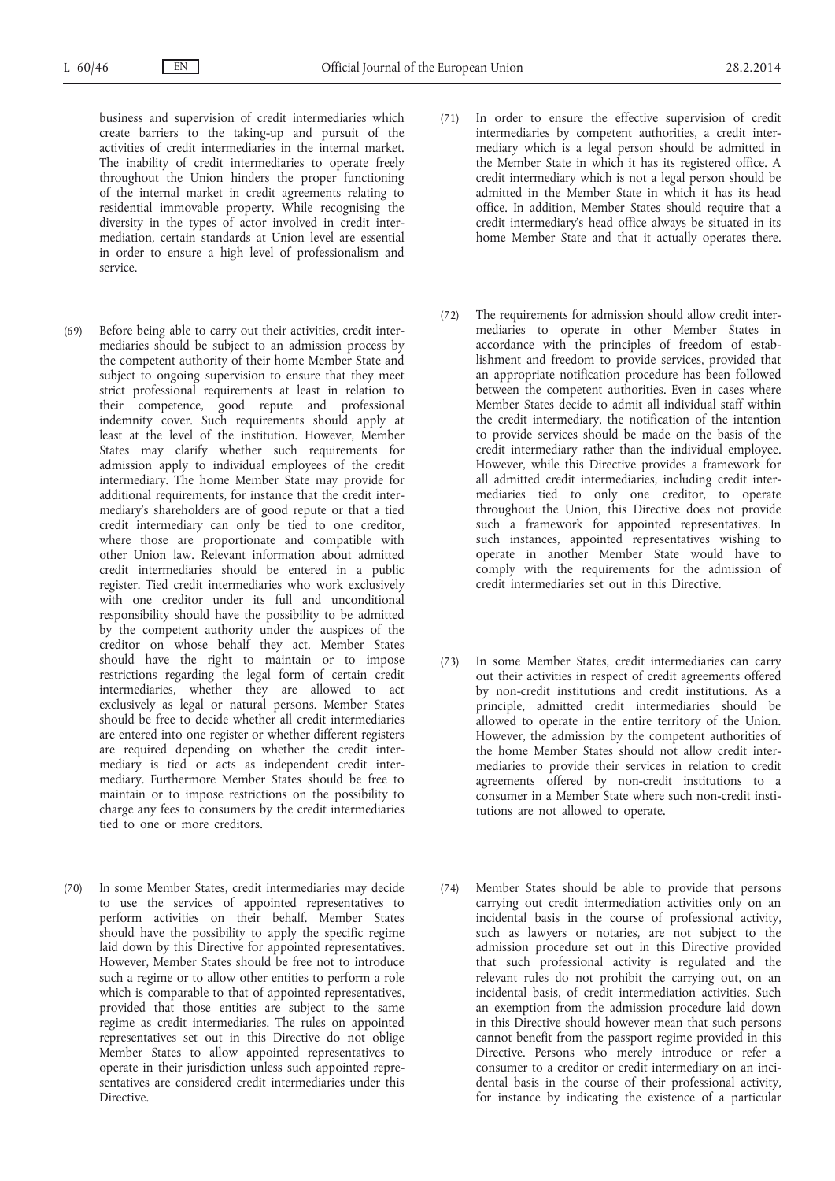business and supervision of credit intermediaries which create barriers to the taking-up and pursuit of the activities of credit intermediaries in the internal market. The inability of credit intermediaries to operate freely throughout the Union hinders the proper functioning of the internal market in credit agreements relating to residential immovable property. While recognising the diversity in the types of actor involved in credit intermediation, certain standards at Union level are essential in order to ensure a high level of professionalism and service.

(69) Before being able to carry out their activities, credit intermediaries should be subject to an admission process by the competent authority of their home Member State and subject to ongoing supervision to ensure that they meet strict professional requirements at least in relation to their competence, good repute and professional indemnity cover. Such requirements should apply at least at the level of the institution. However, Member States may clarify whether such requirements for admission apply to individual employees of the credit intermediary. The home Member State may provide for additional requirements, for instance that the credit intermediary's shareholders are of good repute or that a tied credit intermediary can only be tied to one creditor, where those are proportionate and compatible with other Union law. Relevant information about admitted credit intermediaries should be entered in a public register. Tied credit intermediaries who work exclusively with one creditor under its full and unconditional responsibility should have the possibility to be admitted by the competent authority under the auspices of the creditor on whose behalf they act. Member States should have the right to maintain or to impose restrictions regarding the legal form of certain credit intermediaries, whether they are allowed to act exclusively as legal or natural persons. Member States should be free to decide whether all credit intermediaries are entered into one register or whether different registers are required depending on whether the credit intermediary is tied or acts as independent credit intermediary. Furthermore Member States should be free to maintain or to impose restrictions on the possibility to charge any fees to consumers by the credit intermediaries tied to one or more creditors.

(70) In some Member States, credit intermediaries may decide to use the services of appointed representatives to perform activities on their behalf. Member States should have the possibility to apply the specific regime laid down by this Directive for appointed representatives. However, Member States should be free not to introduce such a regime or to allow other entities to perform a role which is comparable to that of appointed representatives, provided that those entities are subject to the same regime as credit intermediaries. The rules on appointed representatives set out in this Directive do not oblige Member States to allow appointed representatives to operate in their jurisdiction unless such appointed representatives are considered credit intermediaries under this Directive.

(71) In order to ensure the effective supervision of credit intermediaries by competent authorities, a credit intermediary which is a legal person should be admitted in the Member State in which it has its registered office. A credit intermediary which is not a legal person should be admitted in the Member State in which it has its head office. In addition, Member States should require that a credit intermediary's head office always be situated in its home Member State and that it actually operates there.

(72) The requirements for admission should allow credit intermediaries to operate in other Member States in accordance with the principles of freedom of establishment and freedom to provide services, provided that an appropriate notification procedure has been followed between the competent authorities. Even in cases where Member States decide to admit all individual staff within the credit intermediary, the notification of the intention to provide services should be made on the basis of the credit intermediary rather than the individual employee. However, while this Directive provides a framework for all admitted credit intermediaries, including credit intermediaries tied to only one creditor, to operate throughout the Union, this Directive does not provide such a framework for appointed representatives. In such instances, appointed representatives wishing to operate in another Member State would have to comply with the requirements for the admission of credit intermediaries set out in this Directive.

(73) In some Member States, credit intermediaries can carry out their activities in respect of credit agreements offered by non-credit institutions and credit institutions. As a principle, admitted credit intermediaries should be allowed to operate in the entire territory of the Union. However, the admission by the competent authorities of the home Member States should not allow credit intermediaries to provide their services in relation to credit agreements offered by non-credit institutions to a consumer in a Member State where such non-credit institutions are not allowed to operate.

(74) Member States should be able to provide that persons carrying out credit intermediation activities only on an incidental basis in the course of professional activity, such as lawyers or notaries, are not subject to the admission procedure set out in this Directive provided that such professional activity is regulated and the relevant rules do not prohibit the carrying out, on an incidental basis, of credit intermediation activities. Such an exemption from the admission procedure laid down in this Directive should however mean that such persons cannot benefit from the passport regime provided in this Directive. Persons who merely introduce or refer a consumer to a creditor or credit intermediary on an incidental basis in the course of their professional activity, for instance by indicating the existence of a particular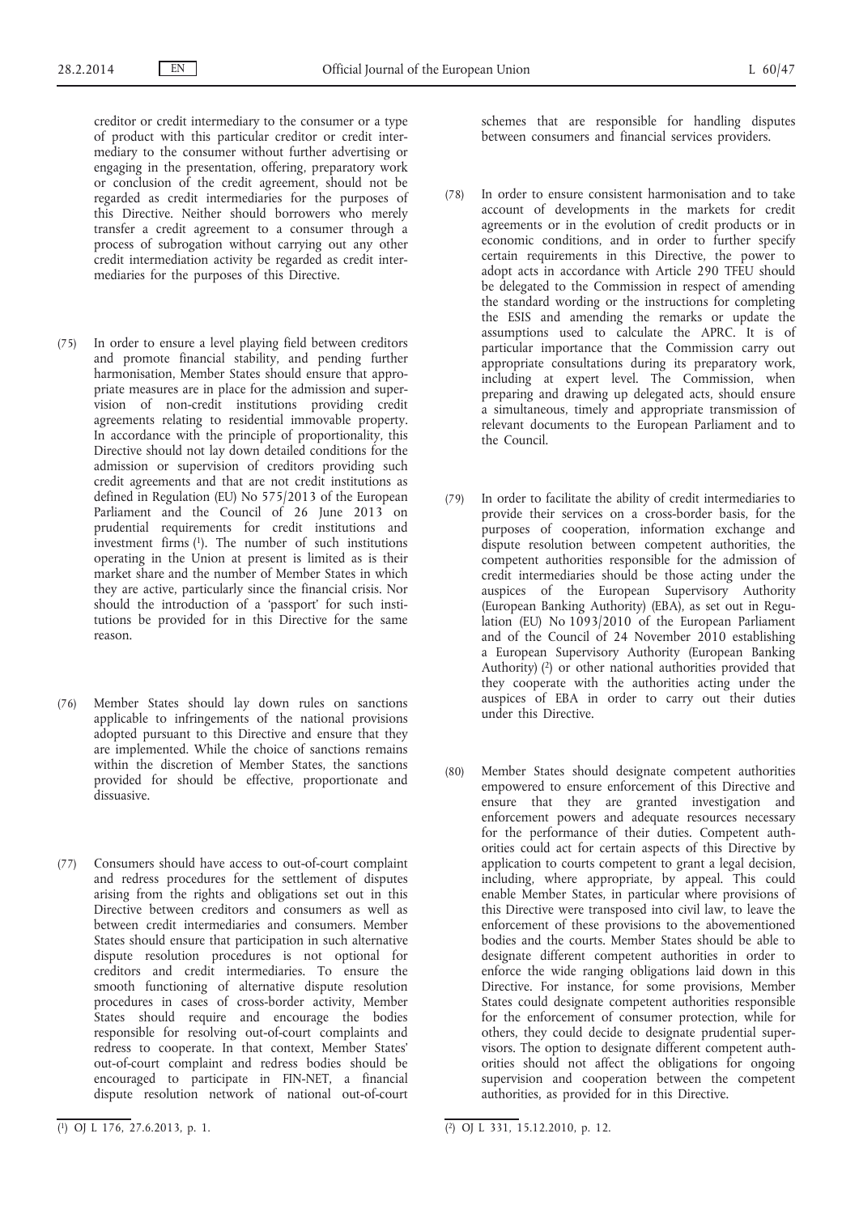creditor or credit intermediary to the consumer or a type of product with this particular creditor or credit intermediary to the consumer without further advertising or engaging in the presentation, offering, preparatory work or conclusion of the credit agreement, should not be regarded as credit intermediaries for the purposes of this Directive. Neither should borrowers who merely transfer a credit agreement to a consumer through a process of subrogation without carrying out any other credit intermediation activity be regarded as credit intermediaries for the purposes of this Directive.

(75) In order to ensure a level playing field between creditors and promote financial stability, and pending further harmonisation, Member States should ensure that appropriate measures are in place for the admission and supervision of non-credit institutions providing credit agreements relating to residential immovable property. In accordance with the principle of proportionality, this Directive should not lay down detailed conditions for the admission or supervision of creditors providing such credit agreements and that are not credit institutions as defined in Regulation (EU) No 575/2013 of the European Parliament and the Council of 26 June 2013 on prudential requirements for credit institutions and investment firms [1]. The number of such institutions operating in the Union at present is limited as is their market share and the number of Member States in which they are active, particularly since the financial crisis. Nor should the introduction of a 'passport' for such institutions be provided for in this Directive for the same reason.

(76) Member States should lay down rules on sanctions applicable to infringements of the national provisions adopted pursuant to this Directive and ensure that they are implemented. While the choice of sanctions remains within the discretion of Member States, the sanctions provided for should be effective, proportionate and dissuasive.

(77) Consumers should have access to out-of-court complaint and redress procedures for the settlement of disputes arising from the rights and obligations set out in this Directive between creditors and consumers as well as between credit intermediaries and consumers. Member States should ensure that participation in such alternative dispute resolution procedures is not optional for creditors and credit intermediaries. To ensure the smooth functioning of alternative dispute resolution procedures in cases of cross-border activity, Member States should require and encourage the bodies responsible for resolving out-of-court complaints and redress to cooperate. In that context, Member States' out-of-court complaint and redress bodies should be encouraged to participate in FIN-NET, a financial dispute resolution network of national out-of-court schemes that are responsible for handling disputes between consumers and financial services providers.

(78) In order to ensure consistent harmonisation and to take account of developments in the markets for credit agreements or in the evolution of credit products or in economic conditions, and in order to further specify certain requirements in this Directive, the power to adopt acts in accordance with Article 290 TFEU should be delegated to the Commission in respect of amending the standard wording or the instructions for completing the ESIS and amending the remarks or update the assumptions used to calculate the APRC. It is of particular importance that the Commission carry out appropriate consultations during its preparatory work, including at expert level. The Commission, when preparing and drawing up delegated acts, should ensure a simultaneous, timely and appropriate transmission of relevant documents to the European Parliament and to the Council.

(79) In order to facilitate the ability of credit intermediaries to provide their services on a cross-border basis, for the purposes of cooperation, information exchange and dispute resolution between competent authorities, the competent authorities responsible for the admission of credit intermediaries should be those acting under the auspices of the European Supervisory Authority (European Banking Authority) (EBA), as set out in Regulation (EU) No 1093/2010 of the European Parliament and of the Council of 24 November 2010 establishing a European Supervisory Authority (European Banking Authority) [2] or other national authorities provided that they cooperate with the authorities acting under the auspices of EBA in order to carry out their duties under this Directive.

(80) Member States should designate competent authorities empowered to ensure enforcement of this Directive and ensure that they are granted investigation and enforcement powers and adequate resources necessary for the performance of their duties. Competent authorities could act for certain aspects of this Directive by application to courts competent to grant a legal decision, including, where appropriate, by appeal. This could enable Member States, in particular where provisions of this Directive were transposed into civil law, to leave the enforcement of these provisions to the abovementioned bodies and the courts. Member States should be able to designate different competent authorities in order to enforce the wide ranging obligations laid down in this Directive. For instance, for some provisions, Member States could designate competent authorities responsible for the enforcement of consumer protection, while for others, they could decide to designate prudential supervisors. The option to designate different competent authorities should not affect the obligations for ongoing supervision and cooperation between the competent authorities, as provided for in this Directive.

---

[1] OJ L 176, 27.6.2013, p. 1.

[2] OJ L 331, 15.12.2010, p. 12.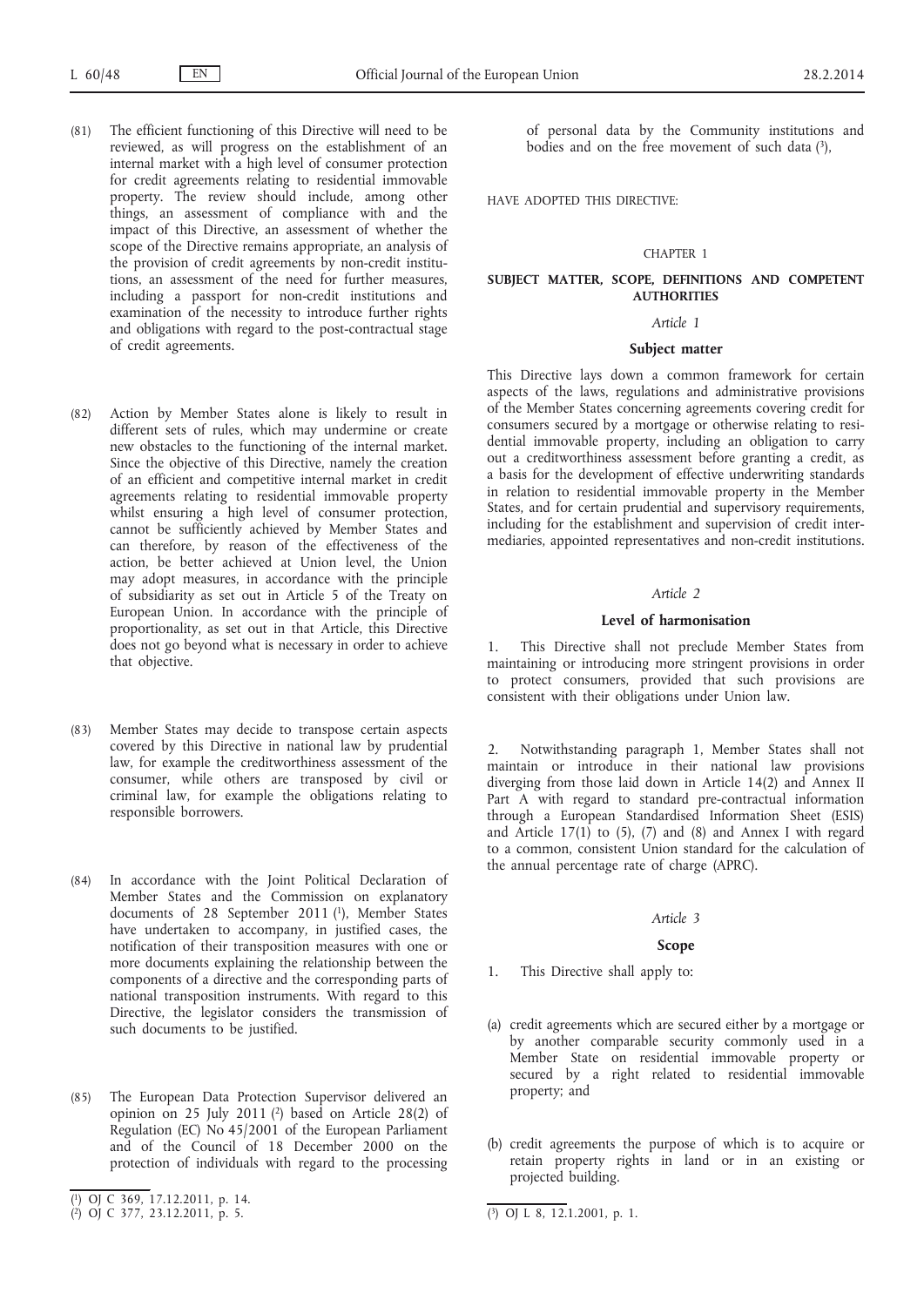(81) The efficient functioning of this Directive will need to be reviewed, as will progress on the establishment of an internal market with a high level of consumer protection for credit agreements relating to residential immovable property. The review should include, among other things, an assessment of compliance with and the impact of this Directive, an assessment of whether the scope of the Directive remains appropriate, an analysis of the provision of credit agreements by non-credit institutions, an assessment of the need for further measures, including a passport for non-credit institutions and examination of the necessity to introduce further rights and obligations with regard to the post-contractual stage of credit agreements.

(82) Action by Member States alone is likely to result in different sets of rules, which may undermine or create new obstacles to the functioning of the internal market. Since the objective of this Directive, namely the creation of an efficient and competitive internal market in credit agreements relating to residential immovable property whilst ensuring a high level of consumer protection, cannot be sufficiently achieved by Member States and can therefore, by reason of the effectiveness of the action, be better achieved at Union level, the Union may adopt measures, in accordance with the principle of subsidiarity as set out in Article 5 of the Treaty on European Union. In accordance with the principle of proportionality, as set out in that Article, this Directive does not go beyond what is necessary in order to achieve that objective.

(83) Member States may decide to transpose certain aspects covered by this Directive in national law by prudential law, for example the creditworthiness assessment of the consumer, while others are transposed by civil or criminal law, for example the obligations relating to responsible borrowers.

(84) In accordance with the Joint Political Declaration of Member States and the Commission on explanatory documents of 28 September 2011 [1], Member States have undertaken to accompany, in justified cases, the notification of their transposition measures with one or more documents explaining the relationship between the components of a directive and the corresponding parts of national transposition instruments. With regard to this Directive, the legislator considers the transmission of such documents to be justified.

(85) The European Data Protection Supervisor delivered an opinion on 25 July 2011 [2] based on Article 28(2) of Regulation (EC) No 45/2001 of the European Parliament and of the Council of 18 December 2000 on the protection of individuals with regard to the processing of personal data by the Community institutions and bodies and on the free movement of such data [3],

HAVE ADOPTED THIS DIRECTIVE:

## CHAPTER 1

## SUBJECT MATTER, SCOPE, DEFINITIONS AND COMPETENT AUTHORITIES

### *Article 1*

### Subject matter

This Directive lays down a common framework for certain aspects of the laws, regulations and administrative provisions of the Member States concerning agreements covering credit for consumers secured by a mortgage or otherwise relating to residential immovable property, including an obligation to carry out a creditworthiness assessment before granting a credit, as a basis for the development of effective underwriting standards in relation to residential immovable property in the Member States, and for certain prudential and supervisory requirements, including for the establishment and supervision of credit intermediaries, appointed representatives and non-credit institutions.

### *Article 2*

### Level of harmonisation

1. This Directive shall not preclude Member States from maintaining or introducing more stringent provisions in order to protect consumers, provided that such provisions are consistent with their obligations under Union law.

2. Notwithstanding paragraph 1, Member States shall not maintain or introduce in their national law provisions diverging from those laid down in Article 14(2) and Annex II Part A with regard to standard pre-contractual information through a European Standardised Information Sheet (ESIS) and Article 17(1) to (5), (7) and (8) and Annex I with regard to a common, consistent Union standard for the calculation of the annual percentage rate of charge (APRC).

### *Article 3*

### Scope

1. This Directive shall apply to:

(a) credit agreements which are secured either by a mortgage or by another comparable security commonly used in a Member State on residential immovable property or secured by a right related to residential immovable property; and

(b) credit agreements the purpose of which is to acquire or retain property rights in land or in an existing or projected building.

---

[1] OJ C 369, 17.12.2011, p. 14.

[2] OJ C 377, 23.12.2011, p. 5.

[3] OJ L 8, 12.1.2001, p. 1.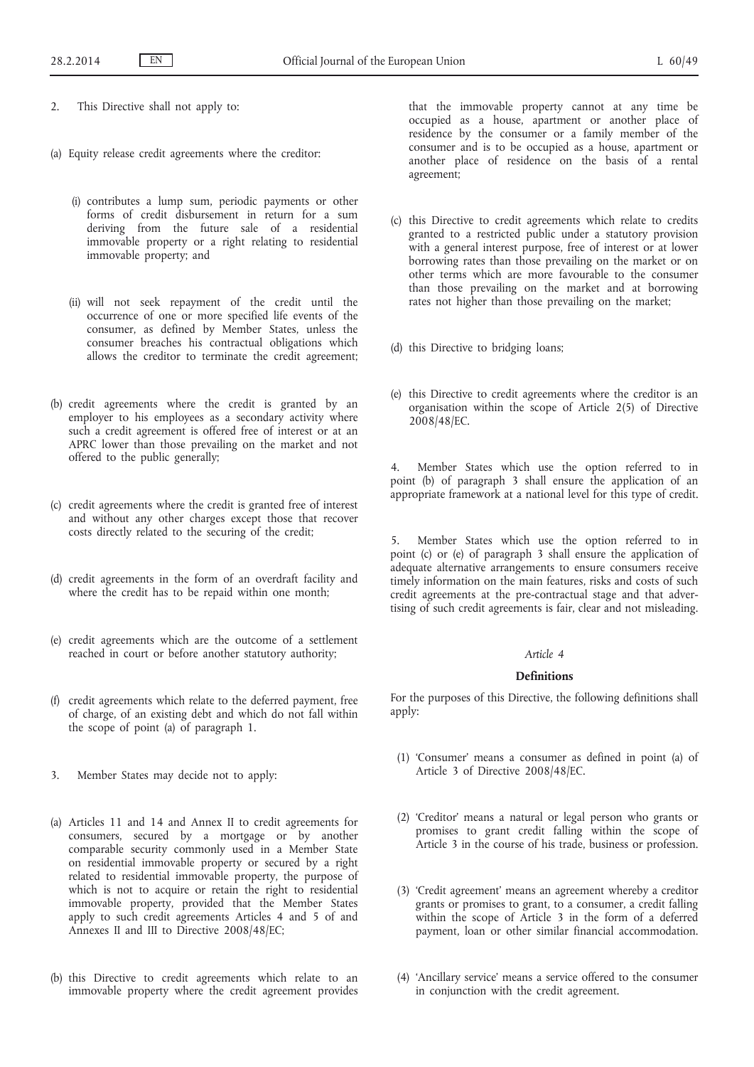2. This Directive shall not apply to:

(a) Equity release credit agreements where the creditor:

(i) contributes a lump sum, periodic payments or other forms of credit disbursement in return for a sum deriving from the future sale of a residential immovable property or a right relating to residential immovable property; and

(ii) will not seek repayment of the credit until the occurrence of one or more specified life events of the consumer, as defined by Member States, unless the consumer breaches his contractual obligations which allows the creditor to terminate the credit agreement;

(b) credit agreements where the credit is granted by an employer to his employees as a secondary activity where such a credit agreement is offered free of interest or at an APRC lower than those prevailing on the market and not offered to the public generally;

(c) credit agreements where the credit is granted free of interest and without any other charges except those that recover costs directly related to the securing of the credit;

(d) credit agreements in the form of an overdraft facility and where the credit has to be repaid within one month;

(e) credit agreements which are the outcome of a settlement reached in court or before another statutory authority;

(f) credit agreements which relate to the deferred payment, free of charge, of an existing debt and which do not fall within the scope of point (a) of paragraph 1.

3. Member States may decide not to apply:

(a) Articles 11 and 14 and Annex II to credit agreements for consumers, secured by a mortgage or by another comparable security commonly used in a Member State on residential immovable property or secured by a right related to residential immovable property, the purpose of which is not to acquire or retain the right to residential immovable property, provided that the Member States apply to such credit agreements Articles 4 and 5 of and Annexes II and III to Directive 2008/48/EC;

(b) this Directive to credit agreements which relate to an immovable property where the credit agreement provides that the immovable property cannot at any time be occupied as a house, apartment or another place of residence by the consumer or a family member of the consumer and is to be occupied as a house, apartment or another place of residence on the basis of a rental agreement;

(c) this Directive to credit agreements which relate to credits granted to a restricted public under a statutory provision with a general interest purpose, free of interest or at lower borrowing rates than those prevailing on the market or on other terms which are more favourable to the consumer than those prevailing on the market and at borrowing rates not higher than those prevailing on the market;

(d) this Directive to bridging loans;

(e) this Directive to credit agreements where the creditor is an organisation within the scope of Article 2(5) of Directive 2008/48/EC.

4. Member States which use the option referred to in point (b) of paragraph 3 shall ensure the application of an appropriate framework at a national level for this type of credit.

5. Member States which use the option referred to in point (c) or (e) of paragraph 3 shall ensure the application of adequate alternative arrangements to ensure consumers receive timely information on the main features, risks and costs of such credit agreements at the pre-contractual stage and that advertising of such credit agreements is fair, clear and not misleading.

*Article 4*

**Definitions**

For the purposes of this Directive, the following definitions shall apply:

(1) 'Consumer' means a consumer as defined in point (a) of Article 3 of Directive 2008/48/EC.

(2) 'Creditor' means a natural or legal person who grants or promises to grant credit falling within the scope of Article 3 in the course of his trade, business or profession.

(3) 'Credit agreement' means an agreement whereby a creditor grants or promises to grant, to a consumer, a credit falling within the scope of Article 3 in the form of a deferred payment, loan or other similar financial accommodation.

(4) 'Ancillary service' means a service offered to the consumer in conjunction with the credit agreement.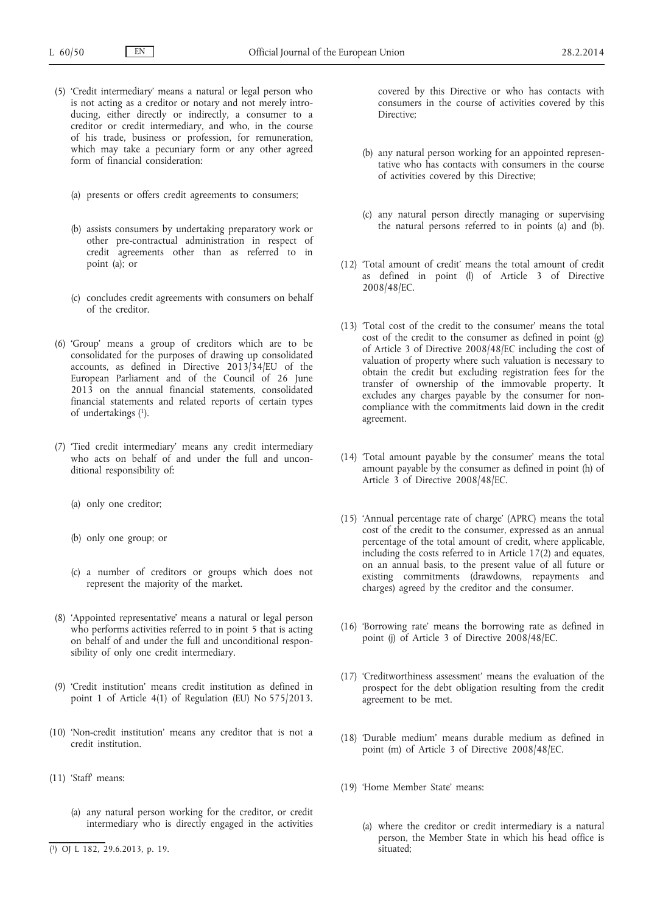(5) 'Credit intermediary' means a natural or legal person who is not acting as a creditor or notary and not merely introducing, either directly or indirectly, a consumer to a creditor or credit intermediary, and who, in the course of his trade, business or profession, for remuneration, which may take a pecuniary form or any other agreed form of financial consideration:

(a) presents or offers credit agreements to consumers;

(b) assists consumers by undertaking preparatory work or other pre-contractual administration in respect of credit agreements other than as referred to in point (a); or

(c) concludes credit agreements with consumers on behalf of the creditor.

(6) 'Group' means a group of creditors which are to be consolidated for the purposes of drawing up consolidated accounts, as defined in Directive 2013/34/EU of the European Parliament and of the Council of 26 June 2013 on the annual financial statements, consolidated financial statements and related reports of certain types of undertakings [1].

(7) 'Tied credit intermediary' means any credit intermediary who acts on behalf of and under the full and unconditional responsibility of:

(a) only one creditor;

(b) only one group; or

(c) a number of creditors or groups which does not represent the majority of the market.

(8) 'Appointed representative' means a natural or legal person who performs activities referred to in point 5 that is acting on behalf of and under the full and unconditional responsibility of only one credit intermediary.

(9) 'Credit institution' means credit institution as defined in point 1 of Article 4(1) of Regulation (EU) No 575/2013.

(10) 'Non-credit institution' means any creditor that is not a credit institution.

(11) 'Staff' means:

(a) any natural person working for the creditor, or credit intermediary who is directly engaged in the activities covered by this Directive or who has contacts with consumers in the course of activities covered by this Directive;

(b) any natural person working for an appointed representative who has contacts with consumers in the course of activities covered by this Directive;

(c) any natural person directly managing or supervising the natural persons referred to in points (a) and (b).

(12) 'Total amount of credit' means the total amount of credit as defined in point (l) of Article 3 of Directive 2008/48/EC.

(13) 'Total cost of the credit to the consumer' means the total cost of the credit to the consumer as defined in point (g) of Article 3 of Directive 2008/48/EC including the cost of valuation of property where such valuation is necessary to obtain the credit but excluding registration fees for the transfer of ownership of the immovable property. It excludes any charges payable by the consumer for non-compliance with the commitments laid down in the credit agreement.

(14) 'Total amount payable by the consumer' means the total amount payable by the consumer as defined in point (h) of Article 3 of Directive 2008/48/EC.

(15) 'Annual percentage rate of charge' (APRC) means the total cost of the credit to the consumer, expressed as an annual percentage of the total amount of credit, where applicable, including the costs referred to in Article 17(2) and equates, on an annual basis, to the present value of all future or existing commitments (drawdowns, repayments and charges) agreed by the creditor and the consumer.

(16) 'Borrowing rate' means the borrowing rate as defined in point (j) of Article 3 of Directive 2008/48/EC.

(17) 'Creditworthiness assessment' means the evaluation of the prospect for the debt obligation resulting from the credit agreement to be met.

(18) 'Durable medium' means durable medium as defined in point (m) of Article 3 of Directive 2008/48/EC.

(19) 'Home Member State' means:

(a) where the creditor or credit intermediary is a natural person, the Member State in which his head office is situated;

[1] OJ L 182, 29.6.2013, p. 19.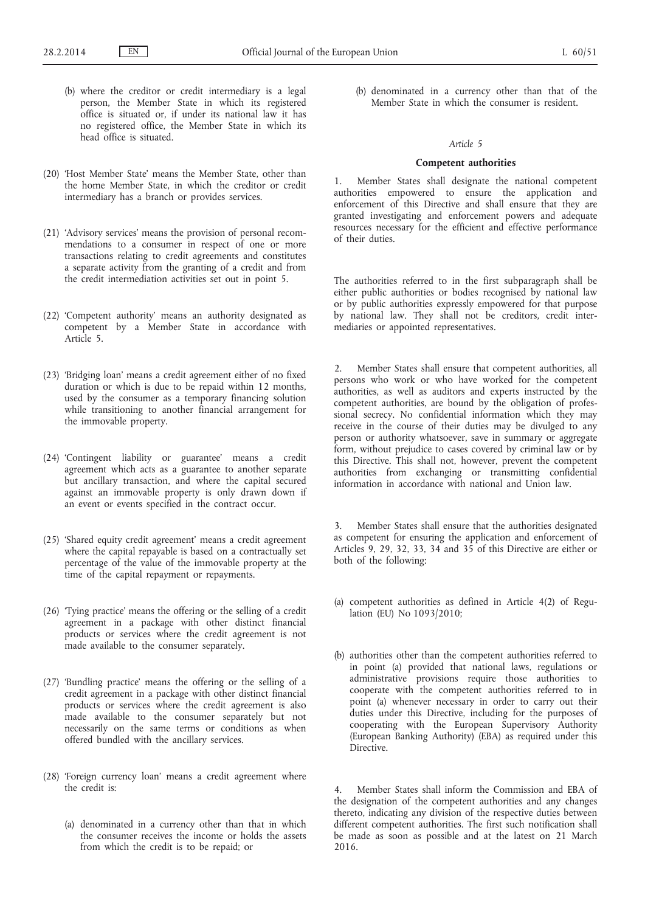(b) where the creditor or credit intermediary is a legal person, the Member State in which its registered office is situated or, if under its national law it has no registered office, the Member State in which its head office is situated.

(20) 'Host Member State' means the Member State, other than the home Member State, in which the creditor or credit intermediary has a branch or provides services.

(21) 'Advisory services' means the provision of personal recommendations to a consumer in respect of one or more transactions relating to credit agreements and constitutes a separate activity from the granting of a credit and from the credit intermediation activities set out in point 5.

(22) 'Competent authority' means an authority designated as competent by a Member State in accordance with Article 5.

(23) 'Bridging loan' means a credit agreement either of no fixed duration or which is due to be repaid within 12 months, used by the consumer as a temporary financing solution while transitioning to another financial arrangement for the immovable property.

(24) 'Contingent liability or guarantee' means a credit agreement which acts as a guarantee to another separate but ancillary transaction, and where the capital secured against an immovable property is only drawn down if an event or events specified in the contract occur.

(25) 'Shared equity credit agreement' means a credit agreement where the capital repayable is based on a contractually set percentage of the value of the immovable property at the time of the capital repayment or repayments.

(26) 'Tying practice' means the offering or the selling of a credit agreement in a package with other distinct financial products or services where the credit agreement is not made available to the consumer separately.

(27) 'Bundling practice' means the offering or the selling of a credit agreement in a package with other distinct financial products or services where the credit agreement is also made available to the consumer separately but not necessarily on the same terms or conditions as when offered bundled with the ancillary services.

(28) 'Foreign currency loan' means a credit agreement where the credit is:

(a) denominated in a currency other than that in which the consumer receives the income or holds the assets from which the credit is to be repaid; or

(b) denominated in a currency other than that of the Member State in which the consumer is resident.

*Article 5*

**Competent authorities**

1. Member States shall designate the national competent authorities empowered to ensure the application and enforcement of this Directive and shall ensure that they are granted investigating and enforcement powers and adequate resources necessary for the efficient and effective performance of their duties.

The authorities referred to in the first subparagraph shall be either public authorities or bodies recognised by national law or by public authorities expressly empowered for that purpose by national law. They shall not be creditors, credit intermediaries or appointed representatives.

2. Member States shall ensure that competent authorities, all persons who work or who have worked for the competent authorities, as well as auditors and experts instructed by the competent authorities, are bound by the obligation of professional secrecy. No confidential information which they may receive in the course of their duties may be divulged to any person or authority whatsoever, save in summary or aggregate form, without prejudice to cases covered by criminal law or by this Directive. This shall not, however, prevent the competent authorities from exchanging or transmitting confidential information in accordance with national and Union law.

3. Member States shall ensure that the authorities designated as competent for ensuring the application and enforcement of Articles 9, 29, 32, 33, 34 and 35 of this Directive are either or both of the following:

(a) competent authorities as defined in Article 4(2) of Regulation (EU) No 1093/2010;

(b) authorities other than the competent authorities referred to in point (a) provided that national laws, regulations or administrative provisions require those authorities to cooperate with the competent authorities referred to in point (a) whenever necessary in order to carry out their duties under this Directive, including for the purposes of cooperating with the European Supervisory Authority (European Banking Authority) (EBA) as required under this Directive.

4. Member States shall inform the Commission and EBA of the designation of the competent authorities and any changes thereto, indicating any division of the respective duties between different competent authorities. The first such notification shall be made as soon as possible and at the latest on 21 March 2016.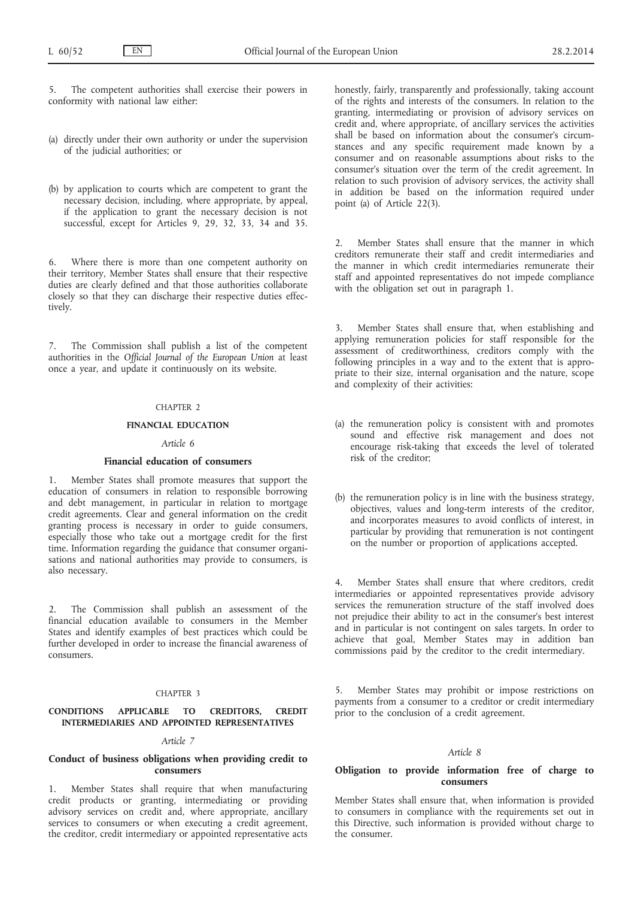5. The competent authorities shall exercise their powers in conformity with national law either:

(a) directly under their own authority or under the supervision of the judicial authorities; or

(b) by application to courts which are competent to grant the necessary decision, including, where appropriate, by appeal, if the application to grant the necessary decision is not successful, except for Articles 9, 29, 32, 33, 34 and 35.

6. Where there is more than one competent authority on their territory, Member States shall ensure that their respective duties are clearly defined and that those authorities collaborate closely so that they can discharge their respective duties effectively.

7. The Commission shall publish a list of the competent authorities in the *Official Journal of the European Union* at least once a year, and update it continuously on its website.

CHAPTER 2

## FINANCIAL EDUCATION

*Article 6*

### Financial education of consumers

1. Member States shall promote measures that support the education of consumers in relation to responsible borrowing and debt management, in particular in relation to mortgage credit agreements. Clear and general information on the credit granting process is necessary in order to guide consumers, especially those who take out a mortgage credit for the first time. Information regarding the guidance that consumer organisations and national authorities may provide to consumers, is also necessary.

2. The Commission shall publish an assessment of the financial education available to consumers in the Member States and identify examples of best practices which could be further developed in order to increase the financial awareness of consumers.

CHAPTER 3

## CONDITIONS APPLICABLE TO CREDITORS, CREDIT INTERMEDIARIES AND APPOINTED REPRESENTATIVES

*Article 7*

### Conduct of business obligations when providing credit to consumers

1. Member States shall require that when manufacturing credit products or granting, intermediating or providing advisory services on credit and, where appropriate, ancillary services to consumers or when executing a credit agreement, the creditor, credit intermediary or appointed representative acts honestly, fairly, transparently and professionally, taking account of the rights and interests of the consumers. In relation to the granting, intermediating or provision of advisory services on credit and, where appropriate, of ancillary services the activities shall be based on information about the consumer's circumstances and any specific requirement made known by a consumer and on reasonable assumptions about risks to the consumer's situation over the term of the credit agreement. In relation to such provision of advisory services, the activity shall in addition be based on the information required under point (a) of Article 22(3).

2. Member States shall ensure that the manner in which creditors remunerate their staff and credit intermediaries and the manner in which credit intermediaries remunerate their staff and appointed representatives do not impede compliance with the obligation set out in paragraph 1.

3. Member States shall ensure that, when establishing and applying remuneration policies for staff responsible for the assessment of creditworthiness, creditors comply with the following principles in a way and to the extent that is appropriate to their size, internal organisation and the nature, scope and complexity of their activities:

(a) the remuneration policy is consistent with and promotes sound and effective risk management and does not encourage risk-taking that exceeds the level of tolerated risk of the creditor;

(b) the remuneration policy is in line with the business strategy, objectives, values and long-term interests of the creditor, and incorporates measures to avoid conflicts of interest, in particular by providing that remuneration is not contingent on the number or proportion of applications accepted.

4. Member States shall ensure that where creditors, credit intermediaries or appointed representatives provide advisory services the remuneration structure of the staff involved does not prejudice their ability to act in the consumer's best interest and in particular is not contingent on sales targets. In order to achieve that goal, Member States may in addition ban commissions paid by the creditor to the credit intermediary.

5. Member States may prohibit or impose restrictions on payments from a consumer to a creditor or credit intermediary prior to the conclusion of a credit agreement.

*Article 8*

### Obligation to provide information free of charge to consumers

Member States shall ensure that, when information is provided to consumers in compliance with the requirements set out in this Directive, such information is provided without charge to the consumer.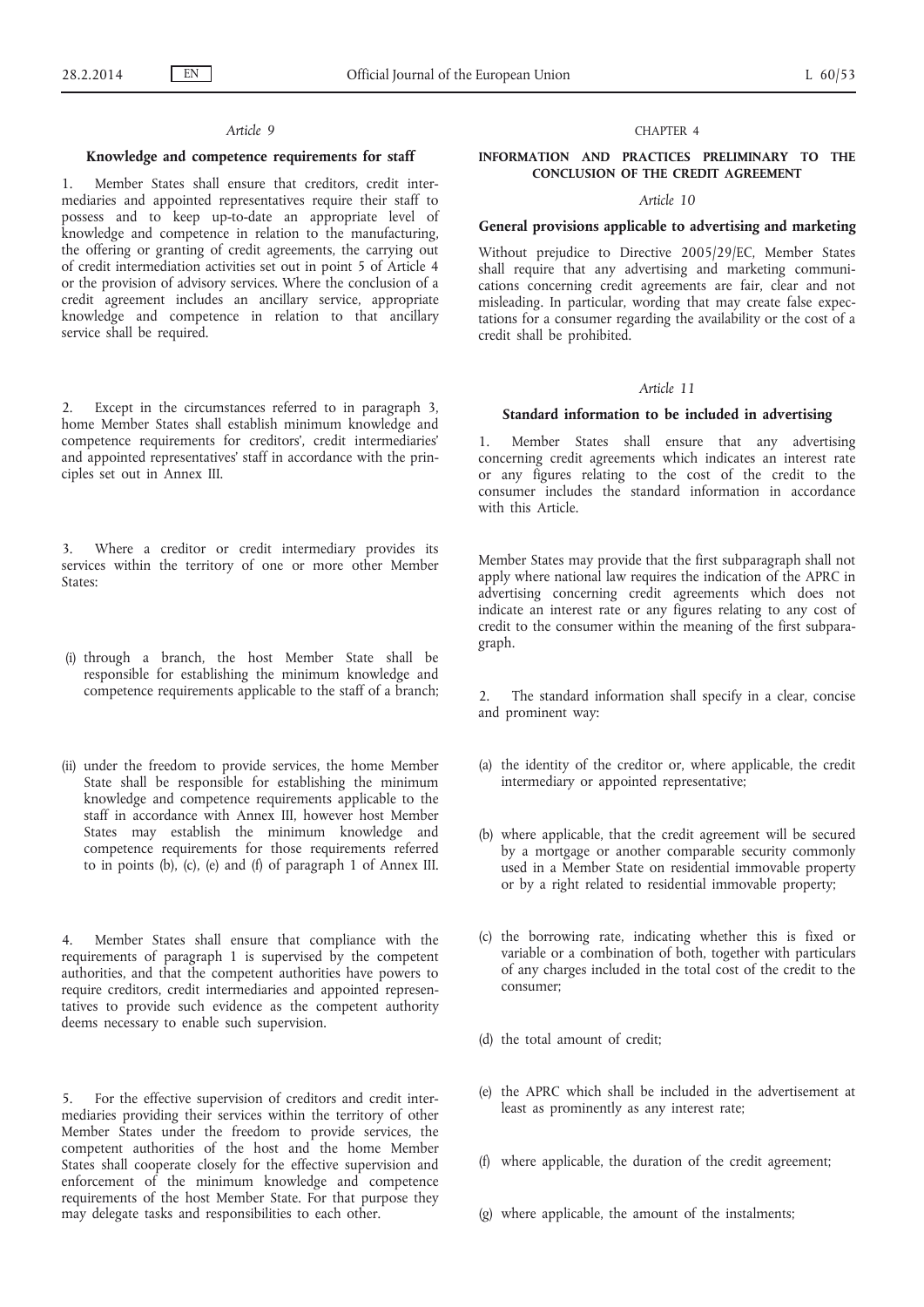### *Article 9*

#### Knowledge and competence requirements for staff

1. Member States shall ensure that creditors, credit intermediaries and appointed representatives require their staff to possess and to keep up-to-date an appropriate level of knowledge and competence in relation to the manufacturing, the offering or granting of credit agreements, the carrying out of credit intermediation activities set out in point 5 of Article 4 or the provision of advisory services. Where the conclusion of a credit agreement includes an ancillary service, appropriate knowledge and competence in relation to that ancillary service shall be required.

2. Except in the circumstances referred to in paragraph 3, home Member States shall establish minimum knowledge and competence requirements for creditors', credit intermediaries' and appointed representatives' staff in accordance with the principles set out in Annex III.

3. Where a creditor or credit intermediary provides its services within the territory of one or more other Member States:

(i) through a branch, the host Member State shall be responsible for establishing the minimum knowledge and competence requirements applicable to the staff of a branch;

(ii) under the freedom to provide services, the home Member State shall be responsible for establishing the minimum knowledge and competence requirements applicable to the staff in accordance with Annex III, however host Member States may establish the minimum knowledge and competence requirements for those requirements referred to in points (b), (c), (e) and (f) of paragraph 1 of Annex III.

4. Member States shall ensure that compliance with the requirements of paragraph 1 is supervised by the competent authorities, and that the competent authorities have powers to require creditors, credit intermediaries and appointed representatives to provide such evidence as the competent authority deems necessary to enable such supervision.

5. For the effective supervision of creditors and credit intermediaries providing their services within the territory of other Member States under the freedom to provide services, the competent authorities of the host and the home Member States shall cooperate closely for the effective supervision and enforcement of the minimum knowledge and competence requirements of the host Member State. For that purpose they may delegate tasks and responsibilities to each other.

## CHAPTER 4

## INFORMATION AND PRACTICES PRELIMINARY TO THE CONCLUSION OF THE CREDIT AGREEMENT

### *Article 10*

#### General provisions applicable to advertising and marketing

Without prejudice to Directive 2005/29/EC, Member States shall require that any advertising and marketing communications concerning credit agreements are fair, clear and not misleading. In particular, wording that may create false expectations for a consumer regarding the availability or the cost of a credit shall be prohibited.

### *Article 11*

#### Standard information to be included in advertising

1. Member States shall ensure that any advertising concerning credit agreements which indicates an interest rate or any figures relating to the cost of the credit to the consumer includes the standard information in accordance with this Article.

Member States may provide that the first subparagraph shall not apply where national law requires the indication of the APRC in advertising concerning credit agreements which does not indicate an interest rate or any figures relating to any cost of credit to the consumer within the meaning of the first subparagraph.

2. The standard information shall specify in a clear, concise and prominent way:

(a) the identity of the creditor or, where applicable, the credit intermediary or appointed representative;

(b) where applicable, that the credit agreement will be secured by a mortgage or another comparable security commonly used in a Member State on residential immovable property or by a right related to residential immovable property;

(c) the borrowing rate, indicating whether this is fixed or variable or a combination of both, together with particulars of any charges included in the total cost of the credit to the consumer;

(d) the total amount of credit;

(e) the APRC which shall be included in the advertisement at least as prominently as any interest rate;

(f) where applicable, the duration of the credit agreement;

(g) where applicable, the amount of the instalments;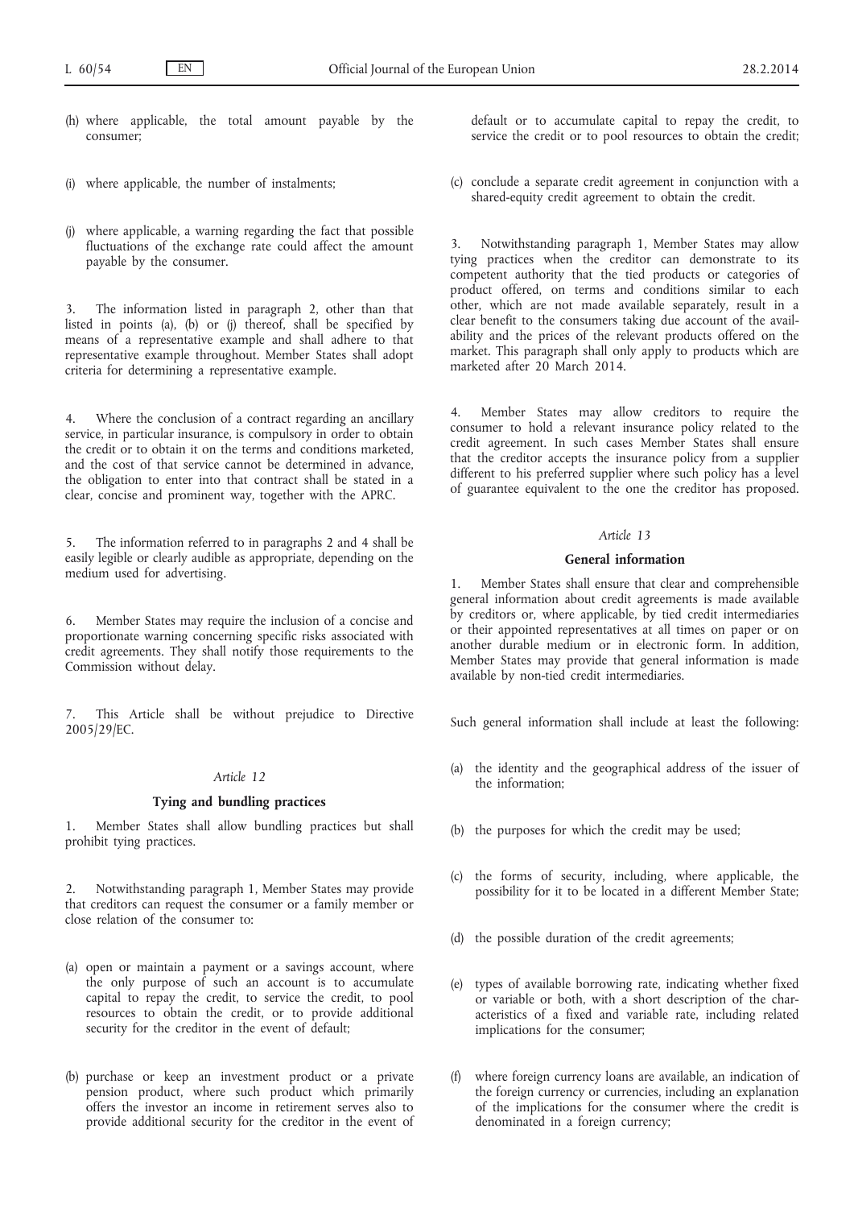(h) where applicable, the total amount payable by the consumer;

(i) where applicable, the number of instalments;

(j) where applicable, a warning regarding the fact that possible fluctuations of the exchange rate could affect the amount payable by the consumer.

3. The information listed in paragraph 2, other than that listed in points (a), (b) or (j) thereof, shall be specified by means of a representative example and shall adhere to that representative example throughout. Member States shall adopt criteria for determining a representative example.

4. Where the conclusion of a contract regarding an ancillary service, in particular insurance, is compulsory in order to obtain the credit or to obtain it on the terms and conditions marketed, and the cost of that service cannot be determined in advance, the obligation to enter into that contract shall be stated in a clear, concise and prominent way, together with the APRC.

5. The information referred to in paragraphs 2 and 4 shall be easily legible or clearly audible as appropriate, depending on the medium used for advertising.

6. Member States may require the inclusion of a concise and proportionate warning concerning specific risks associated with credit agreements. They shall notify those requirements to the Commission without delay.

7. This Article shall be without prejudice to Directive 2005/29/EC.

*Article 12*

**Tying and bundling practices**

1. Member States shall allow bundling practices but shall prohibit tying practices.

2. Notwithstanding paragraph 1, Member States may provide that creditors can request the consumer or a family member or close relation of the consumer to:

(a) open or maintain a payment or a savings account, where the only purpose of such an account is to accumulate capital to repay the credit, to service the credit, to pool resources to obtain the credit, or to provide additional security for the creditor in the event of default;

(b) purchase or keep an investment product or a private pension product, where such product which primarily offers the investor an income in retirement serves also to provide additional security for the creditor in the event of default or to accumulate capital to repay the credit, to service the credit or to pool resources to obtain the credit;

(c) conclude a separate credit agreement in conjunction with a shared-equity credit agreement to obtain the credit.

3. Notwithstanding paragraph 1, Member States may allow tying practices when the creditor can demonstrate to its competent authority that the tied products or categories of product offered, on terms and conditions similar to each other, which are not made available separately, result in a clear benefit to the consumers taking due account of the availability and the prices of the relevant products offered on the market. This paragraph shall only apply to products which are marketed after 20 March 2014.

4. Member States may allow creditors to require the consumer to hold a relevant insurance policy related to the credit agreement. In such cases Member States shall ensure that the creditor accepts the insurance policy from a supplier different to his preferred supplier where such policy has a level of guarantee equivalent to the one the creditor has proposed.

*Article 13*

**General information**

1. Member States shall ensure that clear and comprehensible general information about credit agreements is made available by creditors or, where applicable, by tied credit intermediaries or their appointed representatives at all times on paper or on another durable medium or in electronic form. In addition, Member States may provide that general information is made available by non-tied credit intermediaries.

Such general information shall include at least the following:

(a) the identity and the geographical address of the issuer of the information;

(b) the purposes for which the credit may be used;

(c) the forms of security, including, where applicable, the possibility for it to be located in a different Member State;

(d) the possible duration of the credit agreements;

(e) types of available borrowing rate, indicating whether fixed or variable or both, with a short description of the characteristics of a fixed and variable rate, including related implications for the consumer;

(f) where foreign currency loans are available, an indication of the foreign currency or currencies, including an explanation of the implications for the consumer where the credit is denominated in a foreign currency;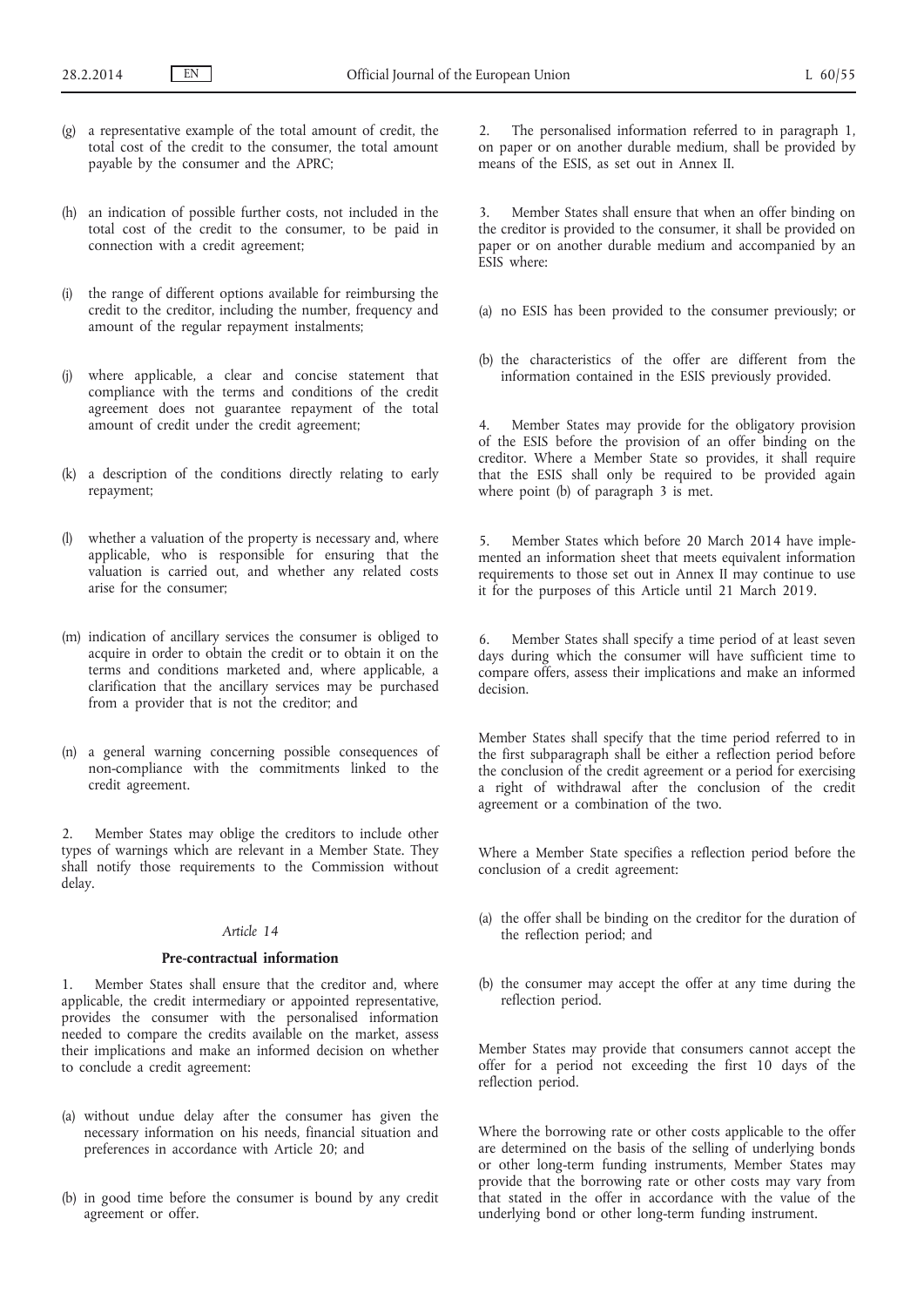(g) a representative example of the total amount of credit, the total cost of the credit to the consumer, the total amount payable by the consumer and the APRC;

(h) an indication of possible further costs, not included in the total cost of the credit to the consumer, to be paid in connection with a credit agreement;

(i) the range of different options available for reimbursing the credit to the creditor, including the number, frequency and amount of the regular repayment instalments;

(j) where applicable, a clear and concise statement that compliance with the terms and conditions of the credit agreement does not guarantee repayment of the total amount of credit under the credit agreement;

(k) a description of the conditions directly relating to early repayment;

(l) whether a valuation of the property is necessary and, where applicable, who is responsible for ensuring that the valuation is carried out, and whether any related costs arise for the consumer;

(m) indication of ancillary services the consumer is obliged to acquire in order to obtain the credit or to obtain it on the terms and conditions marketed and, where applicable, a clarification that the ancillary services may be purchased from a provider that is not the creditor; and

(n) a general warning concerning possible consequences of non-compliance with the commitments linked to the credit agreement.

2. Member States may oblige the creditors to include other types of warnings which are relevant in a Member State. They shall notify those requirements to the Commission without delay.

*Article 14*

**Pre-contractual information**

1. Member States shall ensure that the creditor and, where applicable, the credit intermediary or appointed representative, provides the consumer with the personalised information needed to compare the credits available on the market, assess their implications and make an informed decision on whether to conclude a credit agreement:

(a) without undue delay after the consumer has given the necessary information on his needs, financial situation and preferences in accordance with Article 20; and

(b) in good time before the consumer is bound by any credit agreement or offer.

2. The personalised information referred to in paragraph 1, on paper or on another durable medium, shall be provided by means of the ESIS, as set out in Annex II.

3. Member States shall ensure that when an offer binding on the creditor is provided to the consumer, it shall be provided on paper or on another durable medium and accompanied by an ESIS where:

(a) no ESIS has been provided to the consumer previously; or

(b) the characteristics of the offer are different from the information contained in the ESIS previously provided.

4. Member States may provide for the obligatory provision of the ESIS before the provision of an offer binding on the creditor. Where a Member State so provides, it shall require that the ESIS shall only be required to be provided again where point (b) of paragraph 3 is met.

5. Member States which before 20 March 2014 have implemented an information sheet that meets equivalent information requirements to those set out in Annex II may continue to use it for the purposes of this Article until 21 March 2019.

6. Member States shall specify a time period of at least seven days during which the consumer will have sufficient time to compare offers, assess their implications and make an informed decision.

Member States shall specify that the time period referred to in the first subparagraph shall be either a reflection period before the conclusion of the credit agreement or a period for exercising a right of withdrawal after the conclusion of the credit agreement or a combination of the two.

Where a Member State specifies a reflection period before the conclusion of a credit agreement:

(a) the offer shall be binding on the creditor for the duration of the reflection period; and

(b) the consumer may accept the offer at any time during the reflection period.

Member States may provide that consumers cannot accept the offer for a period not exceeding the first 10 days of the reflection period.

Where the borrowing rate or other costs applicable to the offer are determined on the basis of the selling of underlying bonds or other long-term funding instruments, Member States may provide that the borrowing rate or other costs may vary from that stated in the offer in accordance with the value of the underlying bond or other long-term funding instrument.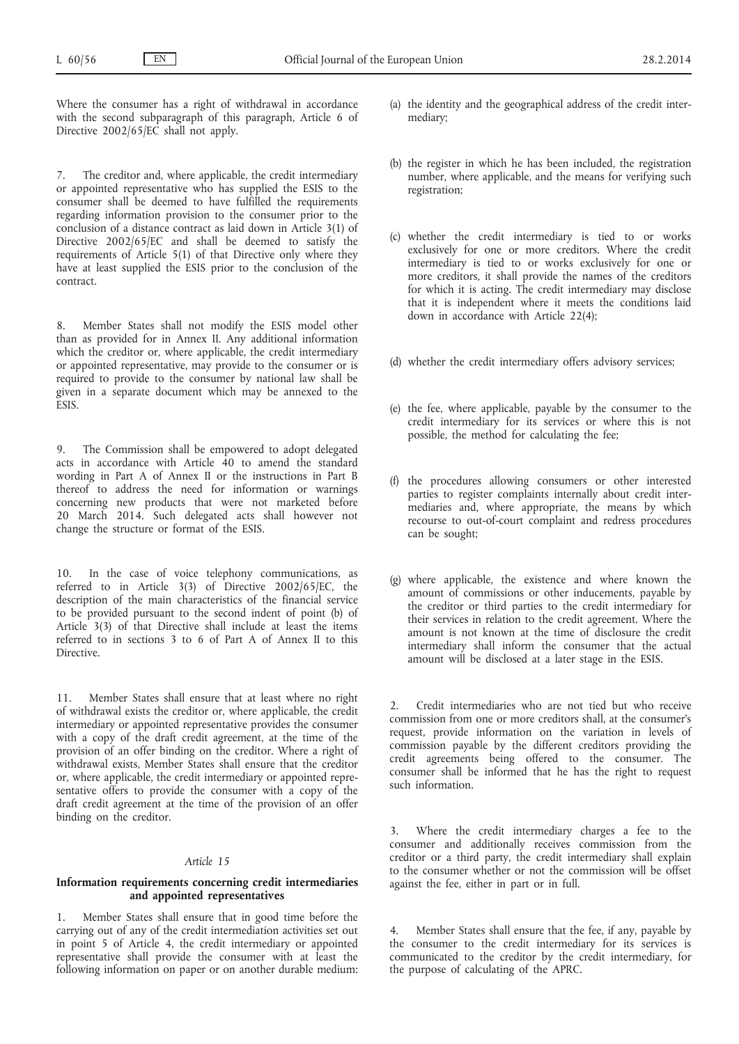Where the consumer has a right of withdrawal in accordance with the second subparagraph of this paragraph, Article 6 of Directive 2002/65/EC shall not apply.

7. The creditor and, where applicable, the credit intermediary or appointed representative who has supplied the ESIS to the consumer shall be deemed to have fulfilled the requirements regarding information provision to the consumer prior to the conclusion of a distance contract as laid down in Article 3(1) of Directive 2002/65/EC and shall be deemed to satisfy the requirements of Article 5(1) of that Directive only where they have at least supplied the ESIS prior to the conclusion of the contract.

8. Member States shall not modify the ESIS model other than as provided for in Annex II. Any additional information which the creditor or, where applicable, the credit intermediary or appointed representative, may provide to the consumer or is required to provide to the consumer by national law shall be given in a separate document which may be annexed to the ESIS.

9. The Commission shall be empowered to adopt delegated acts in accordance with Article 40 to amend the standard wording in Part A of Annex II or the instructions in Part B thereof to address the need for information or warnings concerning new products that were not marketed before 20 March 2014. Such delegated acts shall however not change the structure or format of the ESIS.

10. In the case of voice telephony communications, as referred to in Article 3(3) of Directive 2002/65/EC, the description of the main characteristics of the financial service to be provided pursuant to the second indent of point (b) of Article 3(3) of that Directive shall include at least the items referred to in sections 3 to 6 of Part A of Annex II to this Directive.

11. Member States shall ensure that at least where no right of withdrawal exists the creditor or, where applicable, the credit intermediary or appointed representative provides the consumer with a copy of the draft credit agreement, at the time of the provision of an offer binding on the creditor. Where a right of withdrawal exists, Member States shall ensure that the creditor or, where applicable, the credit intermediary or appointed representative offers to provide the consumer with a copy of the draft credit agreement at the time of the provision of an offer binding on the creditor.

*Article 15*

**Information requirements concerning credit intermediaries and appointed representatives**

1. Member States shall ensure that in good time before the carrying out of any of the credit intermediation activities set out in point 5 of Article 4, the credit intermediary or appointed representative shall provide the consumer with at least the following information on paper or on another durable medium:

(a) the identity and the geographical address of the credit intermediary;

(b) the register in which he has been included, the registration number, where applicable, and the means for verifying such registration;

(c) whether the credit intermediary is tied to or works exclusively for one or more creditors. Where the credit intermediary is tied to or works exclusively for one or more creditors, it shall provide the names of the creditors for which it is acting. The credit intermediary may disclose that it is independent where it meets the conditions laid down in accordance with Article 22(4);

(d) whether the credit intermediary offers advisory services;

(e) the fee, where applicable, payable by the consumer to the credit intermediary for its services or where this is not possible, the method for calculating the fee;

(f) the procedures allowing consumers or other interested parties to register complaints internally about credit intermediaries and, where appropriate, the means by which recourse to out-of-court complaint and redress procedures can be sought;

(g) where applicable, the existence and where known the amount of commissions or other inducements, payable by the creditor or third parties to the credit intermediary for their services in relation to the credit agreement. Where the amount is not known at the time of disclosure the credit intermediary shall inform the consumer that the actual amount will be disclosed at a later stage in the ESIS.

2. Credit intermediaries who are not tied but who receive commission from one or more creditors shall, at the consumer's request, provide information on the variation in levels of commission payable by the different creditors providing the credit agreements being offered to the consumer. The consumer shall be informed that he has the right to request such information.

3. Where the credit intermediary charges a fee to the consumer and additionally receives commission from the creditor or a third party, the credit intermediary shall explain to the consumer whether or not the commission will be offset against the fee, either in part or in full.

4. Member States shall ensure that the fee, if any, payable by the consumer to the credit intermediary for its services is communicated to the creditor by the credit intermediary, for the purpose of calculating of the APRC.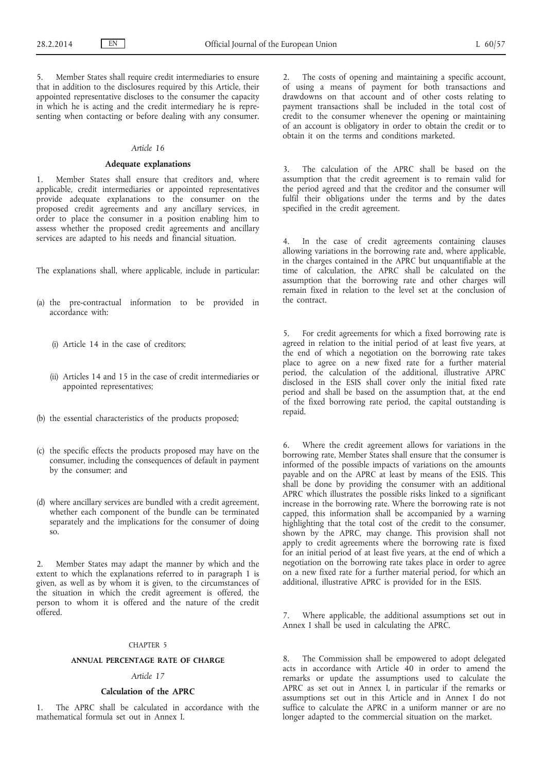5. Member States shall require credit intermediaries to ensure that in addition to the disclosures required by this Article, their appointed representative discloses to the consumer the capacity in which he is acting and the credit intermediary he is representing when contacting or before dealing with any consumer.

*Article 16*

**Adequate explanations**

1. Member States shall ensure that creditors and, where applicable, credit intermediaries or appointed representatives provide adequate explanations to the consumer on the proposed credit agreements and any ancillary services, in order to place the consumer in a position enabling him to assess whether the proposed credit agreements and ancillary services are adapted to his needs and financial situation.

The explanations shall, where applicable, include in particular:

(a) the pre-contractual information to be provided in accordance with:

(i) Article 14 in the case of creditors;

(ii) Articles 14 and 15 in the case of credit intermediaries or appointed representatives;

(b) the essential characteristics of the products proposed;

(c) the specific effects the products proposed may have on the consumer, including the consequences of default in payment by the consumer; and

(d) where ancillary services are bundled with a credit agreement, whether each component of the bundle can be terminated separately and the implications for the consumer of doing so.

2. Member States may adapt the manner by which and the extent to which the explanations referred to in paragraph 1 is given, as well as by whom it is given, to the circumstances of the situation in which the credit agreement is offered, the person to whom it is offered and the nature of the credit offered.

CHAPTER 5

**ANNUAL PERCENTAGE RATE OF CHARGE**

*Article 17*

**Calculation of the APRC**

1. The APRC shall be calculated in accordance with the mathematical formula set out in Annex I.

2. The costs of opening and maintaining a specific account, of using a means of payment for both transactions and drawdowns on that account and of other costs relating to payment transactions shall be included in the total cost of credit to the consumer whenever the opening or maintaining of an account is obligatory in order to obtain the credit or to obtain it on the terms and conditions marketed.

3. The calculation of the APRC shall be based on the assumption that the credit agreement is to remain valid for the period agreed and that the creditor and the consumer will fulfil their obligations under the terms and by the dates specified in the credit agreement.

4. In the case of credit agreements containing clauses allowing variations in the borrowing rate and, where applicable, in the charges contained in the APRC but unquantifiable at the time of calculation, the APRC shall be calculated on the assumption that the borrowing rate and other charges will remain fixed in relation to the level set at the conclusion of the contract.

5. For credit agreements for which a fixed borrowing rate is agreed in relation to the initial period of at least five years, at the end of which a negotiation on the borrowing rate takes place to agree on a new fixed rate for a further material period, the calculation of the additional, illustrative APRC disclosed in the ESIS shall cover only the initial fixed rate period and shall be based on the assumption that, at the end of the fixed borrowing rate period, the capital outstanding is repaid.

6. Where the credit agreement allows for variations in the borrowing rate, Member States shall ensure that the consumer is informed of the possible impacts of variations on the amounts payable and on the APRC at least by means of the ESIS. This shall be done by providing the consumer with an additional APRC which illustrates the possible risks linked to a significant increase in the borrowing rate. Where the borrowing rate is not capped, this information shall be accompanied by a warning highlighting that the total cost of the credit to the consumer, shown by the APRC, may change. This provision shall not apply to credit agreements where the borrowing rate is fixed for an initial period of at least five years, at the end of which a negotiation on the borrowing rate takes place in order to agree on a new fixed rate for a further material period, for which an additional, illustrative APRC is provided for in the ESIS.

7. Where applicable, the additional assumptions set out in Annex I shall be used in calculating the APRC.

8. The Commission shall be empowered to adopt delegated acts in accordance with Article 40 in order to amend the remarks or update the assumptions used to calculate the APRC as set out in Annex I, in particular if the remarks or assumptions set out in this Article and in Annex I do not suffice to calculate the APRC in a uniform manner or are no longer adapted to the commercial situation on the market.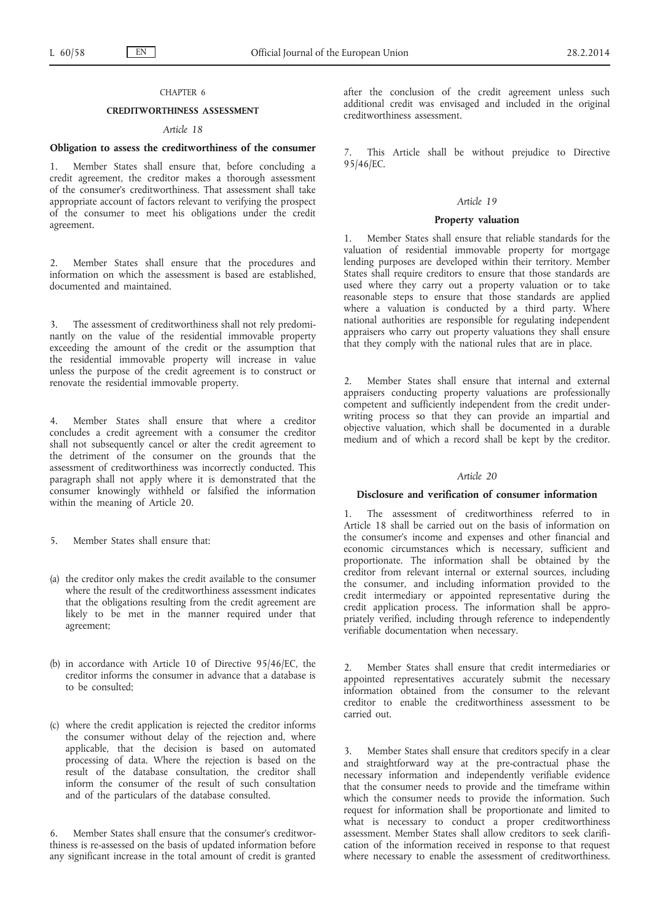## CHAPTER 6

## CREDITWORTHINESS ASSESSMENT

### *Article 18*

### Obligation to assess the creditworthiness of the consumer

1. Member States shall ensure that, before concluding a credit agreement, the creditor makes a thorough assessment of the consumer's creditworthiness. That assessment shall take appropriate account of factors relevant to verifying the prospect of the consumer to meet his obligations under the credit agreement.

2. Member States shall ensure that the procedures and information on which the assessment is based are established, documented and maintained.

3. The assessment of creditworthiness shall not rely predominantly on the value of the residential immovable property exceeding the amount of the credit or the assumption that the residential immovable property will increase in value unless the purpose of the credit agreement is to construct or renovate the residential immovable property.

4. Member States shall ensure that where a creditor concludes a credit agreement with a consumer the creditor shall not subsequently cancel or alter the credit agreement to the detriment of the consumer on the grounds that the assessment of creditworthiness was incorrectly conducted. This paragraph shall not apply where it is demonstrated that the consumer knowingly withheld or falsified the information within the meaning of Article 20.

5. Member States shall ensure that:

(a) the creditor only makes the credit available to the consumer where the result of the creditworthiness assessment indicates that the obligations resulting from the credit agreement are likely to be met in the manner required under that agreement;

(b) in accordance with Article 10 of Directive 95/46/EC, the creditor informs the consumer in advance that a database is to be consulted;

(c) where the credit application is rejected the creditor informs the consumer without delay of the rejection and, where applicable, that the decision is based on automated processing of data. Where the rejection is based on the result of the database consultation, the creditor shall inform the consumer of the result of such consultation and of the particulars of the database consulted.

6. Member States shall ensure that the consumer's creditworthiness is re-assessed on the basis of updated information before any significant increase in the total amount of credit is granted after the conclusion of the credit agreement unless such additional credit was envisaged and included in the original creditworthiness assessment.

7. This Article shall be without prejudice to Directive 95/46/EC.

### *Article 19*

### Property valuation

1. Member States shall ensure that reliable standards for the valuation of residential immovable property for mortgage lending purposes are developed within their territory. Member States shall require creditors to ensure that those standards are used where they carry out a property valuation or to take reasonable steps to ensure that those standards are applied where a valuation is conducted by a third party. Where national authorities are responsible for regulating independent appraisers who carry out property valuations they shall ensure that they comply with the national rules that are in place.

2. Member States shall ensure that internal and external appraisers conducting property valuations are professionally competent and sufficiently independent from the credit underwriting process so that they can provide an impartial and objective valuation, which shall be documented in a durable medium and of which a record shall be kept by the creditor.

### *Article 20*

### Disclosure and verification of consumer information

1. The assessment of creditworthiness referred to in Article 18 shall be carried out on the basis of information on the consumer's income and expenses and other financial and economic circumstances which is necessary, sufficient and proportionate. The information shall be obtained by the creditor from relevant internal or external sources, including the consumer, and including information provided to the credit intermediary or appointed representative during the credit application process. The information shall be appropriately verified, including through reference to independently verifiable documentation when necessary.

2. Member States shall ensure that credit intermediaries or appointed representatives accurately submit the necessary information obtained from the consumer to the relevant creditor to enable the creditworthiness assessment to be carried out.

3. Member States shall ensure that creditors specify in a clear and straightforward way at the pre-contractual phase the necessary information and independently verifiable evidence that the consumer needs to provide and the timeframe within which the consumer needs to provide the information. Such request for information shall be proportionate and limited to what is necessary to conduct a proper creditworthiness assessment. Member States shall allow creditors to seek clarification of the information received in response to that request where necessary to enable the assessment of creditworthiness.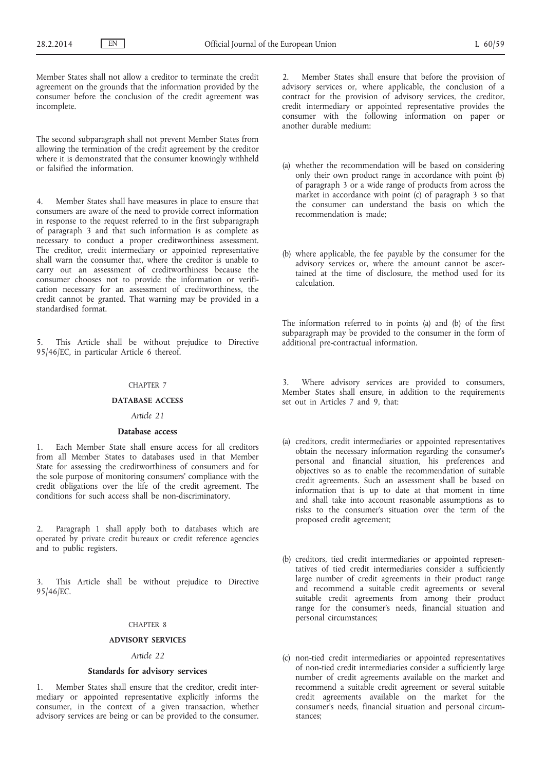Member States shall not allow a creditor to terminate the credit agreement on the grounds that the information provided by the consumer before the conclusion of the credit agreement was incomplete.

The second subparagraph shall not prevent Member States from allowing the termination of the credit agreement by the creditor where it is demonstrated that the consumer knowingly withheld or falsified the information.

4. Member States shall have measures in place to ensure that consumers are aware of the need to provide correct information in response to the request referred to in the first subparagraph of paragraph 3 and that such information is as complete as necessary to conduct a proper creditworthiness assessment. The creditor, credit intermediary or appointed representative shall warn the consumer that, where the creditor is unable to carry out an assessment of creditworthiness because the consumer chooses not to provide the information or verification necessary for an assessment of creditworthiness, the credit cannot be granted. That warning may be provided in a standardised format.

5. This Article shall be without prejudice to Directive 95/46/EC, in particular Article 6 thereof.

CHAPTER 7

## DATABASE ACCESS

*Article 21*

### Database access

1. Each Member State shall ensure access for all creditors from all Member States to databases used in that Member State for assessing the creditworthiness of consumers and for the sole purpose of monitoring consumers' compliance with the credit obligations over the life of the credit agreement. The conditions for such access shall be non-discriminatory.

2. Paragraph 1 shall apply both to databases which are operated by private credit bureaux or credit reference agencies and to public registers.

3. This Article shall be without prejudice to Directive 95/46/EC.

CHAPTER 8

## ADVISORY SERVICES

*Article 22*

### Standards for advisory services

1. Member States shall ensure that the creditor, credit intermediary or appointed representative explicitly informs the consumer, in the context of a given transaction, whether advisory services are being or can be provided to the consumer.

2. Member States shall ensure that before the provision of advisory services or, where applicable, the conclusion of a contract for the provision of advisory services, the creditor, credit intermediary or appointed representative provides the consumer with the following information on paper or another durable medium:

(a) whether the recommendation will be based on considering only their own product range in accordance with point (b) of paragraph 3 or a wide range of products from across the market in accordance with point (c) of paragraph 3 so that the consumer can understand the basis on which the recommendation is made;

(b) where applicable, the fee payable by the consumer for the advisory services or, where the amount cannot be ascertained at the time of disclosure, the method used for its calculation.

The information referred to in points (a) and (b) of the first subparagraph may be provided to the consumer in the form of additional pre-contractual information.

3. Where advisory services are provided to consumers, Member States shall ensure, in addition to the requirements set out in Articles 7 and 9, that:

(a) creditors, credit intermediaries or appointed representatives obtain the necessary information regarding the consumer's personal and financial situation, his preferences and objectives so as to enable the recommendation of suitable credit agreements. Such an assessment shall be based on information that is up to date at that moment in time and shall take into account reasonable assumptions as to risks to the consumer's situation over the term of the proposed credit agreement;

(b) creditors, tied credit intermediaries or appointed representatives of tied credit intermediaries consider a sufficiently large number of credit agreements in their product range and recommend a suitable credit agreements or several suitable credit agreements from among their product range for the consumer's needs, financial situation and personal circumstances;

(c) non-tied credit intermediaries or appointed representatives of non-tied credit intermediaries consider a sufficiently large number of credit agreements available on the market and recommend a suitable credit agreement or several suitable credit agreements available on the market for the consumer's needs, financial situation and personal circumstances;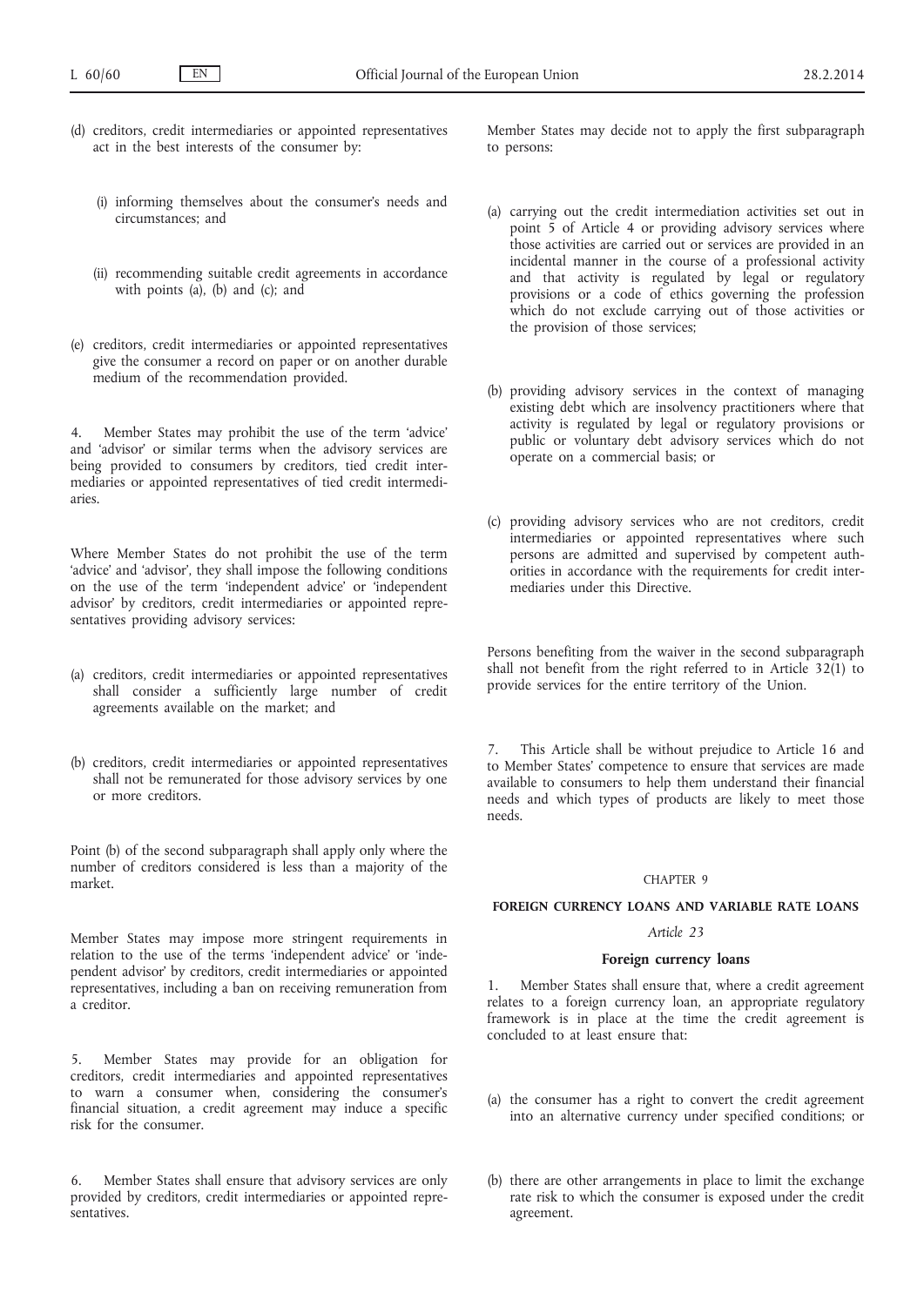(d) creditors, credit intermediaries or appointed representatives act in the best interests of the consumer by:

 (i) informing themselves about the consumer's needs and circumstances; and

 (ii) recommending suitable credit agreements in accordance with points (a), (b) and (c); and

(e) creditors, credit intermediaries or appointed representatives give the consumer a record on paper or on another durable medium of the recommendation provided.

4. Member States may prohibit the use of the term 'advice' and 'advisor' or similar terms when the advisory services are being provided to consumers by creditors, tied credit intermediaries or appointed representatives of tied credit intermediaries.

Where Member States do not prohibit the use of the term 'advice' and 'advisor', they shall impose the following conditions on the use of the term 'independent advice' or 'independent advisor' by creditors, credit intermediaries or appointed representatives providing advisory services:

(a) creditors, credit intermediaries or appointed representatives shall consider a sufficiently large number of credit agreements available on the market; and

(b) creditors, credit intermediaries or appointed representatives shall not be remunerated for those advisory services by one or more creditors.

Point (b) of the second subparagraph shall apply only where the number of creditors considered is less than a majority of the market.

Member States may impose more stringent requirements in relation to the use of the terms 'independent advice' or 'independent advisor' by creditors, credit intermediaries or appointed representatives, including a ban on receiving remuneration from a creditor.

5. Member States may provide for an obligation for creditors, credit intermediaries and appointed representatives to warn a consumer when, considering the consumer's financial situation, a credit agreement may induce a specific risk for the consumer.

6. Member States shall ensure that advisory services are only provided by creditors, credit intermediaries or appointed representatives.

Member States may decide not to apply the first subparagraph to persons:

(a) carrying out the credit intermediation activities set out in point 5 of Article 4 or providing advisory services where those activities are carried out or services are provided in an incidental manner in the course of a professional activity and that activity is regulated by legal or regulatory provisions or a code of ethics governing the profession which do not exclude carrying out of those activities or the provision of those services;

(b) providing advisory services in the context of managing existing debt which are insolvency practitioners where that activity is regulated by legal or regulatory provisions or public or voluntary debt advisory services which do not operate on a commercial basis; or

(c) providing advisory services who are not creditors, credit intermediaries or appointed representatives where such persons are admitted and supervised by competent authorities in accordance with the requirements for credit intermediaries under this Directive.

Persons benefiting from the waiver in the second subparagraph shall not benefit from the right referred to in Article 32(1) to provide services for the entire territory of the Union.

7. This Article shall be without prejudice to Article 16 and to Member States' competence to ensure that services are made available to consumers to help them understand their financial needs and which types of products are likely to meet those needs.

CHAPTER 9

## FOREIGN CURRENCY LOANS AND VARIABLE RATE LOANS

*Article 23*

### Foreign currency loans

1. Member States shall ensure that, where a credit agreement relates to a foreign currency loan, an appropriate regulatory framework is in place at the time the credit agreement is concluded to at least ensure that:

(a) the consumer has a right to convert the credit agreement into an alternative currency under specified conditions; or

(b) there are other arrangements in place to limit the exchange rate risk to which the consumer is exposed under the credit agreement.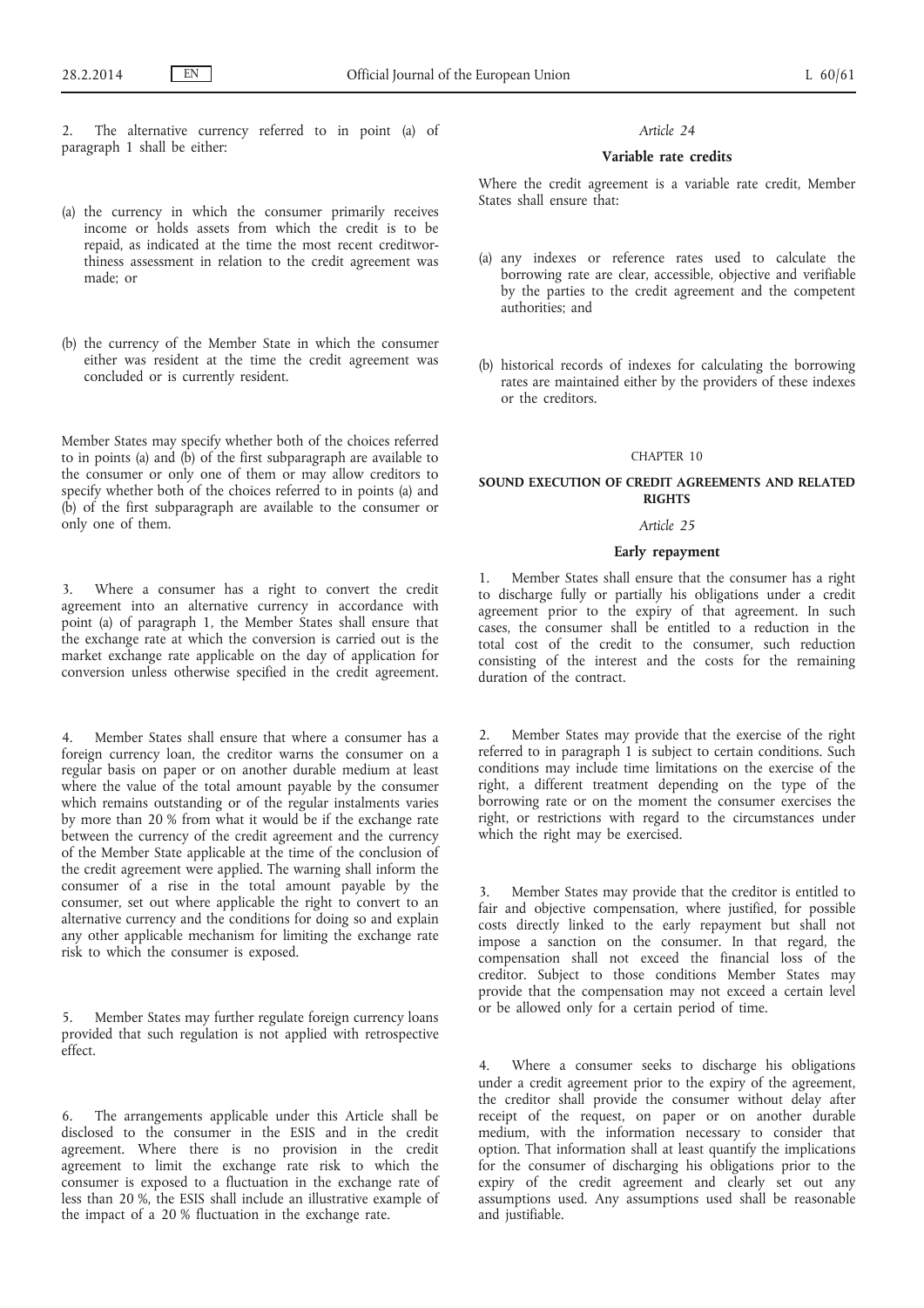2. The alternative currency referred to in point (a) of paragraph 1 shall be either:

(a) the currency in which the consumer primarily receives income or holds assets from which the credit is to be repaid, as indicated at the time the most recent creditworthiness assessment in relation to the credit agreement was made; or

(b) the currency of the Member State in which the consumer either was resident at the time the credit agreement was concluded or is currently resident.

Member States may specify whether both of the choices referred to in points (a) and (b) of the first subparagraph are available to the consumer or only one of them or may allow creditors to specify whether both of the choices referred to in points (a) and (b) of the first subparagraph are available to the consumer or only one of them.

3. Where a consumer has a right to convert the credit agreement into an alternative currency in accordance with point (a) of paragraph 1, the Member States shall ensure that the exchange rate at which the conversion is carried out is the market exchange rate applicable on the day of application for conversion unless otherwise specified in the credit agreement.

4. Member States shall ensure that where a consumer has a foreign currency loan, the creditor warns the consumer on a regular basis on paper or on another durable medium at least where the value of the total amount payable by the consumer which remains outstanding or of the regular instalments varies by more than 20 % from what it would be if the exchange rate between the currency of the credit agreement and the currency of the Member State applicable at the time of the conclusion of the credit agreement were applied. The warning shall inform the consumer of a rise in the total amount payable by the consumer, set out where applicable the right to convert to an alternative currency and the conditions for doing so and explain any other applicable mechanism for limiting the exchange rate risk to which the consumer is exposed.

5. Member States may further regulate foreign currency loans provided that such regulation is not applied with retrospective effect.

6. The arrangements applicable under this Article shall be disclosed to the consumer in the ESIS and in the credit agreement. Where there is no provision in the credit agreement to limit the exchange rate risk to which the consumer is exposed to a fluctuation in the exchange rate of less than 20 %, the ESIS shall include an illustrative example of the impact of a 20 % fluctuation in the exchange rate.

*Article 24*

**Variable rate credits**

Where the credit agreement is a variable rate credit, Member States shall ensure that:

(a) any indexes or reference rates used to calculate the borrowing rate are clear, accessible, objective and verifiable by the parties to the credit agreement and the competent authorities; and

(b) historical records of indexes for calculating the borrowing rates are maintained either by the providers of these indexes or the creditors.

## CHAPTER 10

## SOUND EXECUTION OF CREDIT AGREEMENTS AND RELATED RIGHTS

*Article 25*

**Early repayment**

1. Member States shall ensure that the consumer has a right to discharge fully or partially his obligations under a credit agreement prior to the expiry of that agreement. In such cases, the consumer shall be entitled to a reduction in the total cost of the credit to the consumer, such reduction consisting of the interest and the costs for the remaining duration of the contract.

2. Member States may provide that the exercise of the right referred to in paragraph 1 is subject to certain conditions. Such conditions may include time limitations on the exercise of the right, a different treatment depending on the type of the borrowing rate or on the moment the consumer exercises the right, or restrictions with regard to the circumstances under which the right may be exercised.

3. Member States may provide that the creditor is entitled to fair and objective compensation, where justified, for possible costs directly linked to the early repayment but shall not impose a sanction on the consumer. In that regard, the compensation shall not exceed the financial loss of the creditor. Subject to those conditions Member States may provide that the compensation may not exceed a certain level or be allowed only for a certain period of time.

4. Where a consumer seeks to discharge his obligations under a credit agreement prior to the expiry of the agreement, the creditor shall provide the consumer without delay after receipt of the request, on paper or on another durable medium, with the information necessary to consider that option. That information shall at least quantify the implications for the consumer of discharging his obligations prior to the expiry of the credit agreement and clearly set out any assumptions used. Any assumptions used shall be reasonable and justifiable.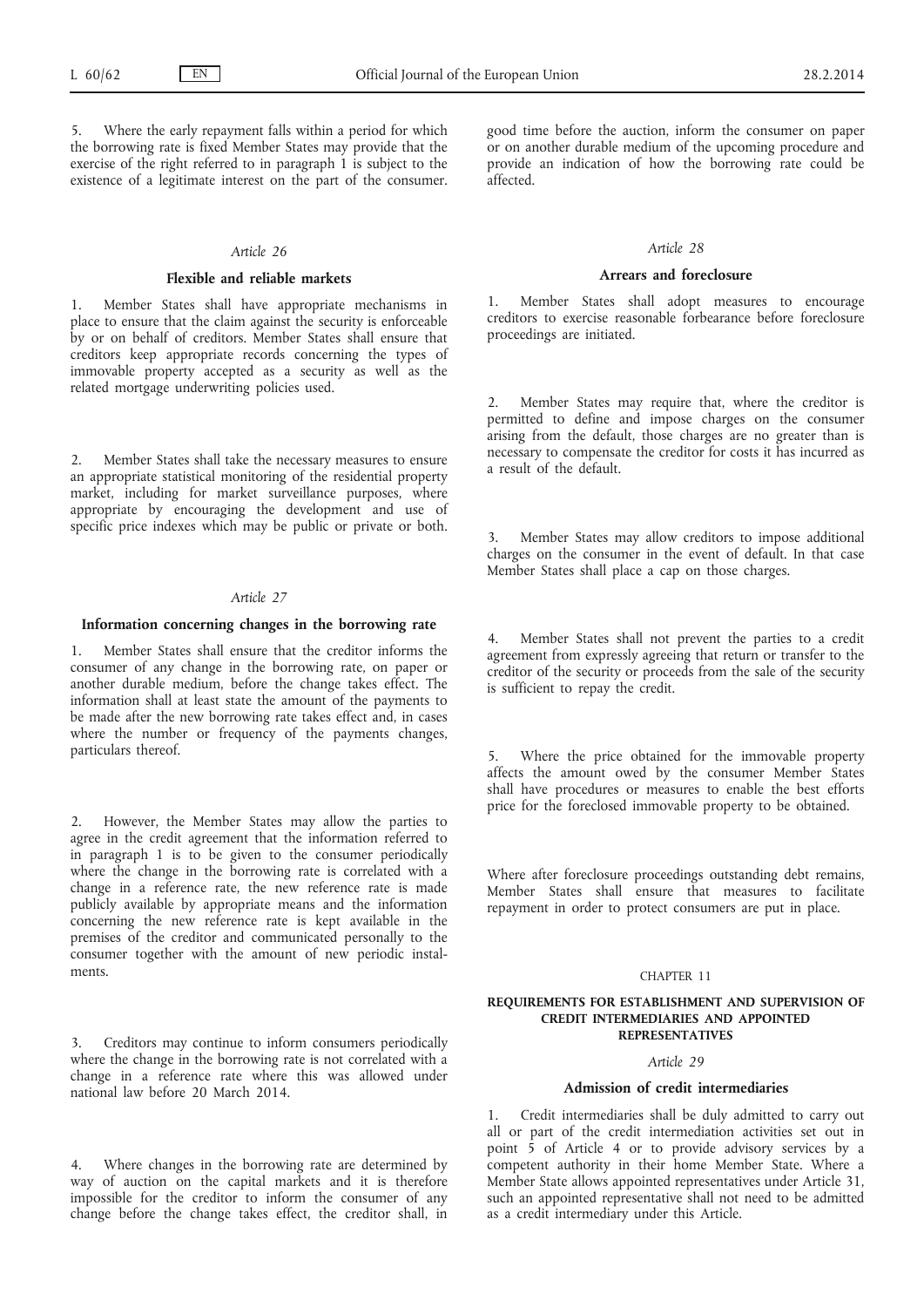5. Where the early repayment falls within a period for which the borrowing rate is fixed Member States may provide that the exercise of the right referred to in paragraph 1 is subject to the existence of a legitimate interest on the part of the consumer.

*Article 26*

**Flexible and reliable markets**

1. Member States shall have appropriate mechanisms in place to ensure that the claim against the security is enforceable by or on behalf of creditors. Member States shall ensure that creditors keep appropriate records concerning the types of immovable property accepted as a security as well as the related mortgage underwriting policies used.

2. Member States shall take the necessary measures to ensure an appropriate statistical monitoring of the residential property market, including for market surveillance purposes, where appropriate by encouraging the development and use of specific price indexes which may be public or private or both.

*Article 27*

**Information concerning changes in the borrowing rate**

1. Member States shall ensure that the creditor informs the consumer of any change in the borrowing rate, on paper or another durable medium, before the change takes effect. The information shall at least state the amount of the payments to be made after the new borrowing rate takes effect and, in cases where the number or frequency of the payments changes, particulars thereof.

2. However, the Member States may allow the parties to agree in the credit agreement that the information referred to in paragraph 1 is to be given to the consumer periodically where the change in the borrowing rate is correlated with a change in a reference rate, the new reference rate is made publicly available by appropriate means and the information concerning the new reference rate is kept available in the premises of the creditor and communicated personally to the consumer together with the amount of new periodic instalments.

3. Creditors may continue to inform consumers periodically where the change in the borrowing rate is not correlated with a change in a reference rate where this was allowed under national law before 20 March 2014.

4. Where changes in the borrowing rate are determined by way of auction on the capital markets and it is therefore impossible for the creditor to inform the consumer of any change before the change takes effect, the creditor shall, in good time before the auction, inform the consumer on paper or on another durable medium of the upcoming procedure and provide an indication of how the borrowing rate could be affected.

*Article 28*

**Arrears and foreclosure**

1. Member States shall adopt measures to encourage creditors to exercise reasonable forbearance before foreclosure proceedings are initiated.

2. Member States may require that, where the creditor is permitted to define and impose charges on the consumer arising from the default, those charges are no greater than is necessary to compensate the creditor for costs it has incurred as a result of the default.

3. Member States may allow creditors to impose additional charges on the consumer in the event of default. In that case Member States shall place a cap on those charges.

4. Member States shall not prevent the parties to a credit agreement from expressly agreeing that return or transfer to the creditor of the security or proceeds from the sale of the security is sufficient to repay the credit.

5. Where the price obtained for the immovable property affects the amount owed by the consumer Member States shall have procedures or measures to enable the best efforts price for the foreclosed immovable property to be obtained.

Where after foreclosure proceedings outstanding debt remains, Member States shall ensure that measures to facilitate repayment in order to protect consumers are put in place.

CHAPTER 11

**REQUIREMENTS FOR ESTABLISHMENT AND SUPERVISION OF CREDIT INTERMEDIARIES AND APPOINTED REPRESENTATIVES**

*Article 29*

**Admission of credit intermediaries**

1. Credit intermediaries shall be duly admitted to carry out all or part of the credit intermediation activities set out in point 5 of Article 4 or to provide advisory services by a competent authority in their home Member State. Where a Member State allows appointed representatives under Article 31, such an appointed representative shall not need to be admitted as a credit intermediary under this Article.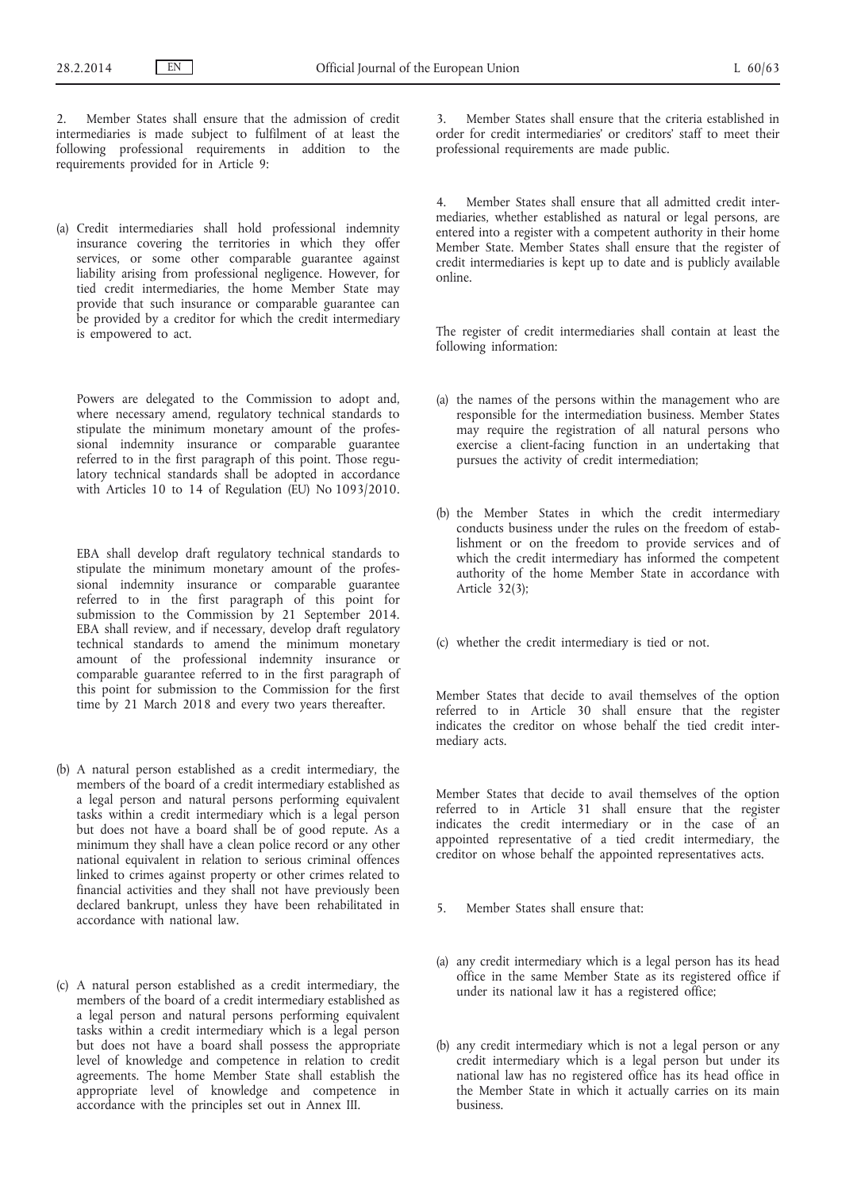2. Member States shall ensure that the admission of credit intermediaries is made subject to fulfilment of at least the following professional requirements in addition to the requirements provided for in Article 9:

(a) Credit intermediaries shall hold professional indemnity insurance covering the territories in which they offer services, or some other comparable guarantee against liability arising from professional negligence. However, for tied credit intermediaries, the home Member State may provide that such insurance or comparable guarantee can be provided by a creditor for which the credit intermediary is empowered to act.

Powers are delegated to the Commission to adopt and, where necessary amend, regulatory technical standards to stipulate the minimum monetary amount of the professional indemnity insurance or comparable guarantee referred to in the first paragraph of this point. Those regulatory technical standards shall be adopted in accordance with Articles 10 to 14 of Regulation (EU) No 1093/2010.

EBA shall develop draft regulatory technical standards to stipulate the minimum monetary amount of the professional indemnity insurance or comparable guarantee referred to in the first paragraph of this point for submission to the Commission by 21 September 2014. EBA shall review, and if necessary, develop draft regulatory technical standards to amend the minimum monetary amount of the professional indemnity insurance or comparable guarantee referred to in the first paragraph of this point for submission to the Commission for the first time by 21 March 2018 and every two years thereafter.

(b) A natural person established as a credit intermediary, the members of the board of a credit intermediary established as a legal person and natural persons performing equivalent tasks within a credit intermediary which is a legal person but does not have a board shall be of good repute. As a minimum they shall have a clean police record or any other national equivalent in relation to serious criminal offences linked to crimes against property or other crimes related to financial activities and they shall not have previously been declared bankrupt, unless they have been rehabilitated in accordance with national law.

(c) A natural person established as a credit intermediary, the members of the board of a credit intermediary established as a legal person and natural persons performing equivalent tasks within a credit intermediary which is a legal person but does not have a board shall possess the appropriate level of knowledge and competence in relation to credit agreements. The home Member State shall establish the appropriate level of knowledge and competence in accordance with the principles set out in Annex III.

3. Member States shall ensure that the criteria established in order for credit intermediaries' or creditors' staff to meet their professional requirements are made public.

4. Member States shall ensure that all admitted credit intermediaries, whether established as natural or legal persons, are entered into a register with a competent authority in their home Member State. Member States shall ensure that the register of credit intermediaries is kept up to date and is publicly available online.

The register of credit intermediaries shall contain at least the following information:

(a) the names of the persons within the management who are responsible for the intermediation business. Member States may require the registration of all natural persons who exercise a client-facing function in an undertaking that pursues the activity of credit intermediation;

(b) the Member States in which the credit intermediary conducts business under the rules on the freedom of establishment or on the freedom to provide services and of which the credit intermediary has informed the competent authority of the home Member State in accordance with Article 32(3);

(c) whether the credit intermediary is tied or not.

Member States that decide to avail themselves of the option referred to in Article 30 shall ensure that the register indicates the creditor on whose behalf the tied credit intermediary acts.

Member States that decide to avail themselves of the option referred to in Article 31 shall ensure that the register indicates the credit intermediary or in the case of an appointed representative of a tied credit intermediary, the creditor on whose behalf the appointed representatives acts.

5. Member States shall ensure that:

(a) any credit intermediary which is a legal person has its head office in the same Member State as its registered office if under its national law it has a registered office;

(b) any credit intermediary which is not a legal person or any credit intermediary which is a legal person but under its national law has no registered office has its head office in the Member State in which it actually carries on its main business.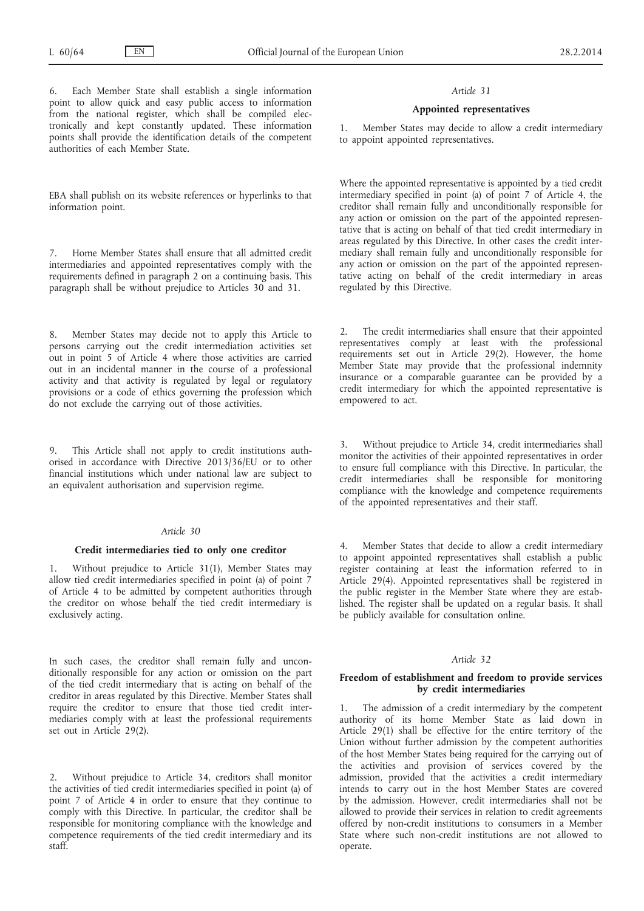6. Each Member State shall establish a single information point to allow quick and easy public access to information from the national register, which shall be compiled electronically and kept constantly updated. These information points shall provide the identification details of the competent authorities of each Member State.

EBA shall publish on its website references or hyperlinks to that information point.

7. Home Member States shall ensure that all admitted credit intermediaries and appointed representatives comply with the requirements defined in paragraph 2 on a continuing basis. This paragraph shall be without prejudice to Articles 30 and 31.

8. Member States may decide not to apply this Article to persons carrying out the credit intermediation activities set out in point 5 of Article 4 where those activities are carried out in an incidental manner in the course of a professional activity and that activity is regulated by legal or regulatory provisions or a code of ethics governing the profession which do not exclude the carrying out of those activities.

9. This Article shall not apply to credit institutions authorised in accordance with Directive 2013/36/EU or to other financial institutions which under national law are subject to an equivalent authorisation and supervision regime.

*Article 30*

**Credit intermediaries tied to only one creditor**

1. Without prejudice to Article 31(1), Member States may allow tied credit intermediaries specified in point (a) of point 7 of Article 4 to be admitted by competent authorities through the creditor on whose behalf the tied credit intermediary is exclusively acting.

In such cases, the creditor shall remain fully and unconditionally responsible for any action or omission on the part of the tied credit intermediary that is acting on behalf of the creditor in areas regulated by this Directive. Member States shall require the creditor to ensure that those tied credit intermediaries comply with at least the professional requirements set out in Article 29(2).

2. Without prejudice to Article 34, creditors shall monitor the activities of tied credit intermediaries specified in point (a) of point 7 of Article 4 in order to ensure that they continue to comply with this Directive. In particular, the creditor shall be responsible for monitoring compliance with the knowledge and competence requirements of the tied credit intermediary and its staff.

*Article 31*

**Appointed representatives**

1. Member States may decide to allow a credit intermediary to appoint appointed representatives.

Where the appointed representative is appointed by a tied credit intermediary specified in point (a) of point 7 of Article 4, the creditor shall remain fully and unconditionally responsible for any action or omission on the part of the appointed representative that is acting on behalf of that tied credit intermediary in areas regulated by this Directive. In other cases the credit intermediary shall remain fully and unconditionally responsible for any action or omission on the part of the appointed representative acting on behalf of the credit intermediary in areas regulated by this Directive.

2. The credit intermediaries shall ensure that their appointed representatives comply at least with the professional requirements set out in Article 29(2). However, the home Member State may provide that the professional indemnity insurance or a comparable guarantee can be provided by a credit intermediary for which the appointed representative is empowered to act.

3. Without prejudice to Article 34, credit intermediaries shall monitor the activities of their appointed representatives in order to ensure full compliance with this Directive. In particular, the credit intermediaries shall be responsible for monitoring compliance with the knowledge and competence requirements of the appointed representatives and their staff.

4. Member States that decide to allow a credit intermediary to appoint appointed representatives shall establish a public register containing at least the information referred to in Article 29(4). Appointed representatives shall be registered in the public register in the Member State where they are established. The register shall be updated on a regular basis. It shall be publicly available for consultation online.

*Article 32*

**Freedom of establishment and freedom to provide services by credit intermediaries**

1. The admission of a credit intermediary by the competent authority of its home Member State as laid down in Article 29(1) shall be effective for the entire territory of the Union without further admission by the competent authorities of the host Member States being required for the carrying out of the activities and provision of services covered by the admission, provided that the activities a credit intermediary intends to carry out in the host Member States are covered by the admission. However, credit intermediaries shall not be allowed to provide their services in relation to credit agreements offered by non-credit institutions to consumers in a Member State where such non-credit institutions are not allowed to operate.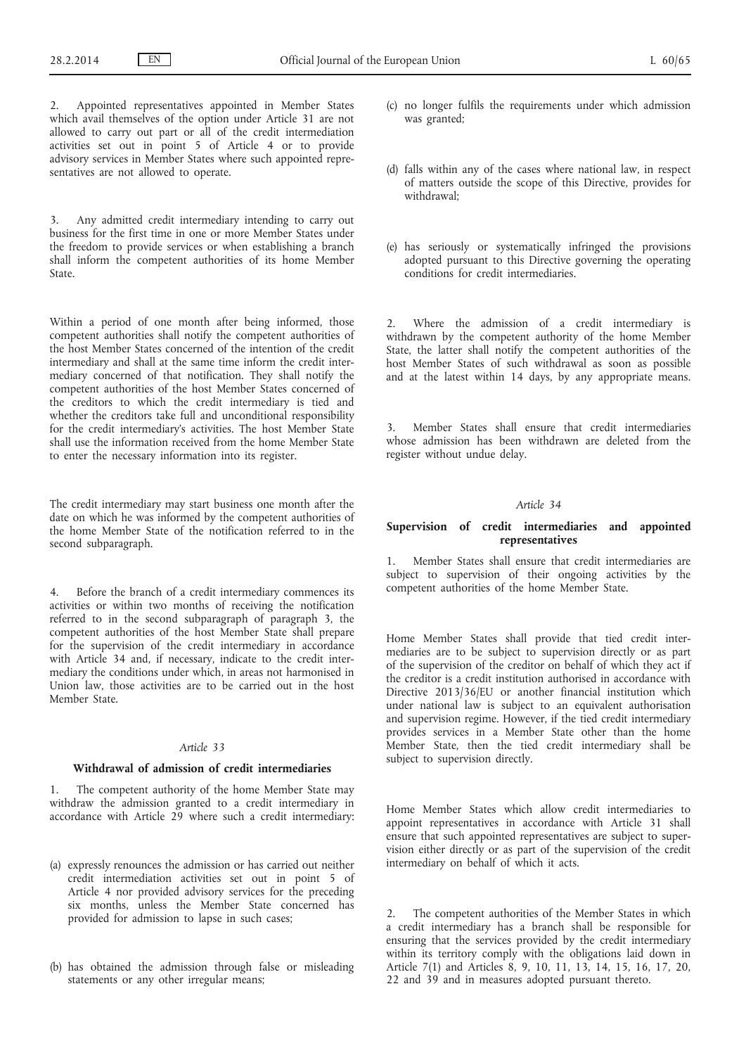2. Appointed representatives appointed in Member States which avail themselves of the option under Article 31 are not allowed to carry out part or all of the credit intermediation activities set out in point 5 of Article 4 or to provide advisory services in Member States where such appointed representatives are not allowed to operate.

3. Any admitted credit intermediary intending to carry out business for the first time in one or more Member States under the freedom to provide services or when establishing a branch shall inform the competent authorities of its home Member State.

Within a period of one month after being informed, those competent authorities shall notify the competent authorities of the host Member States concerned of the intention of the credit intermediary and shall at the same time inform the credit intermediary concerned of that notification. They shall notify the competent authorities of the host Member States concerned of the creditors to which the credit intermediary is tied and whether the creditors take full and unconditional responsibility for the credit intermediary's activities. The host Member State shall use the information received from the home Member State to enter the necessary information into its register.

The credit intermediary may start business one month after the date on which he was informed by the competent authorities of the home Member State of the notification referred to in the second subparagraph.

4. Before the branch of a credit intermediary commences its activities or within two months of receiving the notification referred to in the second subparagraph of paragraph 3, the competent authorities of the host Member State shall prepare for the supervision of the credit intermediary in accordance with Article 34 and, if necessary, indicate to the credit intermediary the conditions under which, in areas not harmonised in Union law, those activities are to be carried out in the host Member State.

*Article 33*

**Withdrawal of admission of credit intermediaries**

1. The competent authority of the home Member State may withdraw the admission granted to a credit intermediary in accordance with Article 29 where such a credit intermediary:

(a) expressly renounces the admission or has carried out neither credit intermediation activities set out in point 5 of Article 4 nor provided advisory services for the preceding six months, unless the Member State concerned has provided for admission to lapse in such cases;

(b) has obtained the admission through false or misleading statements or any other irregular means;

(c) no longer fulfils the requirements under which admission was granted;

(d) falls within any of the cases where national law, in respect of matters outside the scope of this Directive, provides for withdrawal;

(e) has seriously or systematically infringed the provisions adopted pursuant to this Directive governing the operating conditions for credit intermediaries.

2. Where the admission of a credit intermediary is withdrawn by the competent authority of the home Member State, the latter shall notify the competent authorities of the host Member States of such withdrawal as soon as possible and at the latest within 14 days, by any appropriate means.

3. Member States shall ensure that credit intermediaries whose admission has been withdrawn are deleted from the register without undue delay.

*Article 34*

**Supervision of credit intermediaries and appointed representatives**

1. Member States shall ensure that credit intermediaries are subject to supervision of their ongoing activities by the competent authorities of the home Member State.

Home Member States shall provide that tied credit intermediaries are to be subject to supervision directly or as part of the supervision of the creditor on behalf of which they act if the creditor is a credit institution authorised in accordance with Directive 2013/36/EU or another financial institution which under national law is subject to an equivalent authorisation and supervision regime. However, if the tied credit intermediary provides services in a Member State other than the home Member State, then the tied credit intermediary shall be subject to supervision directly.

Home Member States which allow credit intermediaries to appoint representatives in accordance with Article 31 shall ensure that such appointed representatives are subject to supervision either directly or as part of the supervision of the credit intermediary on behalf of which it acts.

2. The competent authorities of the Member States in which a credit intermediary has a branch shall be responsible for ensuring that the services provided by the credit intermediary within its territory comply with the obligations laid down in Article 7(1) and Articles 8, 9, 10, 11, 13, 14, 15, 16, 17, 20, 22 and 39 and in measures adopted pursuant thereto.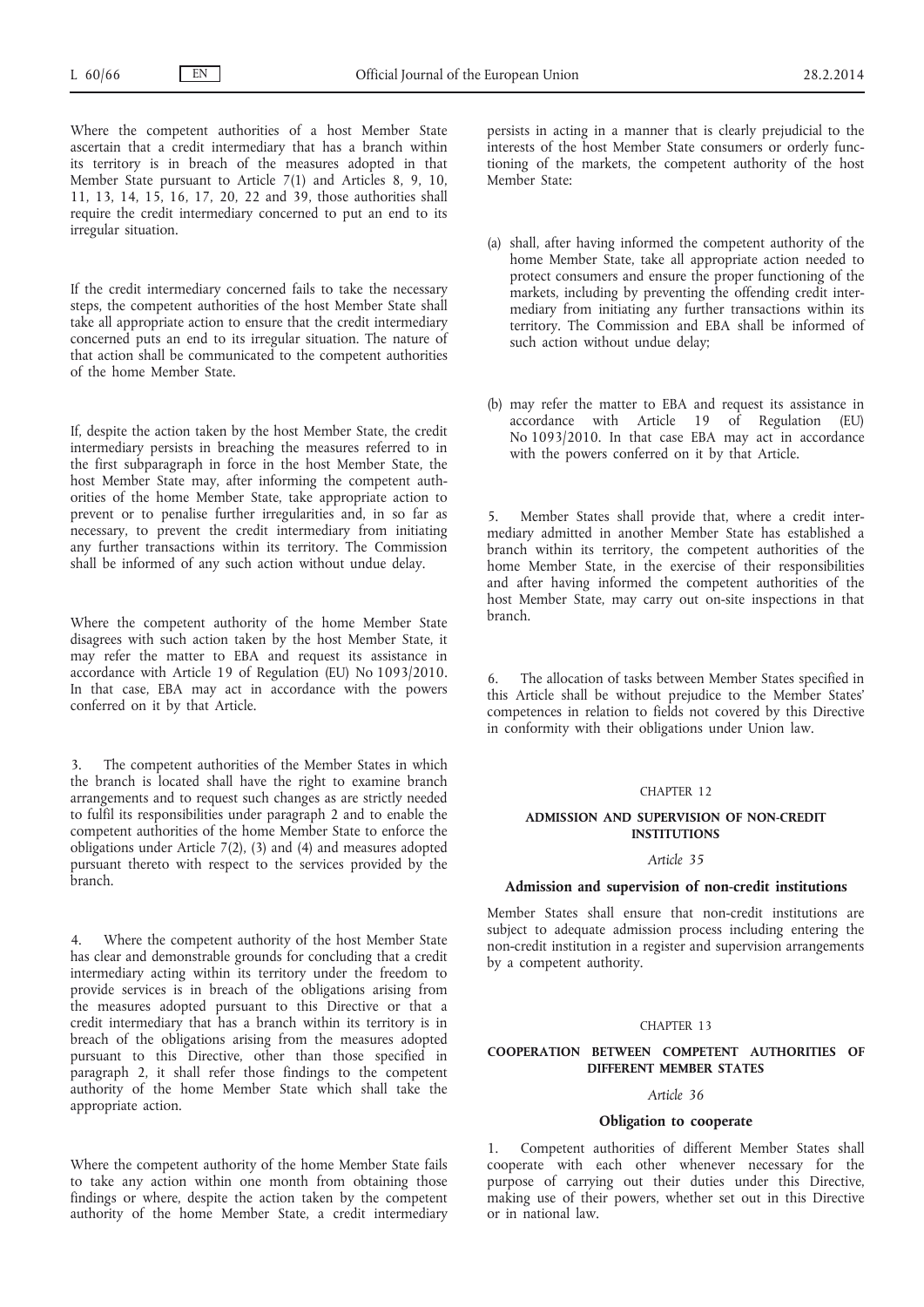Where the competent authorities of a host Member State ascertain that a credit intermediary that has a branch within its territory is in breach of the measures adopted in that Member State pursuant to Article 7(1) and Articles 8, 9, 10, 11, 13, 14, 15, 16, 17, 20, 22 and 39, those authorities shall require the credit intermediary concerned to put an end to its irregular situation.

If the credit intermediary concerned fails to take the necessary steps, the competent authorities of the host Member State shall take all appropriate action to ensure that the credit intermediary concerned puts an end to its irregular situation. The nature of that action shall be communicated to the competent authorities of the home Member State.

If, despite the action taken by the host Member State, the credit intermediary persists in breaching the measures referred to in the first subparagraph in force in the host Member State, the host Member State may, after informing the competent authorities of the home Member State, take appropriate action to prevent or to penalise further irregularities and, in so far as necessary, to prevent the credit intermediary from initiating any further transactions within its territory. The Commission shall be informed of any such action without undue delay.

Where the competent authority of the home Member State disagrees with such action taken by the host Member State, it may refer the matter to EBA and request its assistance in accordance with Article 19 of Regulation (EU) No 1093/2010. In that case, EBA may act in accordance with the powers conferred on it by that Article.

3. The competent authorities of the Member States in which the branch is located shall have the right to examine branch arrangements and to request such changes as are strictly needed to fulfil its responsibilities under paragraph 2 and to enable the competent authorities of the home Member State to enforce the obligations under Article 7(2), (3) and (4) and measures adopted pursuant thereto with respect to the services provided by the branch.

4. Where the competent authority of the host Member State has clear and demonstrable grounds for concluding that a credit intermediary acting within its territory under the freedom to provide services is in breach of the obligations arising from the measures adopted pursuant to this Directive or that a credit intermediary that has a branch within its territory is in breach of the obligations arising from the measures adopted pursuant to this Directive, other than those specified in paragraph 2, it shall refer those findings to the competent authority of the home Member State which shall take the appropriate action.

Where the competent authority of the home Member State fails to take any action within one month from obtaining those findings or where, despite the action taken by the competent authority of the home Member State, a credit intermediary persists in acting in a manner that is clearly prejudicial to the interests of the host Member State consumers or orderly functioning of the markets, the competent authority of the host Member State:

(a) shall, after having informed the competent authority of the home Member State, take all appropriate action needed to protect consumers and ensure the proper functioning of the markets, including by preventing the offending credit intermediary from initiating any further transactions within its territory. The Commission and EBA shall be informed of such action without undue delay;

(b) may refer the matter to EBA and request its assistance in accordance with Article 19 of Regulation (EU) No 1093/2010. In that case EBA may act in accordance with the powers conferred on it by that Article.

5. Member States shall provide that, where a credit intermediary admitted in another Member State has established a branch within its territory, the competent authorities of the home Member State, in the exercise of their responsibilities and after having informed the competent authorities of the host Member State, may carry out on-site inspections in that branch.

6. The allocation of tasks between Member States specified in this Article shall be without prejudice to the Member States' competences in relation to fields not covered by this Directive in conformity with their obligations under Union law.

## CHAPTER 12

## ADMISSION AND SUPERVISION OF NON-CREDIT INSTITUTIONS

*Article 35*

### Admission and supervision of non-credit institutions

Member States shall ensure that non-credit institutions are subject to adequate admission process including entering the non-credit institution in a register and supervision arrangements by a competent authority.

## CHAPTER 13

## COOPERATION BETWEEN COMPETENT AUTHORITIES OF DIFFERENT MEMBER STATES

*Article 36*

### Obligation to cooperate

1. Competent authorities of different Member States shall cooperate with each other whenever necessary for the purpose of carrying out their duties under this Directive, making use of their powers, whether set out in this Directive or in national law.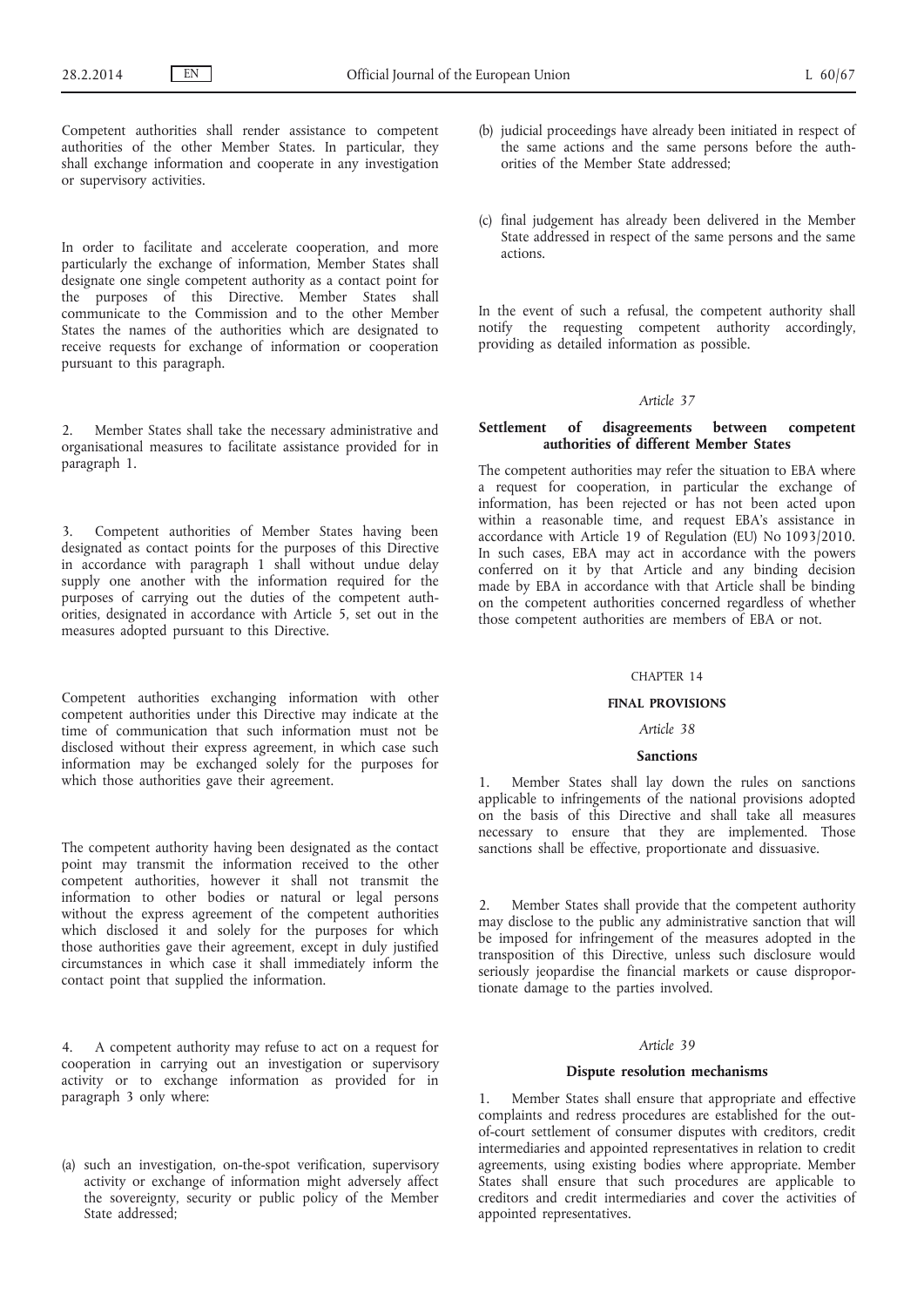Competent authorities shall render assistance to competent authorities of the other Member States. In particular, they shall exchange information and cooperate in any investigation or supervisory activities.

In order to facilitate and accelerate cooperation, and more particularly the exchange of information, Member States shall designate one single competent authority as a contact point for the purposes of this Directive. Member States shall communicate to the Commission and to the other Member States the names of the authorities which are designated to receive requests for exchange of information or cooperation pursuant to this paragraph.

2. Member States shall take the necessary administrative and organisational measures to facilitate assistance provided for in paragraph 1.

3. Competent authorities of Member States having been designated as contact points for the purposes of this Directive in accordance with paragraph 1 shall without undue delay supply one another with the information required for the purposes of carrying out the duties of the competent authorities, designated in accordance with Article 5, set out in the measures adopted pursuant to this Directive.

Competent authorities exchanging information with other competent authorities under this Directive may indicate at the time of communication that such information must not be disclosed without their express agreement, in which case such information may be exchanged solely for the purposes for which those authorities gave their agreement.

The competent authority having been designated as the contact point may transmit the information received to the other competent authorities, however it shall not transmit the information to other bodies or natural or legal persons without the express agreement of the competent authorities which disclosed it and solely for the purposes for which those authorities gave their agreement, except in duly justified circumstances in which case it shall immediately inform the contact point that supplied the information.

4. A competent authority may refuse to act on a request for cooperation in carrying out an investigation or supervisory activity or to exchange information as provided for in paragraph 3 only where:

(a) such an investigation, on-the-spot verification, supervisory activity or exchange of information might adversely affect the sovereignty, security or public policy of the Member State addressed;

(b) judicial proceedings have already been initiated in respect of the same actions and the same persons before the authorities of the Member State addressed;

(c) final judgement has already been delivered in the Member State addressed in respect of the same persons and the same actions.

In the event of such a refusal, the competent authority shall notify the requesting competent authority accordingly, providing as detailed information as possible.

*Article 37*

**Settlement of disagreements between competent authorities of different Member States**

The competent authorities may refer the situation to EBA where a request for cooperation, in particular the exchange of information, has been rejected or has not been acted upon within a reasonable time, and request EBA's assistance in accordance with Article 19 of Regulation (EU) No 1093/2010. In such cases, EBA may act in accordance with the powers conferred on it by that Article and any binding decision made by EBA in accordance with that Article shall be binding on the competent authorities concerned regardless of whether those competent authorities are members of EBA or not.

## CHAPTER 14

## FINAL PROVISIONS

*Article 38*

**Sanctions**

1. Member States shall lay down the rules on sanctions applicable to infringements of the national provisions adopted on the basis of this Directive and shall take all measures necessary to ensure that they are implemented. Those sanctions shall be effective, proportionate and dissuasive.

2. Member States shall provide that the competent authority may disclose to the public any administrative sanction that will be imposed for infringement of the measures adopted in the transposition of this Directive, unless such disclosure would seriously jeopardise the financial markets or cause disproportionate damage to the parties involved.

*Article 39*

**Dispute resolution mechanisms**

1. Member States shall ensure that appropriate and effective complaints and redress procedures are established for the out-of-court settlement of consumer disputes with creditors, credit intermediaries and appointed representatives in relation to credit agreements, using existing bodies where appropriate. Member States shall ensure that such procedures are applicable to creditors and credit intermediaries and cover the activities of appointed representatives.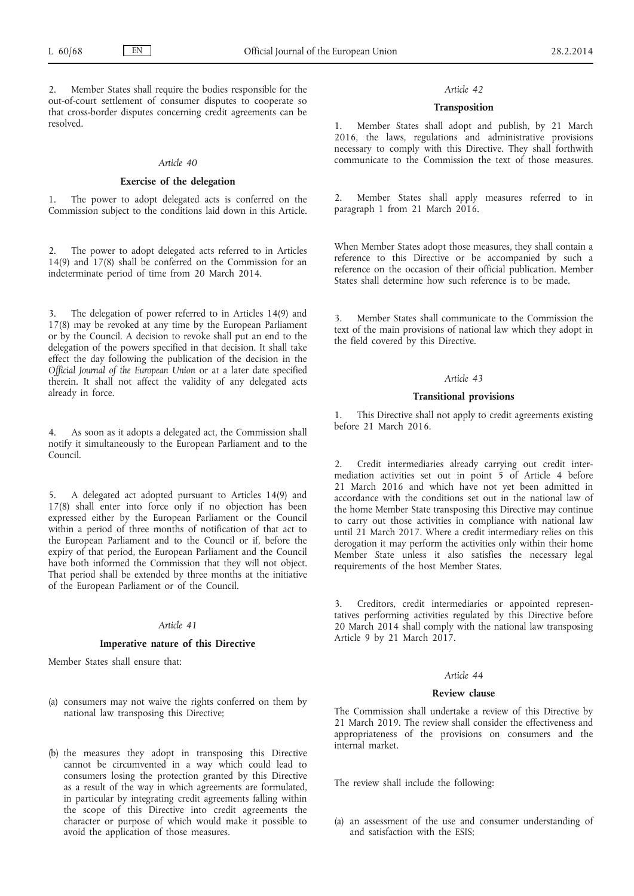2. Member States shall require the bodies responsible for the out-of-court settlement of consumer disputes to cooperate so that cross-border disputes concerning credit agreements can be resolved.

*Article 40*

**Exercise of the delegation**

1. The power to adopt delegated acts is conferred on the Commission subject to the conditions laid down in this Article.

2. The power to adopt delegated acts referred to in Articles 14(9) and 17(8) shall be conferred on the Commission for an indeterminate period of time from 20 March 2014.

3. The delegation of power referred to in Articles 14(9) and 17(8) may be revoked at any time by the European Parliament or by the Council. A decision to revoke shall put an end to the delegation of the powers specified in that decision. It shall take effect the day following the publication of the decision in the *Official Journal of the European Union* or at a later date specified therein. It shall not affect the validity of any delegated acts already in force.

4. As soon as it adopts a delegated act, the Commission shall notify it simultaneously to the European Parliament and to the Council.

5. A delegated act adopted pursuant to Articles 14(9) and 17(8) shall enter into force only if no objection has been expressed either by the European Parliament or the Council within a period of three months of notification of that act to the European Parliament and to the Council or if, before the expiry of that period, the European Parliament and the Council have both informed the Commission that they will not object. That period shall be extended by three months at the initiative of the European Parliament or of the Council.

*Article 41*

**Imperative nature of this Directive**

Member States shall ensure that:

(a) consumers may not waive the rights conferred on them by national law transposing this Directive;

(b) the measures they adopt in transposing this Directive cannot be circumvented in a way which could lead to consumers losing the protection granted by this Directive as a result of the way in which agreements are formulated, in particular by integrating credit agreements falling within the scope of this Directive into credit agreements the character or purpose of which would make it possible to avoid the application of those measures.

*Article 42*

**Transposition**

1. Member States shall adopt and publish, by 21 March 2016, the laws, regulations and administrative provisions necessary to comply with this Directive. They shall forthwith communicate to the Commission the text of those measures.

2. Member States shall apply measures referred to in paragraph 1 from 21 March 2016.

When Member States adopt those measures, they shall contain a reference to this Directive or be accompanied by such a reference on the occasion of their official publication. Member States shall determine how such reference is to be made.

3. Member States shall communicate to the Commission the text of the main provisions of national law which they adopt in the field covered by this Directive.

*Article 43*

**Transitional provisions**

1. This Directive shall not apply to credit agreements existing before 21 March 2016.

2. Credit intermediaries already carrying out credit intermediation activities set out in point 5 of Article 4 before 21 March 2016 and which have not yet been admitted in accordance with the conditions set out in the national law of the home Member State transposing this Directive may continue to carry out those activities in compliance with national law until 21 March 2017. Where a credit intermediary relies on this derogation it may perform the activities only within their home Member State unless it also satisfies the necessary legal requirements of the host Member States.

3. Creditors, credit intermediaries or appointed representatives performing activities regulated by this Directive before 20 March 2014 shall comply with the national law transposing Article 9 by 21 March 2017.

*Article 44*

**Review clause**

The Commission shall undertake a review of this Directive by 21 March 2019. The review shall consider the effectiveness and appropriateness of the provisions on consumers and the internal market.

The review shall include the following:

(a) an assessment of the use and consumer understanding of and satisfaction with the ESIS;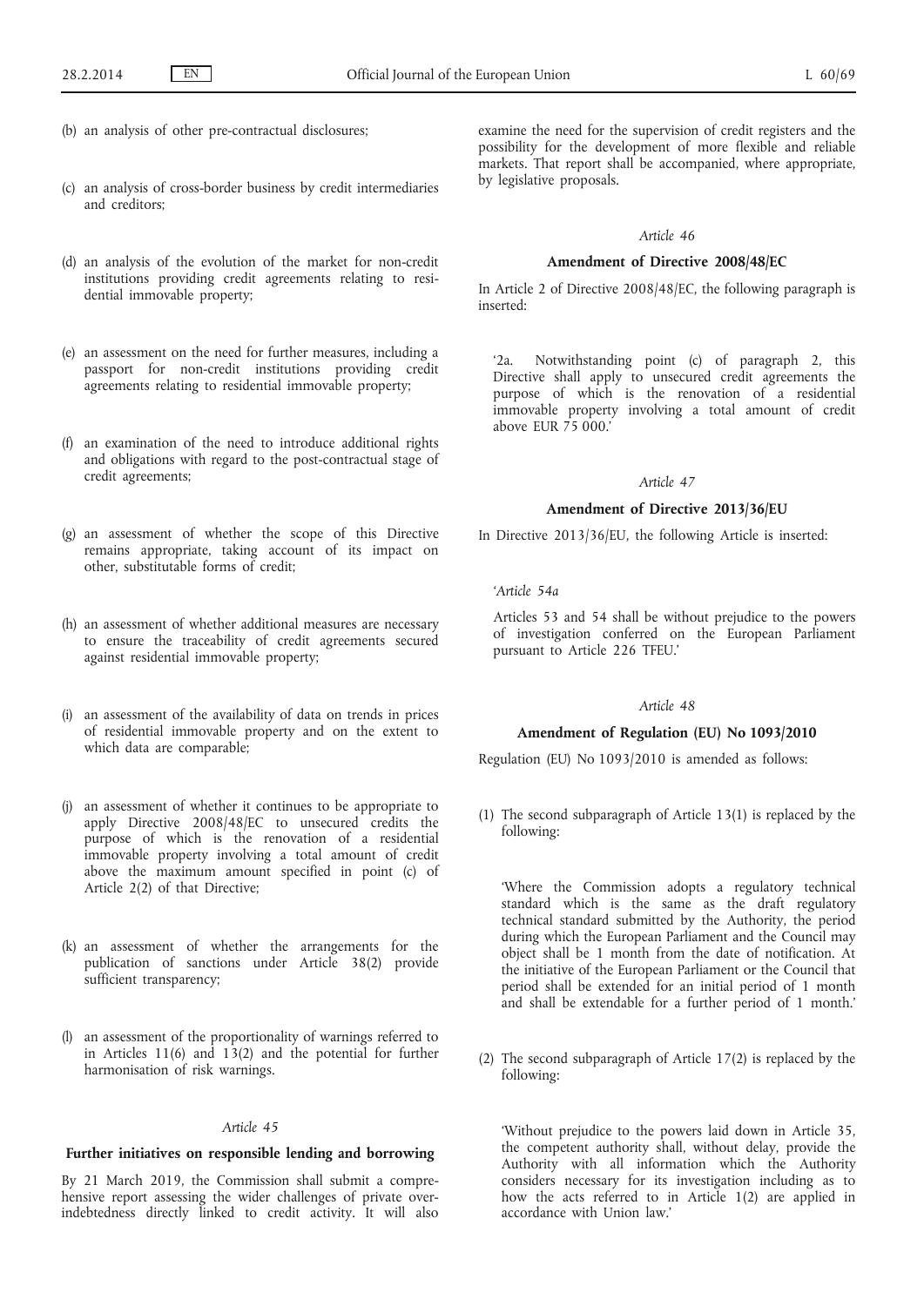(b) an analysis of other pre-contractual disclosures;

(c) an analysis of cross-border business by credit intermediaries and creditors;

(d) an analysis of the evolution of the market for non-credit institutions providing credit agreements relating to residential immovable property;

(e) an assessment on the need for further measures, including a passport for non-credit institutions providing credit agreements relating to residential immovable property;

(f) an examination of the need to introduce additional rights and obligations with regard to the post-contractual stage of credit agreements;

(g) an assessment of whether the scope of this Directive remains appropriate, taking account of its impact on other, substitutable forms of credit;

(h) an assessment of whether additional measures are necessary to ensure the traceability of credit agreements secured against residential immovable property;

(i) an assessment of the availability of data on trends in prices of residential immovable property and on the extent to which data are comparable;

(j) an assessment of whether it continues to be appropriate to apply Directive 2008/48/EC to unsecured credits the purpose of which is the renovation of a residential immovable property involving a total amount of credit above the maximum amount specified in point (c) of Article 2(2) of that Directive;

(k) an assessment of whether the arrangements for the publication of sanctions under Article 38(2) provide sufficient transparency;

(l) an assessment of the proportionality of warnings referred to in Articles 11(6) and 13(2) and the potential for further harmonisation of risk warnings.

*Article 45*

**Further initiatives on responsible lending and borrowing**

By 21 March 2019, the Commission shall submit a comprehensive report assessing the wider challenges of private over-indebtedness directly linked to credit activity. It will also examine the need for the supervision of credit registers and the possibility for the development of more flexible and reliable markets. That report shall be accompanied, where appropriate, by legislative proposals.

*Article 46*

**Amendment of Directive 2008/48/EC**

In Article 2 of Directive 2008/48/EC, the following paragraph is inserted:

'2a. Notwithstanding point (c) of paragraph 2, this Directive shall apply to unsecured credit agreements the purpose of which is the renovation of a residential immovable property involving a total amount of credit above EUR 75 000.'

*Article 47*

**Amendment of Directive 2013/36/EU**

In Directive 2013/36/EU, the following Article is inserted:

'*Article 54a*

Articles 53 and 54 shall be without prejudice to the powers of investigation conferred on the European Parliament pursuant to Article 226 TFEU.'

*Article 48*

**Amendment of Regulation (EU) No 1093/2010**

Regulation (EU) No 1093/2010 is amended as follows:

(1) The second subparagraph of Article 13(1) is replaced by the following:

'Where the Commission adopts a regulatory technical standard which is the same as the draft regulatory technical standard submitted by the Authority, the period during which the European Parliament and the Council may object shall be 1 month from the date of notification. At the initiative of the European Parliament or the Council that period shall be extended for an initial period of 1 month and shall be extendable for a further period of 1 month.'

(2) The second subparagraph of Article 17(2) is replaced by the following:

'Without prejudice to the powers laid down in Article 35, the competent authority shall, without delay, provide the Authority with all information which the Authority considers necessary for its investigation including as to how the acts referred to in Article 1(2) are applied in accordance with Union law.'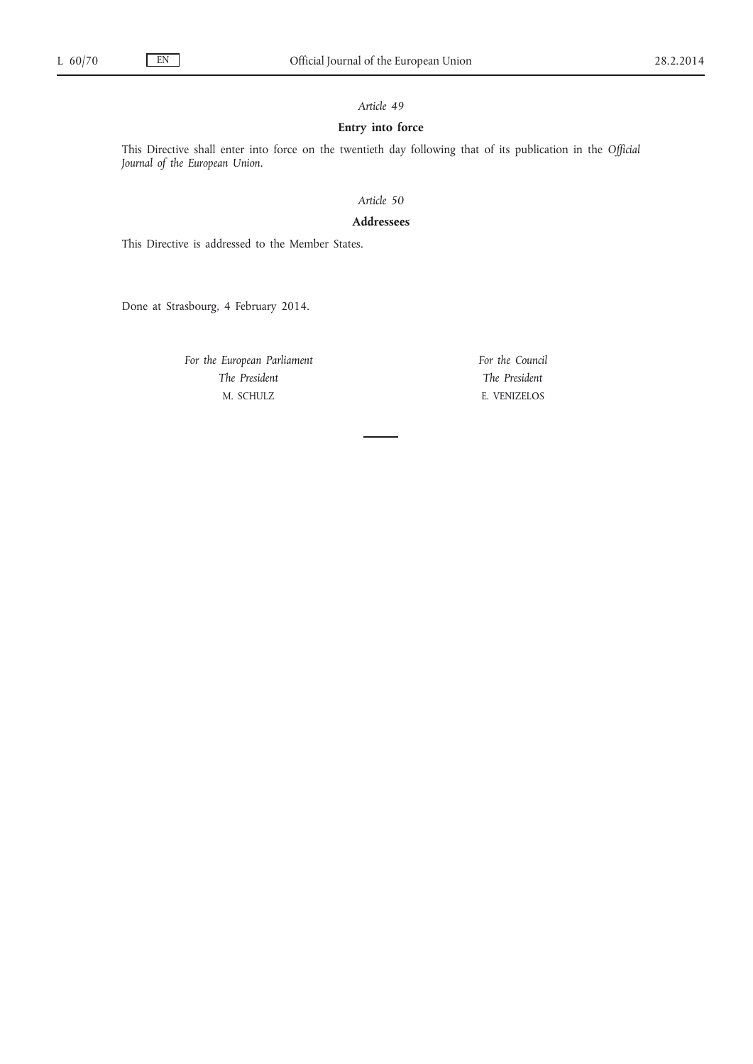*Article 49*

**Entry into force**

This Directive shall enter into force on the twentieth day following that of its publication in the *Official Journal of the European Union*.

*Article 50*

**Addressees**

This Directive is addressed to the Member States.

Done at Strasbourg, 4 February 2014.

| *For the European Parliament* | *For the Council* |
| --- | --- |
| *The President* | *The President* |
| M. SCHULZ | E. VENIZELOS |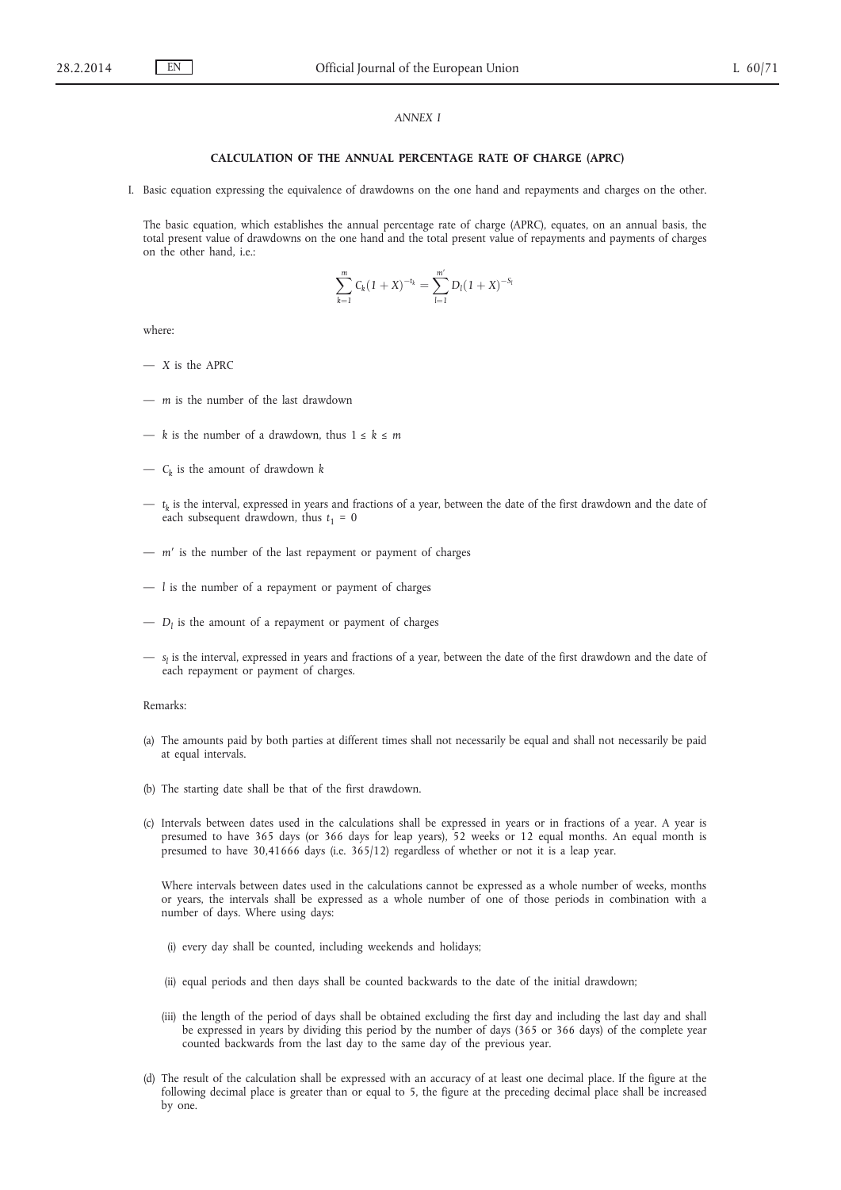*ANNEX I*

## CALCULATION OF THE ANNUAL PERCENTAGE RATE OF CHARGE (APRC)

I. Basic equation expressing the equivalence of drawdowns on the one hand and repayments and charges on the other.

The basic equation, which establishes the annual percentage rate of charge (APRC), equates, on an annual basis, the total present value of drawdowns on the one hand and the total present value of repayments and payments of charges on the other hand, i.e.:

$$\sum_{k=1}^{m} C_k (1+X)^{-t_k} = \sum_{l=1}^{m'} D_l (1+X)^{-S_l}$$

where:

- $X$ is the APRC
- $m$ is the number of the last drawdown
- $k$ is the number of a drawdown, thus $1 \leq k \leq m$
- $C_k$ is the amount of drawdown $k$
- $t_k$ is the interval, expressed in years and fractions of a year, between the date of the first drawdown and the date of each subsequent drawdown, thus $t_1 = 0$
- $m'$ is the number of the last repayment or payment of charges
- $l$ is the number of a repayment or payment of charges
- $D_l$ is the amount of a repayment or payment of charges
- $s_l$ is the interval, expressed in years and fractions of a year, between the date of the first drawdown and the date of each repayment or payment of charges.

Remarks:

(a) The amounts paid by both parties at different times shall not necessarily be equal and shall not necessarily be paid at equal intervals.

(b) The starting date shall be that of the first drawdown.

(c) Intervals between dates used in the calculations shall be expressed in years or in fractions of a year. A year is presumed to have 365 days (or 366 days for leap years), 52 weeks or 12 equal months. An equal month is presumed to have 30,41666 days (i.e. 365/12) regardless of whether or not it is a leap year.

Where intervals between dates used in the calculations cannot be expressed as a whole number of weeks, months or years, the intervals shall be expressed as a whole number of one of those periods in combination with a number of days. Where using days:

(i) every day shall be counted, including weekends and holidays;

(ii) equal periods and then days shall be counted backwards to the date of the initial drawdown;

(iii) the length of the period of days shall be obtained excluding the first day and including the last day and shall be expressed in years by dividing this period by the number of days (365 or 366 days) of the complete year counted backwards from the last day to the same day of the previous year.

(d) The result of the calculation shall be expressed with an accuracy of at least one decimal place. If the figure at the following decimal place is greater than or equal to 5, the figure at the preceding decimal place shall be increased by one.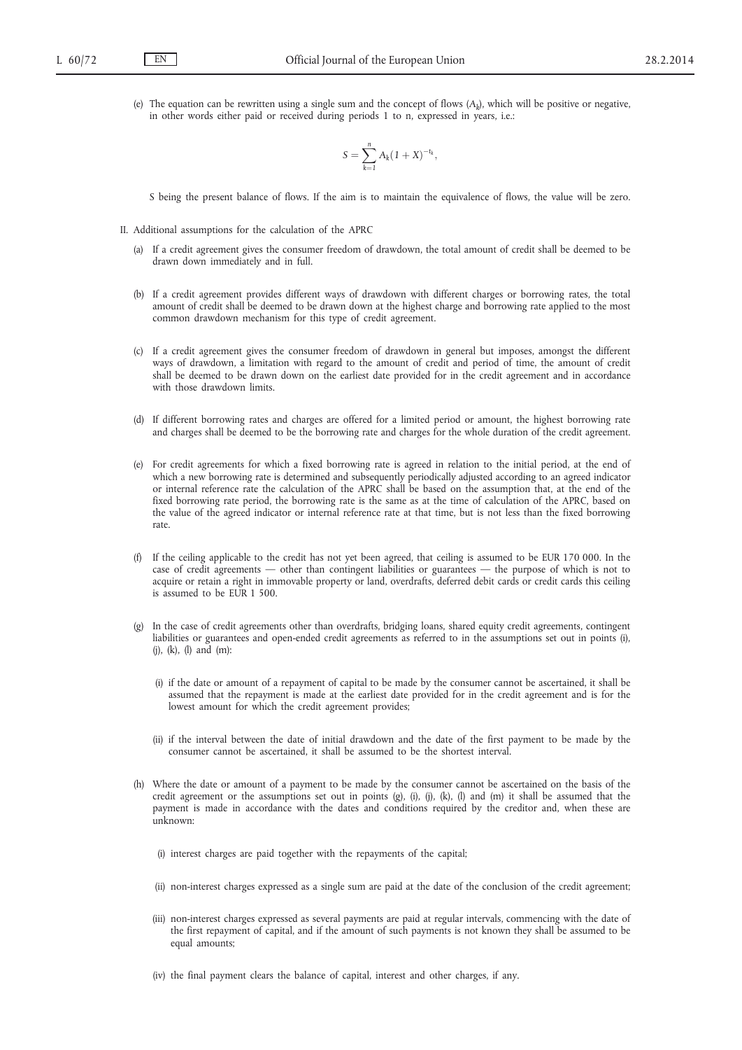(e) The equation can be rewritten using a single sum and the concept of flows ($A_k$), which will be positive or negative, in other words either paid or received during periods 1 to n, expressed in years, i.e.:

$$S = \sum_{k=1}^{n} A_k (1 + X)^{-t_k},$$

S being the present balance of flows. If the aim is to maintain the equivalence of flows, the value will be zero.

II. Additional assumptions for the calculation of the APRC

(a) If a credit agreement gives the consumer freedom of drawdown, the total amount of credit shall be deemed to be drawn down immediately and in full.

(b) If a credit agreement provides different ways of drawdown with different charges or borrowing rates, the total amount of credit shall be deemed to be drawn down at the highest charge and borrowing rate applied to the most common drawdown mechanism for this type of credit agreement.

(c) If a credit agreement gives the consumer freedom of drawdown in general but imposes, amongst the different ways of drawdown, a limitation with regard to the amount of credit and period of time, the amount of credit shall be deemed to be drawn down on the earliest date provided for in the credit agreement and in accordance with those drawdown limits.

(d) If different borrowing rates and charges are offered for a limited period or amount, the highest borrowing rate and charges shall be deemed to be the borrowing rate and charges for the whole duration of the credit agreement.

(e) For credit agreements for which a fixed borrowing rate is agreed in relation to the initial period, at the end of which a new borrowing rate is determined and subsequently periodically adjusted according to an agreed indicator or internal reference rate the calculation of the APRC shall be based on the assumption that, at the end of the fixed borrowing rate period, the borrowing rate is the same as at the time of calculation of the APRC, based on the value of the agreed indicator or internal reference rate at that time, but is not less than the fixed borrowing rate.

(f) If the ceiling applicable to the credit has not yet been agreed, that ceiling is assumed to be EUR 170 000. In the case of credit agreements — other than contingent liabilities or guarantees — the purpose of which is not to acquire or retain a right in immovable property or land, overdrafts, deferred debit cards or credit cards this ceiling is assumed to be EUR 1 500.

(g) In the case of credit agreements other than overdrafts, bridging loans, shared equity credit agreements, contingent liabilities or guarantees and open-ended credit agreements as referred to in the assumptions set out in points (i), (j), (k), (l) and (m):

(i) if the date or amount of a repayment of capital to be made by the consumer cannot be ascertained, it shall be assumed that the repayment is made at the earliest date provided for in the credit agreement and is for the lowest amount for which the credit agreement provides;

(ii) if the interval between the date of initial drawdown and the date of the first payment to be made by the consumer cannot be ascertained, it shall be assumed to be the shortest interval.

(h) Where the date or amount of a payment to be made by the consumer cannot be ascertained on the basis of the credit agreement or the assumptions set out in points (g), (i), (j), (k), (l) and (m) it shall be assumed that the payment is made in accordance with the dates and conditions required by the creditor and, when these are unknown:

(i) interest charges are paid together with the repayments of the capital;

(ii) non-interest charges expressed as a single sum are paid at the date of the conclusion of the credit agreement;

(iii) non-interest charges expressed as several payments are paid at regular intervals, commencing with the date of the first repayment of capital, and if the amount of such payments is not known they shall be assumed to be equal amounts;

(iv) the final payment clears the balance of capital, interest and other charges, if any.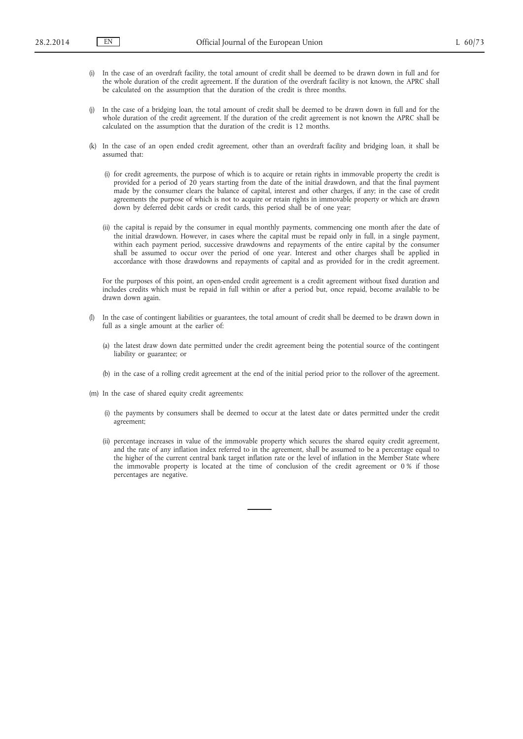(i) In the case of an overdraft facility, the total amount of credit shall be deemed to be drawn down in full and for the whole duration of the credit agreement. If the duration of the overdraft facility is not known, the APRC shall be calculated on the assumption that the duration of the credit is three months.

(j) In the case of a bridging loan, the total amount of credit shall be deemed to be drawn down in full and for the whole duration of the credit agreement. If the duration of the credit agreement is not known the APRC shall be calculated on the assumption that the duration of the credit is 12 months.

(k) In the case of an open ended credit agreement, other than an overdraft facility and bridging loan, it shall be assumed that:

(i) for credit agreements, the purpose of which is to acquire or retain rights in immovable property the credit is provided for a period of 20 years starting from the date of the initial drawdown, and that the final payment made by the consumer clears the balance of capital, interest and other charges, if any; in the case of credit agreements the purpose of which is not to acquire or retain rights in immovable property or which are drawn down by deferred debit cards or credit cards, this period shall be of one year;

(ii) the capital is repaid by the consumer in equal monthly payments, commencing one month after the date of the initial drawdown. However, in cases where the capital must be repaid only in full, in a single payment, within each payment period, successive drawdowns and repayments of the entire capital by the consumer shall be assumed to occur over the period of one year. Interest and other charges shall be applied in accordance with those drawdowns and repayments of capital and as provided for in the credit agreement.

For the purposes of this point, an open-ended credit agreement is a credit agreement without fixed duration and includes credits which must be repaid in full within or after a period but, once repaid, become available to be drawn down again.

(l) In the case of contingent liabilities or guarantees, the total amount of credit shall be deemed to be drawn down in full as a single amount at the earlier of:

(a) the latest draw down date permitted under the credit agreement being the potential source of the contingent liability or guarantee; or

(b) in the case of a rolling credit agreement at the end of the initial period prior to the rollover of the agreement.

(m) In the case of shared equity credit agreements:

(i) the payments by consumers shall be deemed to occur at the latest date or dates permitted under the credit agreement;

(ii) percentage increases in value of the immovable property which secures the shared equity credit agreement, and the rate of any inflation index referred to in the agreement, shall be assumed to be a percentage equal to the higher of the current central bank target inflation rate or the level of inflation in the Member State where the immovable property is located at the time of conclusion of the credit agreement or 0 % if those percentages are negative.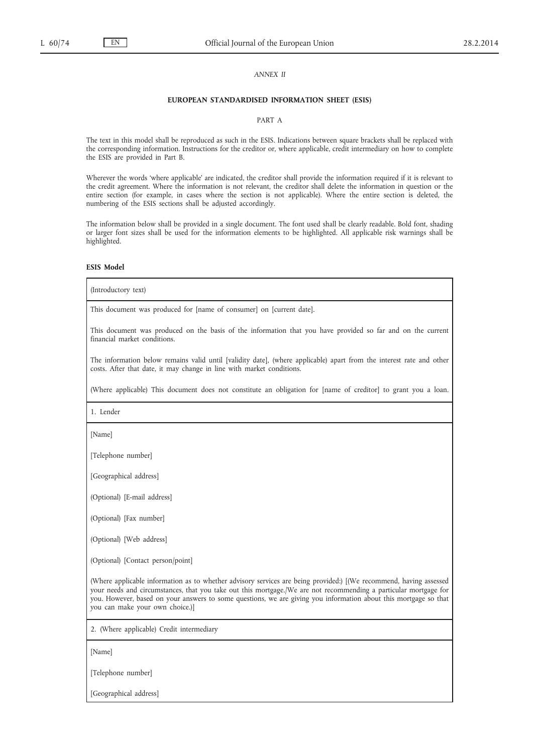*ANNEX II*

**EUROPEAN STANDARDISED INFORMATION SHEET (ESIS)**

PART A

The text in this model shall be reproduced as such in the ESIS. Indications between square brackets shall be replaced with the corresponding information. Instructions for the creditor or, where applicable, credit intermediary on how to complete the ESIS are provided in Part B.

Wherever the words 'where applicable' are indicated, the creditor shall provide the information required if it is relevant to the credit agreement. Where the information is not relevant, the creditor shall delete the information in question or the entire section (for example, in cases where the section is not applicable). Where the entire section is deleted, the numbering of the ESIS sections shall be adjusted accordingly.

The information below shall be provided in a single document. The font used shall be clearly readable. Bold font, shading or larger font sizes shall be used for the information elements to be highlighted. All applicable risk warnings shall be highlighted.

**ESIS Model**

| (Introductory text) |
|---|
| This document was produced for [name of consumer] on [current date].<br><br>This document was produced on the basis of the information that you have provided so far and on the current financial market conditions.<br><br>The information below remains valid until [validity date], (where applicable) apart from the interest rate and other costs. After that date, it may change in line with market conditions.<br><br>(Where applicable) This document does not constitute an obligation for [name of creditor] to grant you a loan. |
| 1. Lender |
| [Name]<br><br>[Telephone number]<br><br>[Geographical address]<br><br>(Optional) [E-mail address]<br><br>(Optional) [Fax number]<br><br>(Optional) [Web address]<br><br>(Optional) [Contact person/point]<br><br>(Where applicable information as to whether advisory services are being provided:) [(We recommend, having assessed your needs and circumstances, that you take out this mortgage./We are not recommending a particular mortgage for you. However, based on your answers to some questions, we are giving you information about this mortgage so that you can make your own choice.)] |
| 2. (Where applicable) Credit intermediary |
| [Name]<br><br>[Telephone number]<br><br>[Geographical address] |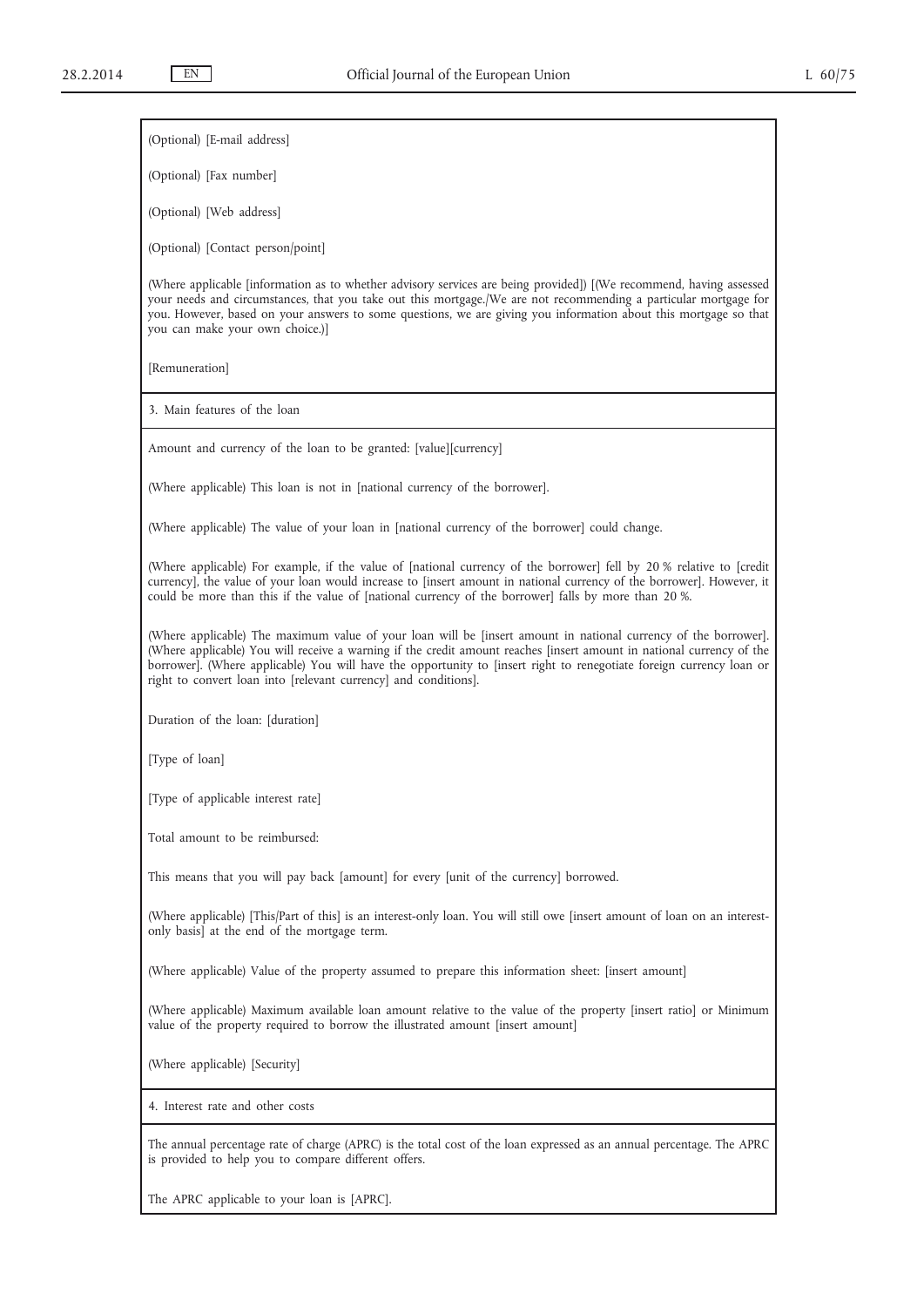(Optional) [E-mail address]

(Optional) [Fax number]

(Optional) [Web address]

(Optional) [Contact person/point]

(Where applicable [information as to whether advisory services are being provided]) [(We recommend, having assessed your needs and circumstances, that you take out this mortgage./We are not recommending a particular mortgage for you. However, based on your answers to some questions, we are giving you information about this mortgage so that you can make your own choice.)]

[Remuneration]

3. Main features of the loan

Amount and currency of the loan to be granted: [value][currency]

(Where applicable) This loan is not in [national currency of the borrower].

(Where applicable) The value of your loan in [national currency of the borrower] could change.

(Where applicable) For example, if the value of [national currency of the borrower] fell by 20 % relative to [credit currency], the value of your loan would increase to [insert amount in national currency of the borrower]. However, it could be more than this if the value of [national currency of the borrower] falls by more than 20 %.

(Where applicable) The maximum value of your loan will be [insert amount in national currency of the borrower]. (Where applicable) You will receive a warning if the credit amount reaches [insert amount in national currency of the borrower]. (Where applicable) You will have the opportunity to [insert right to renegotiate foreign currency loan or right to convert loan into [relevant currency] and conditions].

Duration of the loan: [duration]

[Type of loan]

[Type of applicable interest rate]

Total amount to be reimbursed:

This means that you will pay back [amount] for every [unit of the currency] borrowed.

(Where applicable) [This/Part of this] is an interest-only loan. You will still owe [insert amount of loan on an interest-only basis] at the end of the mortgage term.

(Where applicable) Value of the property assumed to prepare this information sheet: [insert amount]

(Where applicable) Maximum available loan amount relative to the value of the property [insert ratio] or Minimum value of the property required to borrow the illustrated amount [insert amount]

(Where applicable) [Security]

4. Interest rate and other costs

The annual percentage rate of charge (APRC) is the total cost of the loan expressed as an annual percentage. The APRC is provided to help you to compare different offers.

The APRC applicable to your loan is [APRC].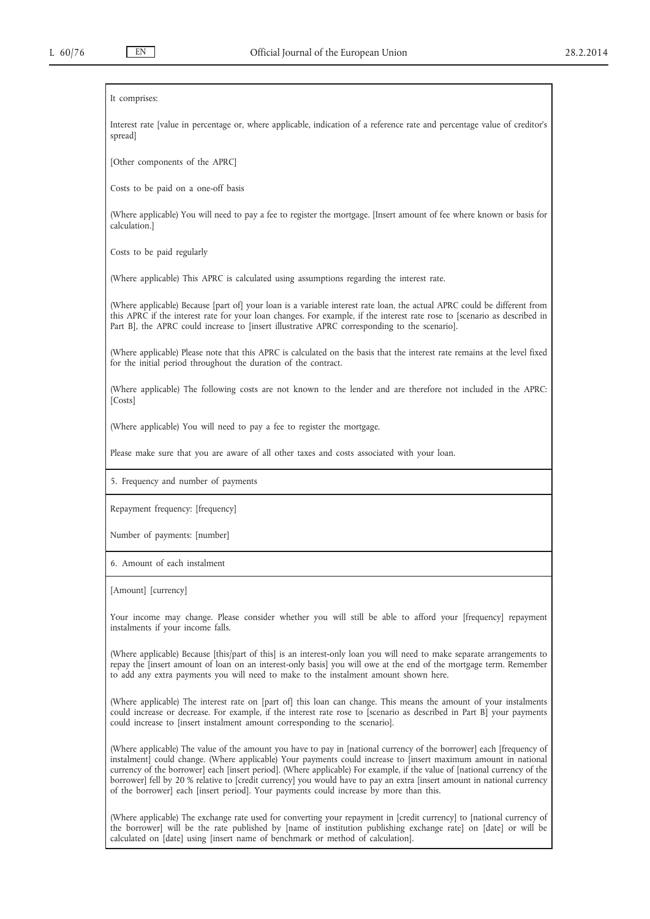It comprises:

Interest rate [value in percentage or, where applicable, indication of a reference rate and percentage value of creditor's spread]

[Other components of the APRC]

Costs to be paid on a one-off basis

(Where applicable) You will need to pay a fee to register the mortgage. [Insert amount of fee where known or basis for calculation.]

Costs to be paid regularly

(Where applicable) This APRC is calculated using assumptions regarding the interest rate.

(Where applicable) Because [part of] your loan is a variable interest rate loan, the actual APRC could be different from this APRC if the interest rate for your loan changes. For example, if the interest rate rose to [scenario as described in Part B], the APRC could increase to [insert illustrative APRC corresponding to the scenario].

(Where applicable) Please note that this APRC is calculated on the basis that the interest rate remains at the level fixed for the initial period throughout the duration of the contract.

(Where applicable) The following costs are not known to the lender and are therefore not included in the APRC: [Costs]

(Where applicable) You will need to pay a fee to register the mortgage.

Please make sure that you are aware of all other taxes and costs associated with your loan.

5. Frequency and number of payments

Repayment frequency: [frequency]

Number of payments: [number]

6. Amount of each instalment

[Amount] [currency]

Your income may change. Please consider whether you will still be able to afford your [frequency] repayment instalments if your income falls.

(Where applicable) Because [this/part of this] is an interest-only loan you will need to make separate arrangements to repay the [insert amount of loan on an interest-only basis] you will owe at the end of the mortgage term. Remember to add any extra payments you will need to make to the instalment amount shown here.

(Where applicable) The interest rate on [part of] this loan can change. This means the amount of your instalments could increase or decrease. For example, if the interest rate rose to [scenario as described in Part B] your payments could increase to [insert instalment amount corresponding to the scenario].

(Where applicable) The value of the amount you have to pay in [national currency of the borrower] each [frequency of instalment] could change. (Where applicable) Your payments could increase to [insert maximum amount in national currency of the borrower] each [insert period]. (Where applicable) For example, if the value of [national currency of the borrower] fell by 20 % relative to [credit currency] you would have to pay an extra [insert amount in national currency of the borrower] each [insert period]. Your payments could increase by more than this.

(Where applicable) The exchange rate used for converting your repayment in [credit currency] to [national currency of the borrower] will be the rate published by [name of institution publishing exchange rate] on [date] or will be calculated on [date] using [insert name of benchmark or method of calculation].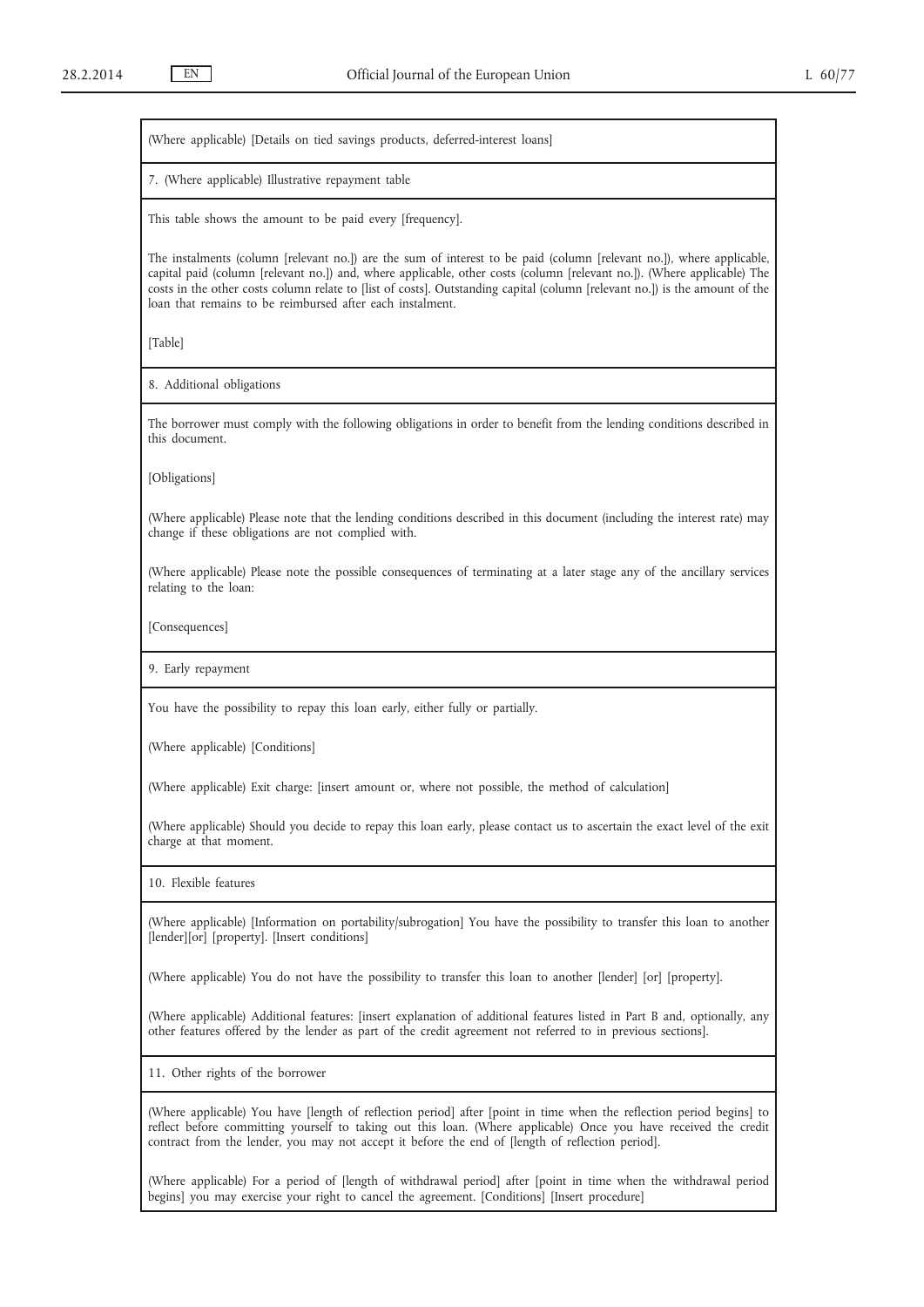(Where applicable) [Details on tied savings products, deferred-interest loans]

7. (Where applicable) Illustrative repayment table

This table shows the amount to be paid every [frequency].

The instalments (column [relevant no.]) are the sum of interest to be paid (column [relevant no.]), where applicable, capital paid (column [relevant no.]) and, where applicable, other costs (column [relevant no.]). (Where applicable) The costs in the other costs column relate to [list of costs]. Outstanding capital (column [relevant no.]) is the amount of the loan that remains to be reimbursed after each instalment.

[Table]

8. Additional obligations

The borrower must comply with the following obligations in order to benefit from the lending conditions described in this document.

[Obligations]

(Where applicable) Please note that the lending conditions described in this document (including the interest rate) may change if these obligations are not complied with.

(Where applicable) Please note the possible consequences of terminating at a later stage any of the ancillary services relating to the loan:

[Consequences]

9. Early repayment

You have the possibility to repay this loan early, either fully or partially.

(Where applicable) [Conditions]

(Where applicable) Exit charge: [insert amount or, where not possible, the method of calculation]

(Where applicable) Should you decide to repay this loan early, please contact us to ascertain the exact level of the exit charge at that moment.

10. Flexible features

(Where applicable) [Information on portability/subrogation] You have the possibility to transfer this loan to another [lender][or] [property]. [Insert conditions]

(Where applicable) You do not have the possibility to transfer this loan to another [lender] [or] [property].

(Where applicable) Additional features: [insert explanation of additional features listed in Part B and, optionally, any other features offered by the lender as part of the credit agreement not referred to in previous sections].

11. Other rights of the borrower

(Where applicable) You have [length of reflection period] after [point in time when the reflection period begins] to reflect before committing yourself to taking out this loan. (Where applicable) Once you have received the credit contract from the lender, you may not accept it before the end of [length of reflection period].

(Where applicable) For a period of [length of withdrawal period] after [point in time when the withdrawal period begins] you may exercise your right to cancel the agreement. [Conditions] [Insert procedure]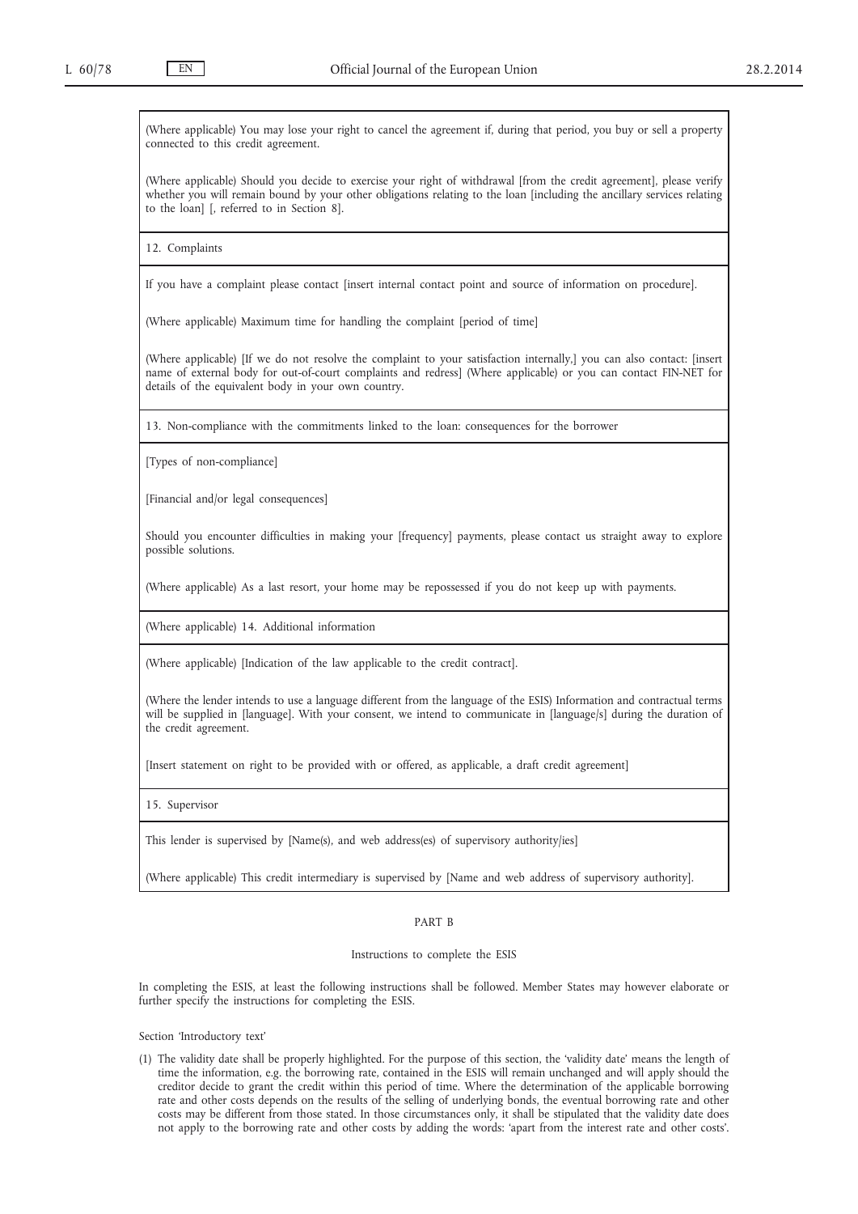(Where applicable) You may lose your right to cancel the agreement if, during that period, you buy or sell a property connected to this credit agreement.

(Where applicable) Should you decide to exercise your right of withdrawal [from the credit agreement], please verify whether you will remain bound by your other obligations relating to the loan [including the ancillary services relating to the loan] [, referred to in Section 8].

12. Complaints

If you have a complaint please contact [insert internal contact point and source of information on procedure].

(Where applicable) Maximum time for handling the complaint [period of time]

(Where applicable) [If we do not resolve the complaint to your satisfaction internally,] you can also contact: [insert name of external body for out-of-court complaints and redress] (Where applicable) or you can contact FIN-NET for details of the equivalent body in your own country.

13. Non-compliance with the commitments linked to the loan: consequences for the borrower

[Types of non-compliance]

[Financial and/or legal consequences]

Should you encounter difficulties in making your [frequency] payments, please contact us straight away to explore possible solutions.

(Where applicable) As a last resort, your home may be repossessed if you do not keep up with payments.

(Where applicable) 14. Additional information

(Where applicable) [Indication of the law applicable to the credit contract].

(Where the lender intends to use a language different from the language of the ESIS) Information and contractual terms will be supplied in [language]. With your consent, we intend to communicate in [language/s] during the duration of the credit agreement.

[Insert statement on right to be provided with or offered, as applicable, a draft credit agreement]

15. Supervisor

This lender is supervised by [Name(s), and web address(es) of supervisory authority/ies]

(Where applicable) This credit intermediary is supervised by [Name and web address of supervisory authority].

PART B

Instructions to complete the ESIS

In completing the ESIS, at least the following instructions shall be followed. Member States may however elaborate or further specify the instructions for completing the ESIS.

Section 'Introductory text'

(1) The validity date shall be properly highlighted. For the purpose of this section, the 'validity date' means the length of time the information, e.g. the borrowing rate, contained in the ESIS will remain unchanged and will apply should the creditor decide to grant the credit within this period of time. Where the determination of the applicable borrowing rate and other costs depends on the results of the selling of underlying bonds, the eventual borrowing rate and other costs may be different from those stated. In those circumstances only, it shall be stipulated that the validity date does not apply to the borrowing rate and other costs by adding the words: 'apart from the interest rate and other costs'.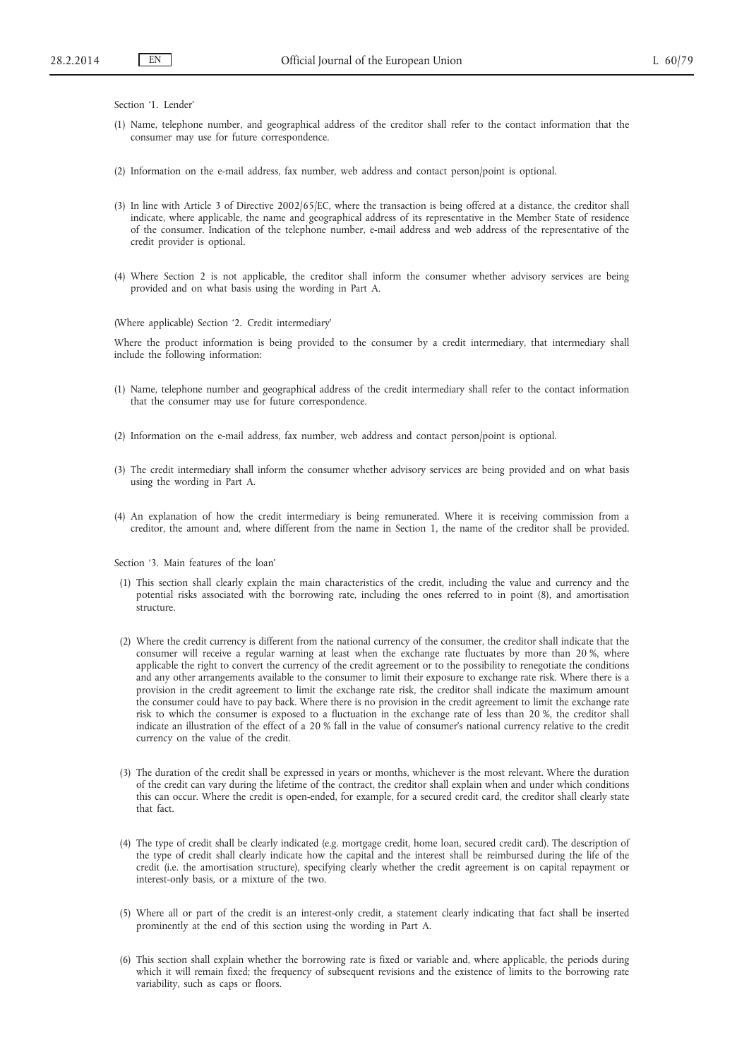Section '1. Lender'

(1) Name, telephone number, and geographical address of the creditor shall refer to the contact information that the consumer may use for future correspondence.

(2) Information on the e-mail address, fax number, web address and contact person/point is optional.

(3) In line with Article 3 of Directive 2002/65/EC, where the transaction is being offered at a distance, the creditor shall indicate, where applicable, the name and geographical address of its representative in the Member State of residence of the consumer. Indication of the telephone number, e-mail address and web address of the representative of the credit provider is optional.

(4) Where Section 2 is not applicable, the creditor shall inform the consumer whether advisory services are being provided and on what basis using the wording in Part A.

(Where applicable) Section '2. Credit intermediary'

Where the product information is being provided to the consumer by a credit intermediary, that intermediary shall include the following information:

(1) Name, telephone number and geographical address of the credit intermediary shall refer to the contact information that the consumer may use for future correspondence.

(2) Information on the e-mail address, fax number, web address and contact person/point is optional.

(3) The credit intermediary shall inform the consumer whether advisory services are being provided and on what basis using the wording in Part A.

(4) An explanation of how the credit intermediary is being remunerated. Where it is receiving commission from a creditor, the amount and, where different from the name in Section 1, the name of the creditor shall be provided.

Section '3. Main features of the loan'

(1) This section shall clearly explain the main characteristics of the credit, including the value and currency and the potential risks associated with the borrowing rate, including the ones referred to in point (8), and amortisation structure.

(2) Where the credit currency is different from the national currency of the consumer, the creditor shall indicate that the consumer will receive a regular warning at least when the exchange rate fluctuates by more than 20 %, where applicable the right to convert the currency of the credit agreement or to the possibility to renegotiate the conditions and any other arrangements available to the consumer to limit their exposure to exchange rate risk. Where there is a provision in the credit agreement to limit the exchange rate risk, the creditor shall indicate the maximum amount the consumer could have to pay back. Where there is no provision in the credit agreement to limit the exchange rate risk to which the consumer is exposed to a fluctuation in the exchange rate of less than 20 %, the creditor shall indicate an illustration of the effect of a 20 % fall in the value of consumer's national currency relative to the credit currency on the value of the credit.

(3) The duration of the credit shall be expressed in years or months, whichever is the most relevant. Where the duration of the credit can vary during the lifetime of the contract, the creditor shall explain when and under which conditions this can occur. Where the credit is open-ended, for example, for a secured credit card, the creditor shall clearly state that fact.

(4) The type of credit shall be clearly indicated (e.g. mortgage credit, home loan, secured credit card). The description of the type of credit shall clearly indicate how the capital and the interest shall be reimbursed during the life of the credit (i.e. the amortisation structure), specifying clearly whether the credit agreement is on capital repayment or interest-only basis, or a mixture of the two.

(5) Where all or part of the credit is an interest-only credit, a statement clearly indicating that fact shall be inserted prominently at the end of this section using the wording in Part A.

(6) This section shall explain whether the borrowing rate is fixed or variable and, where applicable, the periods during which it will remain fixed; the frequency of subsequent revisions and the existence of limits to the borrowing rate variability, such as caps or floors.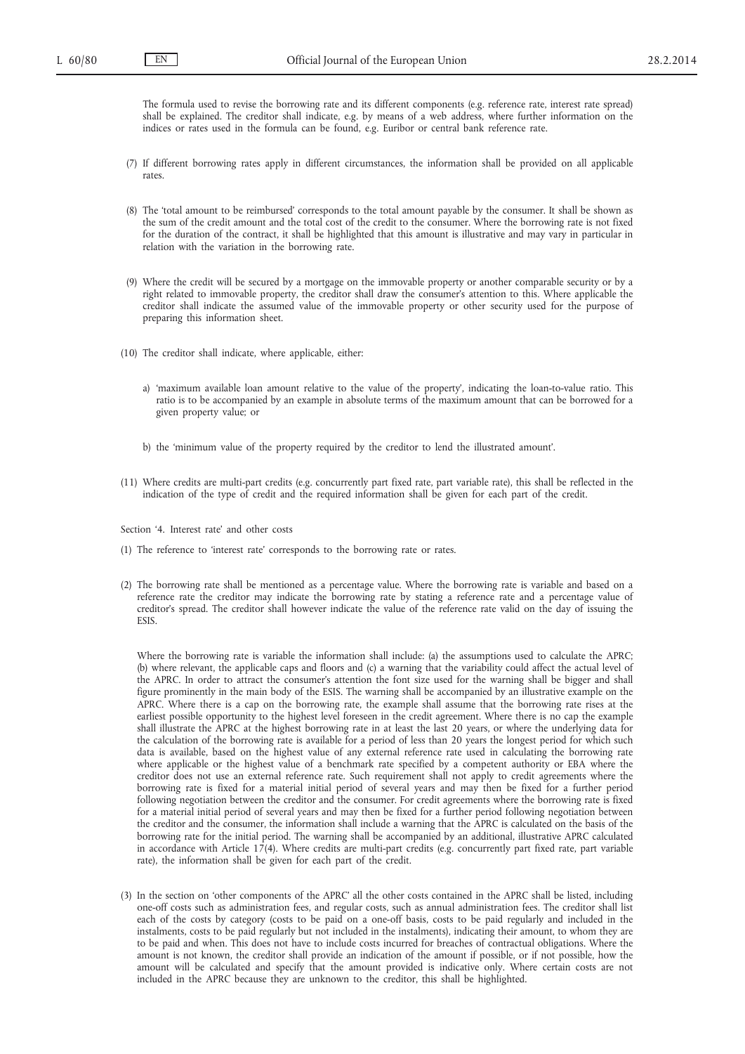The formula used to revise the borrowing rate and its different components (e.g. reference rate, interest rate spread) shall be explained. The creditor shall indicate, e.g. by means of a web address, where further information on the indices or rates used in the formula can be found, e.g. Euribor or central bank reference rate.

(7) If different borrowing rates apply in different circumstances, the information shall be provided on all applicable rates.

(8) The 'total amount to be reimbursed' corresponds to the total amount payable by the consumer. It shall be shown as the sum of the credit amount and the total cost of the credit to the consumer. Where the borrowing rate is not fixed for the duration of the contract, it shall be highlighted that this amount is illustrative and may vary in particular in relation with the variation in the borrowing rate.

(9) Where the credit will be secured by a mortgage on the immovable property or another comparable security or by a right related to immovable property, the creditor shall draw the consumer's attention to this. Where applicable the creditor shall indicate the assumed value of the immovable property or other security used for the purpose of preparing this information sheet.

(10) The creditor shall indicate, where applicable, either:

a) 'maximum available loan amount relative to the value of the property', indicating the loan-to-value ratio. This ratio is to be accompanied by an example in absolute terms of the maximum amount that can be borrowed for a given property value; or

b) the 'minimum value of the property required by the creditor to lend the illustrated amount'.

(11) Where credits are multi-part credits (e.g. concurrently part fixed rate, part variable rate), this shall be reflected in the indication of the type of credit and the required information shall be given for each part of the credit.

Section '4. Interest rate' and other costs

(1) The reference to 'interest rate' corresponds to the borrowing rate or rates.

(2) The borrowing rate shall be mentioned as a percentage value. Where the borrowing rate is variable and based on a reference rate the creditor may indicate the borrowing rate by stating a reference rate and a percentage value of creditor's spread. The creditor shall however indicate the value of the reference rate valid on the day of issuing the ESIS.

Where the borrowing rate is variable the information shall include: (a) the assumptions used to calculate the APRC; (b) where relevant, the applicable caps and floors and (c) a warning that the variability could affect the actual level of the APRC. In order to attract the consumer's attention the font size used for the warning shall be bigger and shall figure prominently in the main body of the ESIS. The warning shall be accompanied by an illustrative example on the APRC. Where there is a cap on the borrowing rate, the example shall assume that the borrowing rate rises at the earliest possible opportunity to the highest level foreseen in the credit agreement. Where there is no cap the example shall illustrate the APRC at the highest borrowing rate in at least the last 20 years, or where the underlying data for the calculation of the borrowing rate is available for a period of less than 20 years the longest period for which such data is available, based on the highest value of any external reference rate used in calculating the borrowing rate where applicable or the highest value of a benchmark rate specified by a competent authority or EBA where the creditor does not use an external reference rate. Such requirement shall not apply to credit agreements where the borrowing rate is fixed for a material initial period of several years and may then be fixed for a further period following negotiation between the creditor and the consumer. For credit agreements where the borrowing rate is fixed for a material initial period of several years and may then be fixed for a further period following negotiation between the creditor and the consumer, the information shall include a warning that the APRC is calculated on the basis of the borrowing rate for the initial period. The warning shall be accompanied by an additional, illustrative APRC calculated in accordance with Article 17(4). Where credits are multi-part credits (e.g. concurrently part fixed rate, part variable rate), the information shall be given for each part of the credit.

(3) In the section on 'other components of the APRC' all the other costs contained in the APRC shall be listed, including one-off costs such as administration fees, and regular costs, such as annual administration fees. The creditor shall list each of the costs by category (costs to be paid on a one-off basis, costs to be paid regularly and included in the instalments, costs to be paid regularly but not included in the instalments), indicating their amount, to whom they are to be paid and when. This does not have to include costs incurred for breaches of contractual obligations. Where the amount is not known, the creditor shall provide an indication of the amount if possible, or if not possible, how the amount will be calculated and specify that the amount provided is indicative only. Where certain costs are not included in the APRC because they are unknown to the creditor, this shall be highlighted.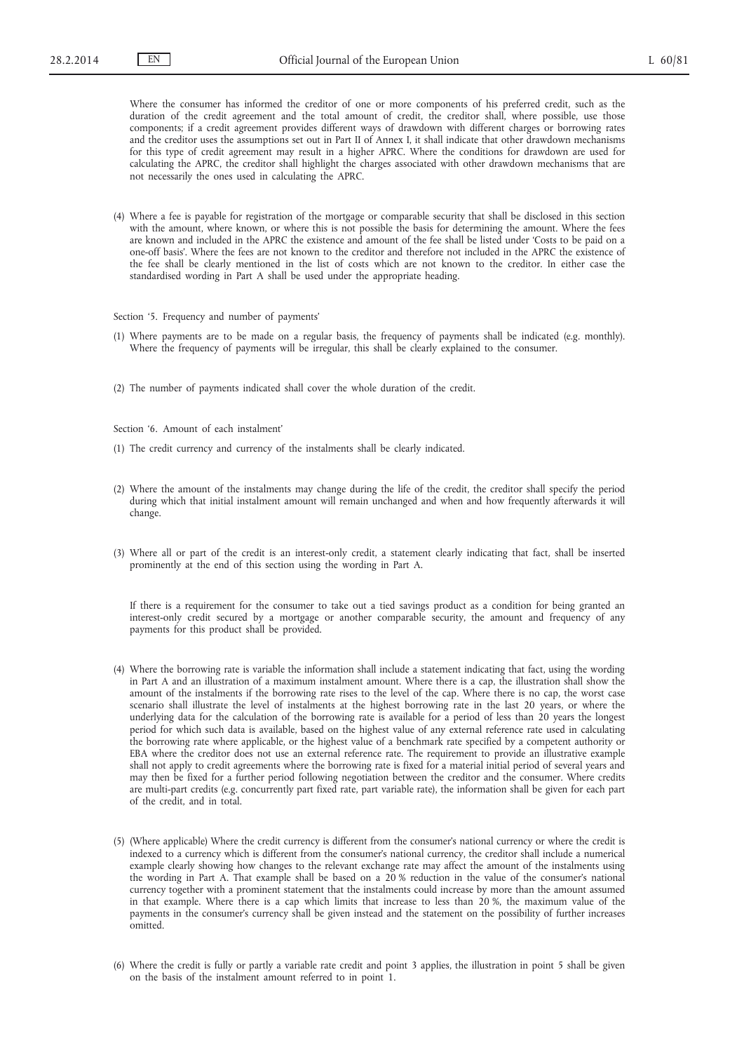Where the consumer has informed the creditor of one or more components of his preferred credit, such as the duration of the credit agreement and the total amount of credit, the creditor shall, where possible, use those components; if a credit agreement provides different ways of drawdown with different charges or borrowing rates and the creditor uses the assumptions set out in Part II of Annex I, it shall indicate that other drawdown mechanisms for this type of credit agreement may result in a higher APRC. Where the conditions for drawdown are used for calculating the APRC, the creditor shall highlight the charges associated with other drawdown mechanisms that are not necessarily the ones used in calculating the APRC.

(4) Where a fee is payable for registration of the mortgage or comparable security that shall be disclosed in this section with the amount, where known, or where this is not possible the basis for determining the amount. Where the fees are known and included in the APRC the existence and amount of the fee shall be listed under 'Costs to be paid on a one-off basis'. Where the fees are not known to the creditor and therefore not included in the APRC the existence of the fee shall be clearly mentioned in the list of costs which are not known to the creditor. In either case the standardised wording in Part A shall be used under the appropriate heading.

Section '5. Frequency and number of payments'

(1) Where payments are to be made on a regular basis, the frequency of payments shall be indicated (e.g. monthly). Where the frequency of payments will be irregular, this shall be clearly explained to the consumer.

(2) The number of payments indicated shall cover the whole duration of the credit.

Section '6. Amount of each instalment'

(1) The credit currency and currency of the instalments shall be clearly indicated.

(2) Where the amount of the instalments may change during the life of the credit, the creditor shall specify the period during which that initial instalment amount will remain unchanged and when and how frequently afterwards it will change.

(3) Where all or part of the credit is an interest-only credit, a statement clearly indicating that fact, shall be inserted prominently at the end of this section using the wording in Part A.

If there is a requirement for the consumer to take out a tied savings product as a condition for being granted an interest-only credit secured by a mortgage or another comparable security, the amount and frequency of any payments for this product shall be provided.

(4) Where the borrowing rate is variable the information shall include a statement indicating that fact, using the wording in Part A and an illustration of a maximum instalment amount. Where there is a cap, the illustration shall show the amount of the instalments if the borrowing rate rises to the level of the cap. Where there is no cap, the worst case scenario shall illustrate the level of instalments at the highest borrowing rate in the last 20 years, or where the underlying data for the calculation of the borrowing rate is available for a period of less than 20 years the longest period for which such data is available, based on the highest value of any external reference rate used in calculating the borrowing rate where applicable, or the highest value of a benchmark rate specified by a competent authority or EBA where the creditor does not use an external reference rate. The requirement to provide an illustrative example shall not apply to credit agreements where the borrowing rate is fixed for a material initial period of several years and may then be fixed for a further period following negotiation between the creditor and the consumer. Where credits are multi-part credits (e.g. concurrently part fixed rate, part variable rate), the information shall be given for each part of the credit, and in total.

(5) (Where applicable) Where the credit currency is different from the consumer's national currency or where the credit is indexed to a currency which is different from the consumer's national currency, the creditor shall include a numerical example clearly showing how changes to the relevant exchange rate may affect the amount of the instalments using the wording in Part A. That example shall be based on a 20 % reduction in the value of the consumer's national currency together with a prominent statement that the instalments could increase by more than the amount assumed in that example. Where there is a cap which limits that increase to less than 20 %, the maximum value of the payments in the consumer's currency shall be given instead and the statement on the possibility of further increases omitted.

(6) Where the credit is fully or partly a variable rate credit and point 3 applies, the illustration in point 5 shall be given on the basis of the instalment amount referred to in point 1.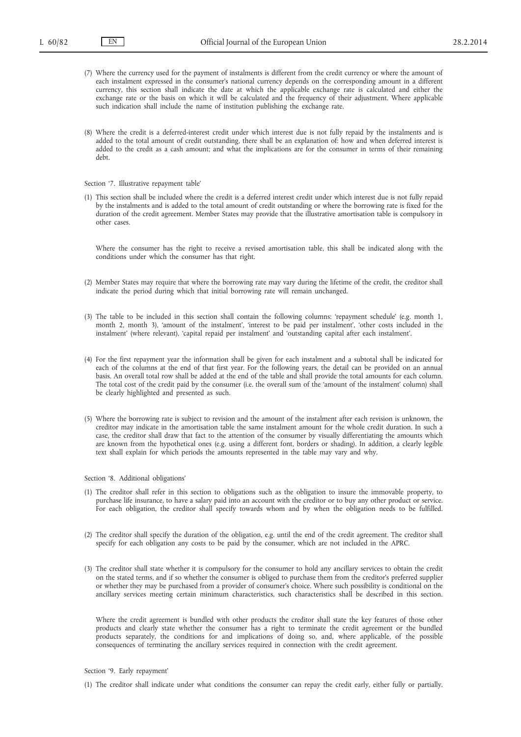(7) Where the currency used for the payment of instalments is different from the credit currency or where the amount of each instalment expressed in the consumer's national currency depends on the corresponding amount in a different currency, this section shall indicate the date at which the applicable exchange rate is calculated and either the exchange rate or the basis on which it will be calculated and the frequency of their adjustment. Where applicable such indication shall include the name of institution publishing the exchange rate.

(8) Where the credit is a deferred-interest credit under which interest due is not fully repaid by the instalments and is added to the total amount of credit outstanding, there shall be an explanation of: how and when deferred interest is added to the credit as a cash amount; and what the implications are for the consumer in terms of their remaining debt.

Section '7. Illustrative repayment table'

(1) This section shall be included where the credit is a deferred interest credit under which interest due is not fully repaid by the instalments and is added to the total amount of credit outstanding or where the borrowing rate is fixed for the duration of the credit agreement. Member States may provide that the illustrative amortisation table is compulsory in other cases.

Where the consumer has the right to receive a revised amortisation table, this shall be indicated along with the conditions under which the consumer has that right.

(2) Member States may require that where the borrowing rate may vary during the lifetime of the credit, the creditor shall indicate the period during which that initial borrowing rate will remain unchanged.

(3) The table to be included in this section shall contain the following columns: 'repayment schedule' (e.g. month 1, month 2, month 3), 'amount of the instalment', 'interest to be paid per instalment', 'other costs included in the instalment' (where relevant), 'capital repaid per instalment' and 'outstanding capital after each instalment'.

(4) For the first repayment year the information shall be given for each instalment and a subtotal shall be indicated for each of the columns at the end of that first year. For the following years, the detail can be provided on an annual basis. An overall total row shall be added at the end of the table and shall provide the total amounts for each column. The total cost of the credit paid by the consumer (i.e. the overall sum of the 'amount of the instalment' column) shall be clearly highlighted and presented as such.

(5) Where the borrowing rate is subject to revision and the amount of the instalment after each revision is unknown, the creditor may indicate in the amortisation table the same instalment amount for the whole credit duration. In such a case, the creditor shall draw that fact to the attention of the consumer by visually differentiating the amounts which are known from the hypothetical ones (e.g. using a different font, borders or shading). In addition, a clearly legible text shall explain for which periods the amounts represented in the table may vary and why.

Section '8. Additional obligations'

(1) The creditor shall refer in this section to obligations such as the obligation to insure the immovable property, to purchase life insurance, to have a salary paid into an account with the creditor or to buy any other product or service. For each obligation, the creditor shall specify towards whom and by when the obligation needs to be fulfilled.

(2) The creditor shall specify the duration of the obligation, e.g. until the end of the credit agreement. The creditor shall specify for each obligation any costs to be paid by the consumer, which are not included in the APRC.

(3) The creditor shall state whether it is compulsory for the consumer to hold any ancillary services to obtain the credit on the stated terms, and if so whether the consumer is obliged to purchase them from the creditor's preferred supplier or whether they may be purchased from a provider of consumer's choice. Where such possibility is conditional on the ancillary services meeting certain minimum characteristics, such characteristics shall be described in this section.

Where the credit agreement is bundled with other products the creditor shall state the key features of those other products and clearly state whether the consumer has a right to terminate the credit agreement or the bundled products separately, the conditions for and implications of doing so, and, where applicable, of the possible consequences of terminating the ancillary services required in connection with the credit agreement.

Section '9. Early repayment'

(1) The creditor shall indicate under what conditions the consumer can repay the credit early, either fully or partially.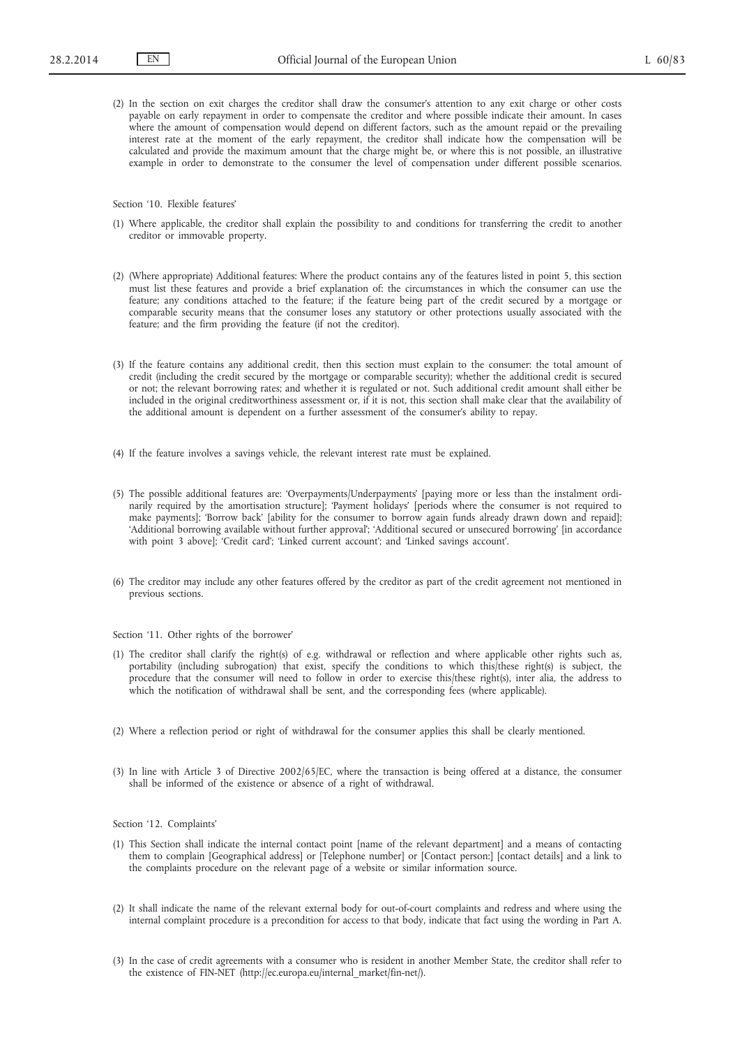(2) In the section on exit charges the creditor shall draw the consumer's attention to any exit charge or other costs payable on early repayment in order to compensate the creditor and where possible indicate their amount. In cases where the amount of compensation would depend on different factors, such as the amount repaid or the prevailing interest rate at the moment of the early repayment, the creditor shall indicate how the compensation will be calculated and provide the maximum amount that the charge might be, or where this is not possible, an illustrative example in order to demonstrate to the consumer the level of compensation under different possible scenarios.

Section '10. Flexible features'

(1) Where applicable, the creditor shall explain the possibility to and conditions for transferring the credit to another creditor or immovable property.

(2) (Where appropriate) Additional features: Where the product contains any of the features listed in point 5, this section must list these features and provide a brief explanation of: the circumstances in which the consumer can use the feature; any conditions attached to the feature; if the feature being part of the credit secured by a mortgage or comparable security means that the consumer loses any statutory or other protections usually associated with the feature; and the firm providing the feature (if not the creditor).

(3) If the feature contains any additional credit, then this section must explain to the consumer: the total amount of credit (including the credit secured by the mortgage or comparable security); whether the additional credit is secured or not; the relevant borrowing rates; and whether it is regulated or not. Such additional credit amount shall either be included in the original creditworthiness assessment or, if it is not, this section shall make clear that the availability of the additional amount is dependent on a further assessment of the consumer's ability to repay.

(4) If the feature involves a savings vehicle, the relevant interest rate must be explained.

(5) The possible additional features are: 'Overpayments/Underpayments' [paying more or less than the instalment ordinarily required by the amortisation structure]; 'Payment holidays' [periods where the consumer is not required to make payments]; 'Borrow back' [ability for the consumer to borrow again funds already drawn down and repaid]; 'Additional borrowing available without further approval'; 'Additional secured or unsecured borrowing' [in accordance with point 3 above]; 'Credit card'; 'Linked current account'; and 'Linked savings account'.

(6) The creditor may include any other features offered by the creditor as part of the credit agreement not mentioned in previous sections.

Section '11. Other rights of the borrower'

(1) The creditor shall clarify the right(s) of e.g. withdrawal or reflection and where applicable other rights such as, portability (including subrogation) that exist, specify the conditions to which this/these right(s) is subject, the procedure that the consumer will need to follow in order to exercise this/these right(s), inter alia, the address to which the notification of withdrawal shall be sent, and the corresponding fees (where applicable).

(2) Where a reflection period or right of withdrawal for the consumer applies this shall be clearly mentioned.

(3) In line with Article 3 of Directive 2002/65/EC, where the transaction is being offered at a distance, the consumer shall be informed of the existence or absence of a right of withdrawal.

Section '12. Complaints'

(1) This Section shall indicate the internal contact point [name of the relevant department] and a means of contacting them to complain [Geographical address] or [Telephone number] or [Contact person:] [contact details] and a link to the complaints procedure on the relevant page of a website or similar information source.

(2) It shall indicate the name of the relevant external body for out-of-court complaints and redress and where using the internal complaint procedure is a precondition for access to that body, indicate that fact using the wording in Part A.

(3) In the case of credit agreements with a consumer who is resident in another Member State, the creditor shall refer to the existence of FIN-NET (http://ec.europa.eu/internal_market/fin-net/).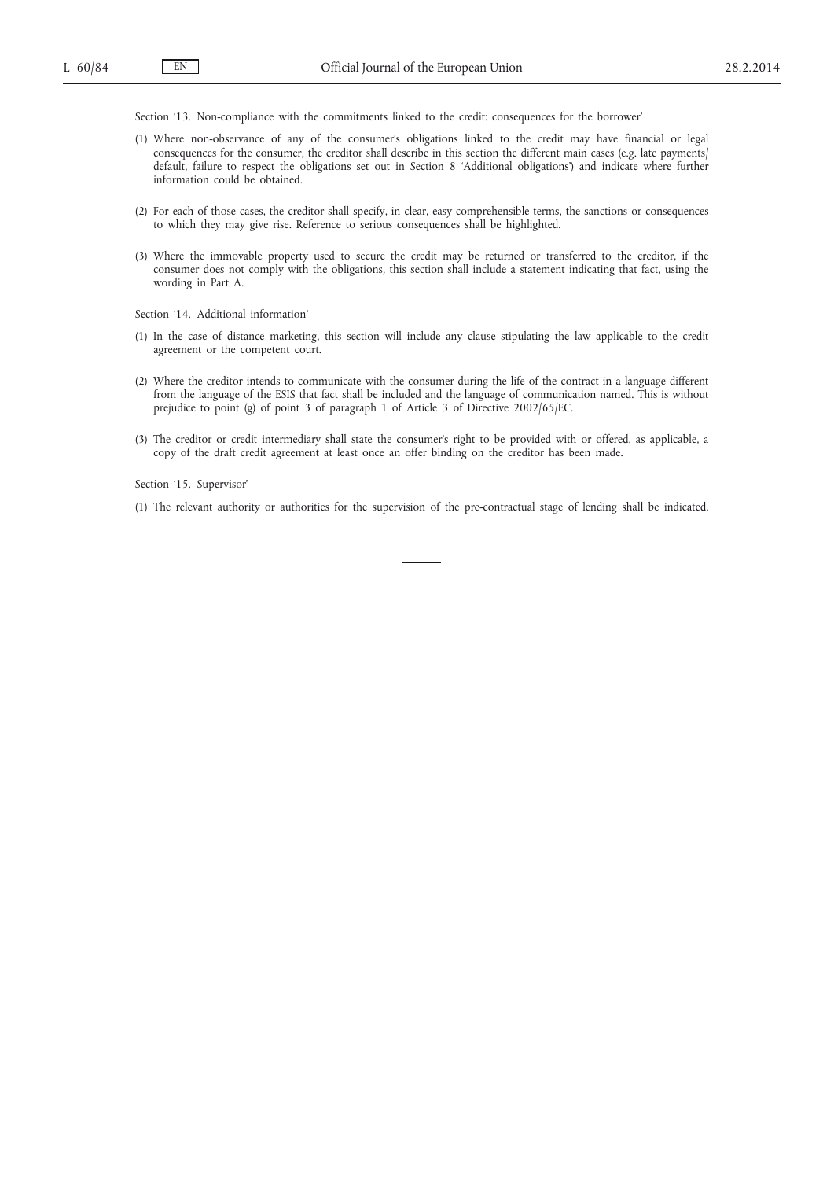Section '13. Non-compliance with the commitments linked to the credit: consequences for the borrower'

(1) Where non-observance of any of the consumer's obligations linked to the credit may have financial or legal consequences for the consumer, the creditor shall describe in this section the different main cases (e.g. late payments/default, failure to respect the obligations set out in Section 8 'Additional obligations') and indicate where further information could be obtained.

(2) For each of those cases, the creditor shall specify, in clear, easy comprehensible terms, the sanctions or consequences to which they may give rise. Reference to serious consequences shall be highlighted.

(3) Where the immovable property used to secure the credit may be returned or transferred to the creditor, if the consumer does not comply with the obligations, this section shall include a statement indicating that fact, using the wording in Part A.

Section '14. Additional information'

(1) In the case of distance marketing, this section will include any clause stipulating the law applicable to the credit agreement or the competent court.

(2) Where the creditor intends to communicate with the consumer during the life of the contract in a language different from the language of the ESIS that fact shall be included and the language of communication named. This is without prejudice to point (g) of point 3 of paragraph 1 of Article 3 of Directive 2002/65/EC.

(3) The creditor or credit intermediary shall state the consumer's right to be provided with or offered, as applicable, a copy of the draft credit agreement at least once an offer binding on the creditor has been made.

Section '15. Supervisor'

(1) The relevant authority or authorities for the supervision of the pre-contractual stage of lending shall be indicated.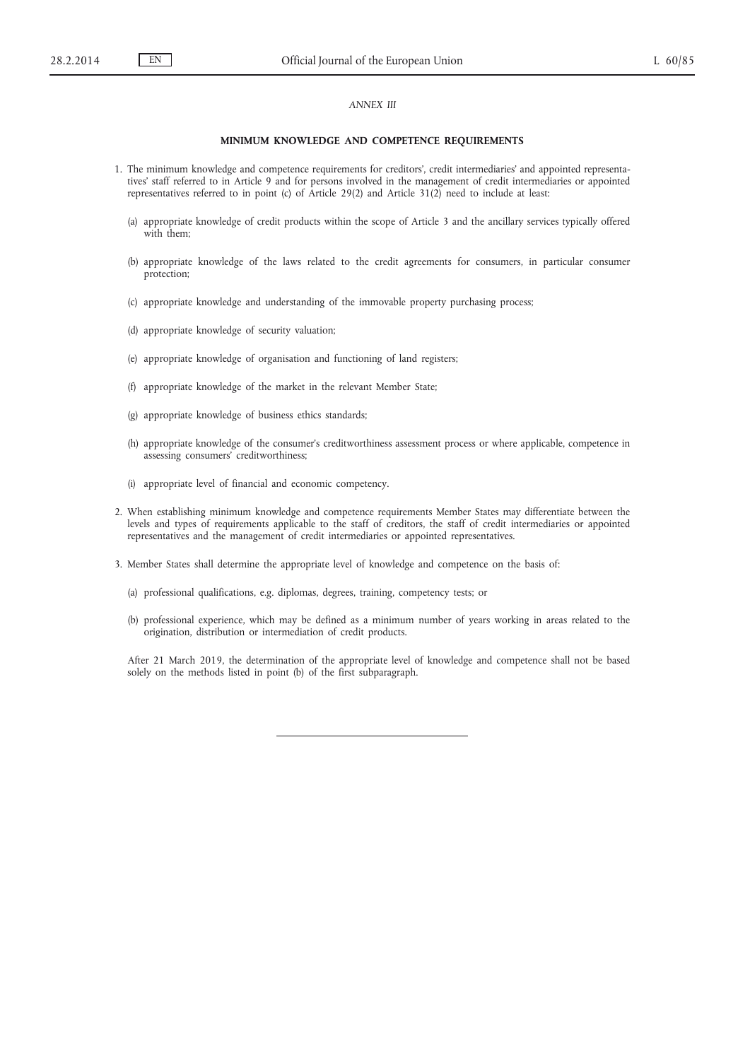*ANNEX III*

**MINIMUM KNOWLEDGE AND COMPETENCE REQUIREMENTS**

1. The minimum knowledge and competence requirements for creditors', credit intermediaries' and appointed representatives' staff referred to in Article 9 and for persons involved in the management of credit intermediaries or appointed representatives referred to in point (c) of Article 29(2) and Article 31(2) need to include at least:

   (a) appropriate knowledge of credit products within the scope of Article 3 and the ancillary services typically offered with them;

   (b) appropriate knowledge of the laws related to the credit agreements for consumers, in particular consumer protection;

   (c) appropriate knowledge and understanding of the immovable property purchasing process;

   (d) appropriate knowledge of security valuation;

   (e) appropriate knowledge of organisation and functioning of land registers;

   (f) appropriate knowledge of the market in the relevant Member State;

   (g) appropriate knowledge of business ethics standards;

   (h) appropriate knowledge of the consumer's creditworthiness assessment process or where applicable, competence in assessing consumers' creditworthiness;

   (i) appropriate level of financial and economic competency.

2. When establishing minimum knowledge and competence requirements Member States may differentiate between the levels and types of requirements applicable to the staff of creditors, the staff of credit intermediaries or appointed representatives and the management of credit intermediaries or appointed representatives.

3. Member States shall determine the appropriate level of knowledge and competence on the basis of:

   (a) professional qualifications, e.g. diplomas, degrees, training, competency tests; or

   (b) professional experience, which may be defined as a minimum number of years working in areas related to the origination, distribution or intermediation of credit products.

   After 21 March 2019, the determination of the appropriate level of knowledge and competence shall not be based solely on the methods listed in point (b) of the first subparagraph.